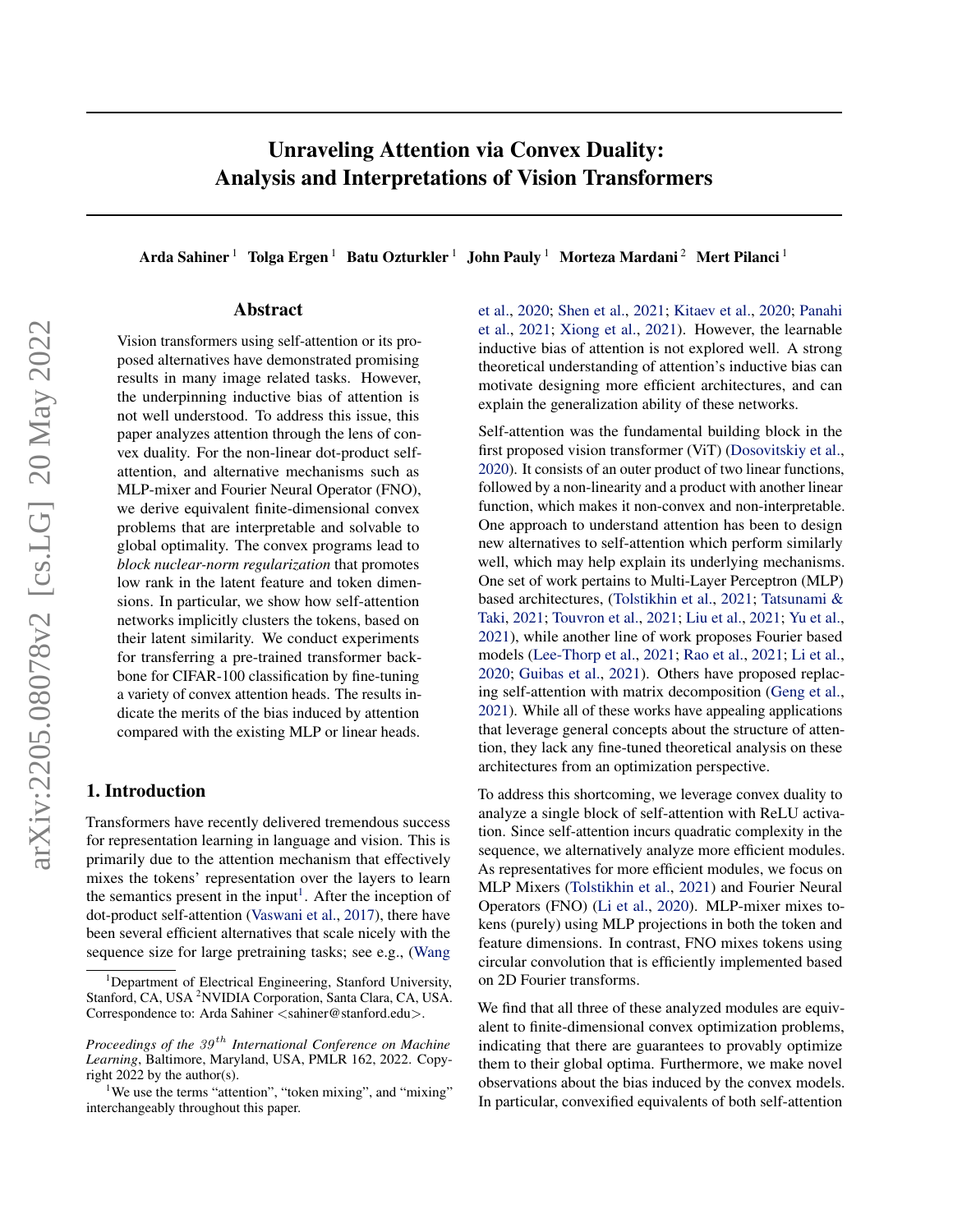# Unraveling Attention via Convex Duality: Analysis and Interpretations of Vision Transformers

**Arda Sahiner** [1] **Tolga Ergen** [1] **Batu Ozturkler** [1] **John Pauly** [1] **Morteza Mardani** [2] **Mert Pilanci** [1]

## Abstract

Vision transformers using self-attention or its proposed alternatives have demonstrated promising results in many image related tasks. However, the underpinning inductive bias of attention is not well understood. To address this issue, this paper analyzes attention through the lens of convex duality. For the non-linear dot-product self-attention, and alternative mechanisms such as MLP-mixer and Fourier Neural Operator (FNO), we derive equivalent finite-dimensional convex problems that are interpretable and solvable to global optimality. The convex programs lead to *block nuclear-norm regularization* that promotes low rank in the latent feature and token dimensions. In particular, we show how self-attention networks implicitly clusters the tokens, based on their latent similarity. We conduct experiments for transferring a pre-trained transformer backbone for CIFAR-100 classification by fine-tuning a variety of convex attention heads. The results indicate the merits of the bias induced by attention compared with the existing MLP or linear heads.

## 1. Introduction

Transformers have recently delivered tremendous success for representation learning in language and vision. This is primarily due to the attention mechanism that effectively mixes the tokens' representation over the layers to learn the semantics present in the input[1]. After the inception of dot-product self-attention (Vaswani et al., 2017), there have been several efficient alternatives that scale nicely with the sequence size for large pretraining tasks; see e.g., (Wang et al., 2020; Shen et al., 2021; Kitaev et al., 2020; Panahi et al., 2021; Xiong et al., 2021). However, the learnable inductive bias of attention is not explored well. A strong theoretical understanding of attention's inductive bias can motivate designing more efficient architectures, and can explain the generalization ability of these networks.

Self-attention was the fundamental building block in the first proposed vision transformer (ViT) (Dosovitskiy et al., 2020). It consists of an outer product of two linear functions, followed by a non-linearity and a product with another linear function, which makes it non-convex and non-interpretable. One approach to understand attention has been to design new alternatives to self-attention which perform similarly well, which may help explain its underlying mechanisms. One set of work pertains to Multi-Layer Perceptron (MLP) based architectures, (Tolstikhin et al., 2021; Tatsunami & Taki, 2021; Touvron et al., 2021; Liu et al., 2021; Yu et al., 2021), while another line of work proposes Fourier based models (Lee-Thorp et al., 2021; Rao et al., 2021; Li et al., 2020; Guibas et al., 2021). Others have proposed replacing self-attention with matrix decomposition (Geng et al., 2021). While all of these works have appealing applications that leverage general concepts about the structure of attention, they lack any fine-tuned theoretical analysis on these architectures from an optimization perspective.

To address this shortcoming, we leverage convex duality to analyze a single block of self-attention with ReLU activation. Since self-attention incurs quadratic complexity in the sequence, we alternatively analyze more efficient modules. As representatives for more efficient modules, we focus on MLP Mixers (Tolstikhin et al., 2021) and Fourier Neural Operators (FNO) (Li et al., 2020). MLP-mixer mixes tokens (purely) using MLP projections in both the token and feature dimensions. In contrast, FNO mixes tokens using circular convolution that is efficiently implemented based on 2D Fourier transforms.

We find that all three of these analyzed modules are equivalent to finite-dimensional convex optimization problems, indicating that there are guarantees to provably optimize them to their global optima. Furthermore, we make novel observations about the bias induced by the convex models. In particular, convexified equivalents of both self-attention

---

[1] Department of Electrical Engineering, Stanford University, Stanford, CA, USA [2] NVIDIA Corporation, Santa Clara, CA, USA. Correspondence to: Arda Sahiner <sahiner@stanford.edu>.

*Proceedings of the 39th International Conference on Machine Learning*, Baltimore, Maryland, USA, PMLR 162, 2022. Copyright 2022 by the author(s).

[1] We use the terms "attention", "token mixing", and "mixing" interchangeably throughout this paper.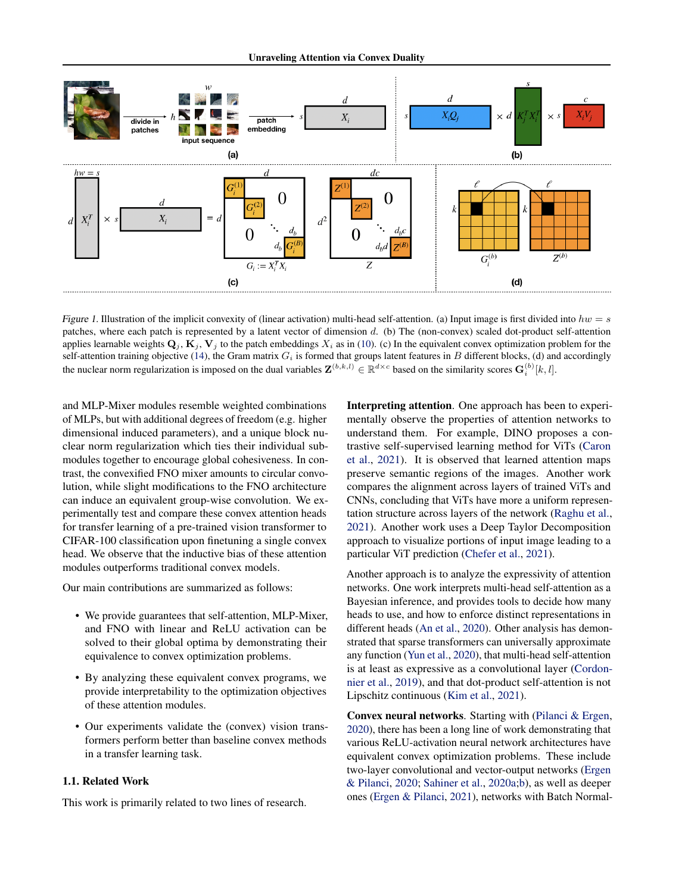Figure 1. Illustration of the implicit convexity of (linear activation) multi-head self-attention. (a) Input image is first divided into $hw = s$ patches, where each patch is represented by a latent vector of dimension $d$. (b) The (non-convex) scaled dot-product self-attention applies learnable weights $\mathbf{Q}_j, \mathbf{K}_j, \mathbf{V}_j$ to the patch embeddings $X_i$ as in (10). (c) In the equivalent convex optimization problem for the self-attention training objective (14), the Gram matrix $G_i$ is formed that groups latent features in $B$ different blocks, (d) and accordingly the nuclear norm regularization is imposed on the dual variables $\mathbf{Z}^{(b,k,l)} \in \mathbb{R}^{d \times c}$ based on the similarity scores $\mathbf{G}_i^{(b)}[k, l]$.

and MLP-Mixer modules resemble weighted combinations of MLPs, but with additional degrees of freedom (e.g. higher dimensional induced parameters), and a unique block nuclear norm regularization which ties their individual submodules together to encourage global cohesiveness. In contrast, the convexified FNO mixer amounts to circular convolution, while slight modifications to the FNO architecture can induce an equivalent group-wise convolution. We experimentally test and compare these convex attention heads for transfer learning of a pre-trained vision transformer to CIFAR-100 classification upon finetuning a single convex head. We observe that the inductive bias of these attention modules outperforms traditional convex models.

Our main contributions are summarized as follows:

- We provide guarantees that self-attention, MLP-Mixer, and FNO with linear and ReLU activation can be solved to their global optima by demonstrating their equivalence to convex optimization problems.
- By analyzing these equivalent convex programs, we provide interpretability to the optimization objectives of these attention modules.
- Our experiments validate the (convex) vision transformers perform better than baseline convex methods in a transfer learning task.

### 1.1. Related Work

This work is primarily related to two lines of research.

**Interpreting attention**. One approach has been to experimentally observe the properties of attention networks to understand them. For example, DINO proposes a contrastive self-supervised learning method for ViTs (Caron et al., 2021). It is observed that learned attention maps preserve semantic regions of the images. Another work compares the alignment across layers of trained ViTs and CNNs, concluding that ViTs have more a uniform representation structure across layers of the network (Raghu et al., 2021). Another work uses a Deep Taylor Decomposition approach to visualize portions of input image leading to a particular ViT prediction (Chefer et al., 2021).

Another approach is to analyze the expressivity of attention networks. One work interprets multi-head self-attention as a Bayesian inference, and provides tools to decide how many heads to use, and how to enforce distinct representations in different heads (An et al., 2020). Other analysis has demonstrated that sparse transformers can universally approximate any function (Yun et al., 2020), that multi-head self-attention is at least as expressive as a convolutional layer (Cordonnier et al., 2019), and that dot-product self-attention is not Lipschitz continuous (Kim et al., 2021).

**Convex neural networks**. Starting with (Pilanci & Ergen, 2020), there has been a long line of work demonstrating that various ReLU-activation neural network architectures have equivalent convex optimization problems. These include two-layer convolutional and vector-output networks (Ergen & Pilanci, 2020; Sahiner et al., 2020a;b), as well as deeper ones (Ergen & Pilanci, 2021), networks with Batch Normal-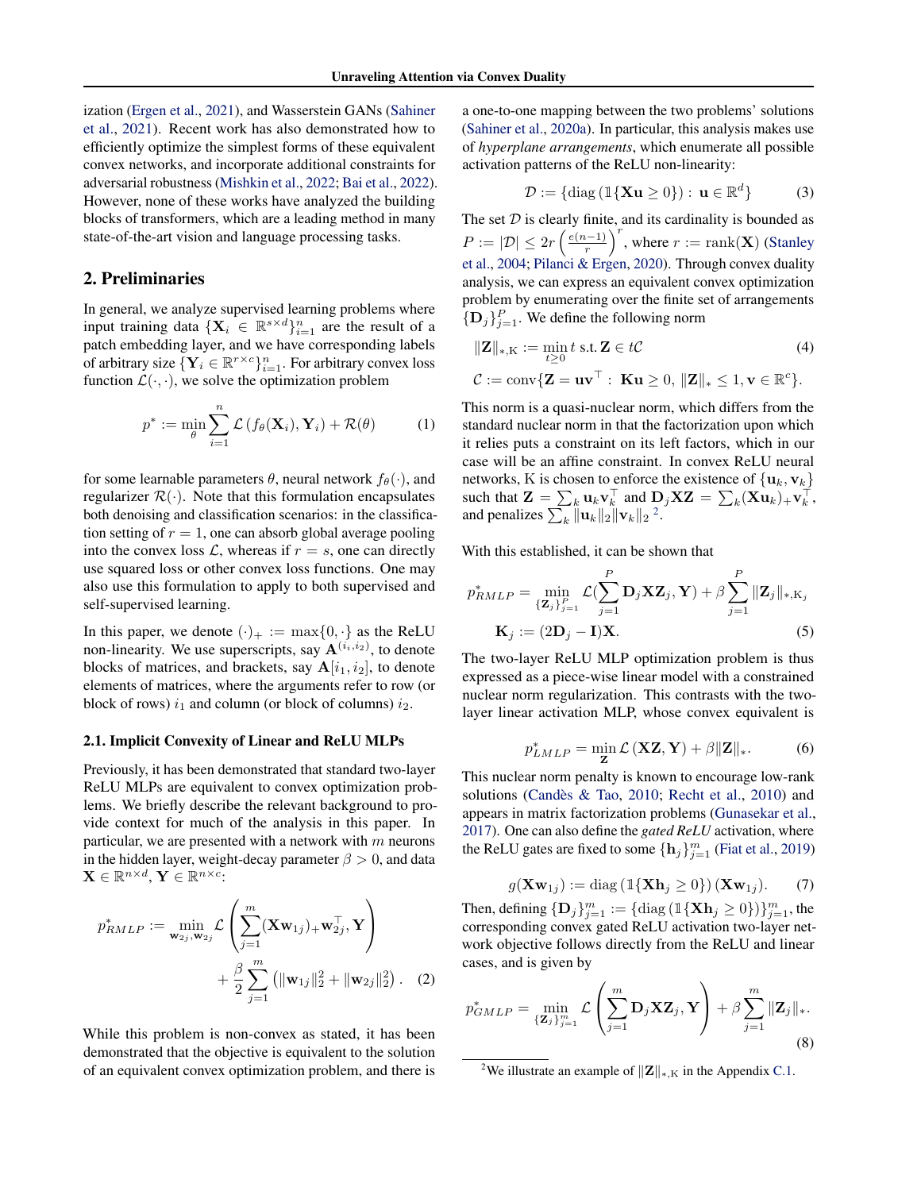ization (Ergen et al., 2021), and Wasserstein GANs (Sahiner et al., 2021). Recent work has also demonstrated how to efficiently optimize the simplest forms of these equivalent convex networks, and incorporate additional constraints for adversarial robustness (Mishkin et al., 2022; Bai et al., 2022). However, none of these works have analyzed the building blocks of transformers, which are a leading method in many state-of-the-art vision and language processing tasks.

## 2. Preliminaries

In general, we analyze supervised learning problems where input training data $\{\mathbf{X}_i \in \mathbb{R}^{s \times d}\}_{i=1}^n$ are the result of a patch embedding layer, and we have corresponding labels of arbitrary size $\{\mathbf{Y}_i \in \mathbb{R}^{r \times c}\}_{i=1}^n$. For arbitrary convex loss function $\mathcal{L}(\cdot, \cdot)$, we solve the optimization problem

$$p^* := \min_{\theta} \sum_{i=1}^{n} \mathcal{L}\left(f_\theta(\mathbf{X}_i), \mathbf{Y}_i\right) + \mathcal{R}(\theta) \tag{1}$$

for some learnable parameters $\theta$, neural network $f_\theta(\cdot)$, and regularizer $\mathcal{R}(\cdot)$. Note that this formulation encapsulates both denoising and classification scenarios: in the classification setting of $r = 1$, one can absorb global average pooling into the convex loss $\mathcal{L}$, whereas if $r = s$, one can directly use squared loss or other convex loss functions. One may also use this formulation to apply to both supervised and self-supervised learning.

In this paper, we denote $(\cdot)_+ := \max\{0, \cdot\}$ as the ReLU non-linearity. We use superscripts, say $\mathbf{A}^{(i_1, i_2)}$, to denote blocks of matrices, and brackets, say $\mathbf{A}[i_1, i_2]$, to denote elements of matrices, where the arguments refer to row (or block of rows) $i_1$ and column (or block of columns) $i_2$.

### 2.1. Implicit Convexity of Linear and ReLU MLPs

Previously, it has been demonstrated that standard two-layer ReLU MLPs are equivalent to convex optimization problems. We briefly describe the relevant background to provide context for much of the analysis in this paper. In particular, we are presented with a network with $m$ neurons in the hidden layer, weight-decay parameter $\beta > 0$, and data $\mathbf{X} \in \mathbb{R}^{n \times d}$, $\mathbf{Y} \in \mathbb{R}^{n \times c}$:

$$p^*_{RMLP} := \min_{\mathbf{w}_{2j}, \mathbf{w}_{2j}} \mathcal{L}\left(\sum_{j=1}^{m} (\mathbf{X}\mathbf{w}_{1j})_+ \mathbf{w}_{2j}^\top, \mathbf{Y}\right) + \frac{\beta}{2} \sum_{j=1}^{m} \left(\|\mathbf{w}_{1j}\|_2^2 + \|\mathbf{w}_{2j}\|_2^2\right). \tag{2}$$

While this problem is non-convex as stated, it has been demonstrated that the objective is equivalent to the solution of an equivalent convex optimization problem, and there is a one-to-one mapping between the two problems' solutions (Sahiner et al., 2020a). In particular, this analysis makes use of *hyperplane arrangements*, which enumerate all possible activation patterns of the ReLU non-linearity:

$$\mathcal{D} := \{\mathrm{diag}\left(\mathbb{1}\{\mathbf{X}\mathbf{u} \geq 0\}\right) : \mathbf{u} \in \mathbb{R}^d\} \tag{3}$$

The set $\mathcal{D}$ is clearly finite, and its cardinality is bounded as $P := |\mathcal{D}| \leq 2r \left(\frac{e(n-1)}{r}\right)^r$, where $r := \mathrm{rank}(\mathbf{X})$ (Stanley et al., 2004; Pilanci & Ergen, 2020). Through convex duality analysis, we can express an equivalent convex optimization problem by enumerating over the finite set of arrangements $\{\mathbf{D}_j\}_{j=1}^P$. We define the following norm

$$\|\mathbf{Z}\|_{*,\mathrm{K}} := \min_{t \geq 0} t \text{ s.t. } \mathbf{Z} \in t\mathcal{C} \tag{4}$$

$$\mathcal{C} := \mathrm{conv}\{\mathbf{Z} = \mathbf{u}\mathbf{v}^\top : \mathbf{K}\mathbf{u} \geq 0, \|\mathbf{Z}\|_* \leq 1, \mathbf{v} \in \mathbb{R}^c\}.$$

This norm is a quasi-nuclear norm, which differs from the standard nuclear norm in that the factorization upon which it relies puts a constraint on its left factors, which in our case will be an affine constraint. In convex ReLU neural networks, K is chosen to enforce the existence of $\{\mathbf{u}_k, \mathbf{v}_k\}$ such that $\mathbf{Z} = \sum_k \mathbf{u}_k \mathbf{v}_k^\top$ and $\mathbf{D}_j \mathbf{X}\mathbf{Z} = \sum_k (\mathbf{X}\mathbf{u}_k)_+ \mathbf{v}_k^\top$, and penalizes $\sum_k \|\mathbf{u}_k\|_2 \|\mathbf{v}_k\|_2$ [2].

With this established, it can be shown that

$$p^*_{RMLP} = \min_{\{\mathbf{Z}_j\}_{j=1}^P} \mathcal{L}\left(\sum_{j=1}^{P} \mathbf{D}_j \mathbf{X}\mathbf{Z}_j, \mathbf{Y}\right) + \beta \sum_{j=1}^{P} \|\mathbf{Z}_j\|_{*,\mathrm{K}_j}$$

$$\mathbf{K}_j := (2\mathbf{D}_j - \mathbf{I})\mathbf{X}. \tag{5}$$

The two-layer ReLU MLP optimization problem is thus expressed as a piece-wise linear model with a constrained nuclear norm regularization. This contrasts with the two-layer linear activation MLP, whose convex equivalent is

$$p^*_{LMLP} = \min_{\mathbf{Z}} \mathcal{L}\left(\mathbf{X}\mathbf{Z}, \mathbf{Y}\right) + \beta \|\mathbf{Z}\|_*. \tag{6}$$

This nuclear norm penalty is known to encourage low-rank solutions (Candès & Tao, 2010; Recht et al., 2010) and appears in matrix factorization problems (Gunasekar et al., 2017). One can also define the *gated ReLU* activation, where the ReLU gates are fixed to some $\{\mathbf{h}_j\}_{j=1}^m$ (Fiat et al., 2019)

$$g(\mathbf{X}\mathbf{w}_{1j}) := \mathrm{diag}\left(\mathbb{1}\{\mathbf{X}\mathbf{h}_j \geq 0\}\right)(\mathbf{X}\mathbf{w}_{1j}). \tag{7}$$

Then, defining $\{\mathbf{D}_j\}_{j=1}^m := \{\mathrm{diag}\left(\mathbb{1}\{\mathbf{X}\mathbf{h}_j \geq 0\}\right)\}_{j=1}^m$, the corresponding convex gated ReLU activation two-layer network objective follows directly from the ReLU and linear cases, and is given by

$$p^*_{GMLP} = \min_{\{\mathbf{Z}_j\}_{j=1}^m} \mathcal{L}\left(\sum_{j=1}^{m} \mathbf{D}_j \mathbf{X}\mathbf{Z}_j, \mathbf{Y}\right) + \beta \sum_{j=1}^{m} \|\mathbf{Z}_j\|_*. \tag{8}$$

[2] We illustrate an example of $\|\mathbf{Z}\|_{*,\mathrm{K}}$ in the Appendix C.1.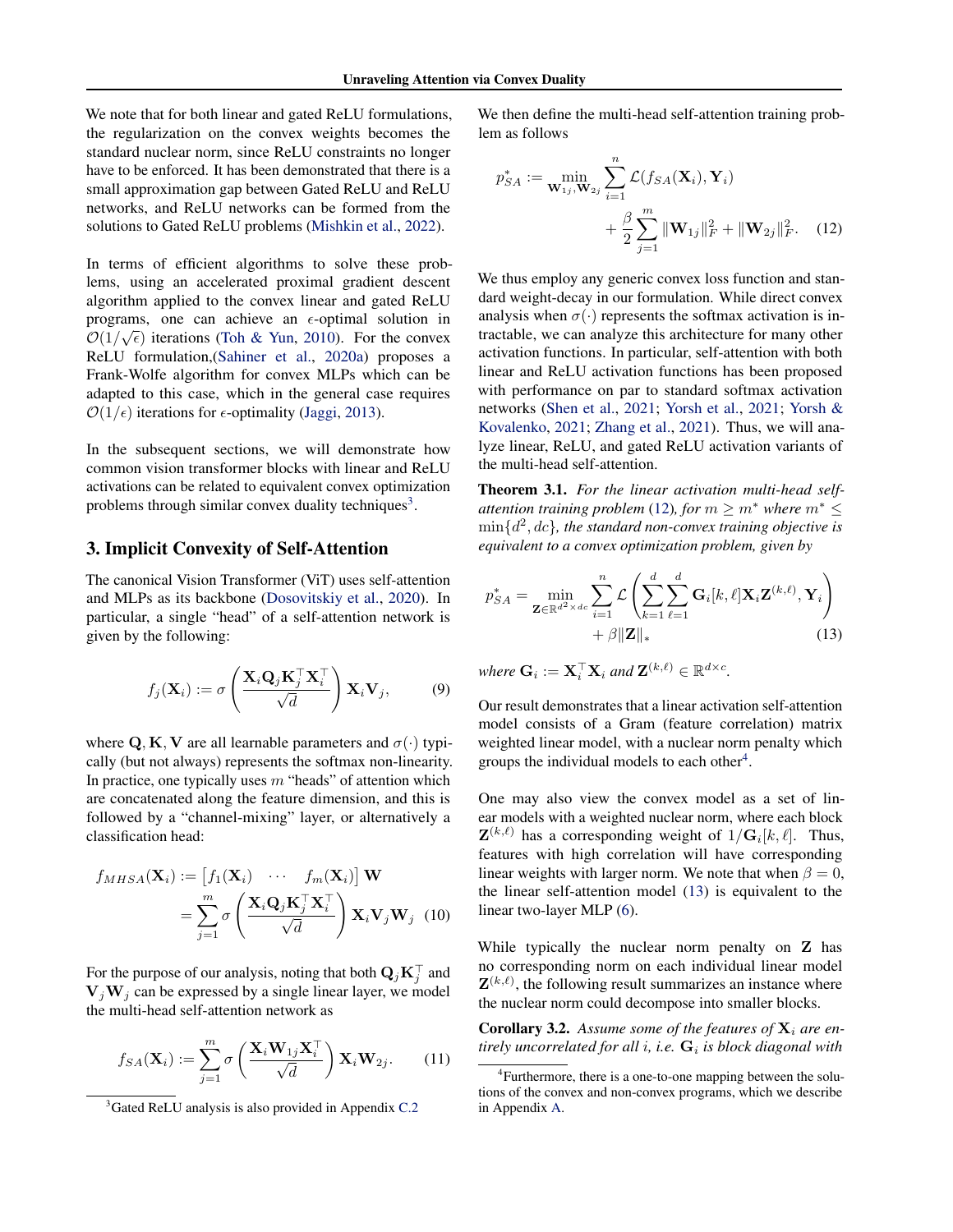We note that for both linear and gated ReLU formulations, the regularization on the convex weights becomes the standard nuclear norm, since ReLU constraints no longer have to be enforced. It has been demonstrated that there is a small approximation gap between Gated ReLU and ReLU networks, and ReLU networks can be formed from the solutions to Gated ReLU problems (Mishkin et al., 2022).

In terms of efficient algorithms to solve these problems, using an accelerated proximal gradient descent algorithm applied to the convex linear and gated ReLU programs, one can achieve an $\epsilon$-optimal solution in $\mathcal{O}(1/\sqrt{\epsilon})$ iterations (Toh & Yun, 2010). For the convex ReLU formulation,(Sahiner et al., 2020a) proposes a Frank-Wolfe algorithm for convex MLPs which can be adapted to this case, which in the general case requires $\mathcal{O}(1/\epsilon)$ iterations for $\epsilon$-optimality (Jaggi, 2013).

In the subsequent sections, we will demonstrate how common vision transformer blocks with linear and ReLU activations can be related to equivalent convex optimization problems through similar convex duality techniques[3].

## 3. Implicit Convexity of Self-Attention

The canonical Vision Transformer (ViT) uses self-attention and MLPs as its backbone (Dosovitskiy et al., 2020). In particular, a single "head" of a self-attention network is given by the following:

$$f_j(\mathbf{X}_i) := \sigma\left(\frac{\mathbf{X}_i \mathbf{Q}_j \mathbf{K}_j^\top \mathbf{X}_i^\top}{\sqrt{d}}\right) \mathbf{X}_i \mathbf{V}_j, \tag{9}$$

where $\mathbf{Q}, \mathbf{K}, \mathbf{V}$ are all learnable parameters and $\sigma(\cdot)$ typically (but not always) represents the softmax non-linearity. In practice, one typically uses $m$ "heads" of attention which are concatenated along the feature dimension, and this is followed by a "channel-mixing" layer, or alternatively a classification head:

$$\begin{aligned} f_{MHSA}(\mathbf{X}_i) &:= \begin{bmatrix} f_1(\mathbf{X}_i) & \cdots & f_m(\mathbf{X}_i) \end{bmatrix} \mathbf{W} \\ &= \sum_{j=1}^m \sigma\left(\frac{\mathbf{X}_i \mathbf{Q}_j \mathbf{K}_j^\top \mathbf{X}_i^\top}{\sqrt{d}}\right) \mathbf{X}_i \mathbf{V}_j \mathbf{W}_j \end{aligned} \tag{10}$$

For the purpose of our analysis, noting that both $\mathbf{Q}_j \mathbf{K}_j^\top$ and $\mathbf{V}_j \mathbf{W}_j$ can be expressed by a single linear layer, we model the multi-head self-attention network as

$$f_{SA}(\mathbf{X}_i) := \sum_{j=1}^m \sigma\left(\frac{\mathbf{X}_i \mathbf{W}_{1j} \mathbf{X}_i^\top}{\sqrt{d}}\right) \mathbf{X}_i \mathbf{W}_{2j}. \tag{11}$$

We then define the multi-head self-attention training problem as follows

$$\begin{aligned} p_{SA}^* := \min_{\mathbf{W}_{1j}, \mathbf{W}_{2j}} &\sum_{i=1}^n \mathcal{L}(f_{SA}(\mathbf{X}_i), \mathbf{Y}_i) \\ &+ \frac{\beta}{2} \sum_{j=1}^m \|\mathbf{W}_{1j}\|_F^2 + \|\mathbf{W}_{2j}\|_F^2. \end{aligned} \tag{12}$$

We thus employ any generic convex loss function and standard weight-decay in our formulation. While direct convex analysis when $\sigma(\cdot)$ represents the softmax activation is intractable, we can analyze this architecture for many other activation functions. In particular, self-attention with both linear and ReLU activation functions has been proposed with performance on par to standard softmax activation networks (Shen et al., 2021; Yorsh et al., 2021; Yorsh & Kovalenko, 2021; Zhang et al., 2021). Thus, we will analyze linear, ReLU, and gated ReLU activation variants of the multi-head self-attention.

**Theorem 3.1.** *For the linear activation multi-head self-attention training problem (12), for $m \geq m^*$ where $m^* \leq \min\{d^2, dc\}$, the standard non-convex training objective is equivalent to a convex optimization problem, given by*

$$\begin{aligned} p_{SA}^* = \min_{\mathbf{Z} \in \mathbb{R}^{d^2 \times dc}} &\sum_{i=1}^n \mathcal{L}\left(\sum_{k=1}^d \sum_{\ell=1}^d \mathbf{G}_i[k,\ell] \mathbf{X}_i \mathbf{Z}^{(k,\ell)}, \mathbf{Y}_i\right) \\ &+ \beta \|\mathbf{Z}\|_* \end{aligned} \tag{13}$$

*where $\mathbf{G}_i := \mathbf{X}_i^\top \mathbf{X}_i$ and $\mathbf{Z}^{(k,\ell)} \in \mathbb{R}^{d \times c}$.*

Our result demonstrates that a linear activation self-attention model consists of a Gram (feature correlation) matrix weighted linear model, with a nuclear norm penalty which groups the individual models to each other[4].

One may also view the convex model as a set of linear models with a weighted nuclear norm, where each block $\mathbf{Z}^{(k,\ell)}$ has a corresponding weight of $1/\mathbf{G}_i[k,\ell]$. Thus, features with high correlation will have corresponding linear weights with larger norm. We note that when $\beta = 0$, the linear self-attention model (13) is equivalent to the linear two-layer MLP (6).

While typically the nuclear norm penalty on $\mathbf{Z}$ has no corresponding norm on each individual linear model $\mathbf{Z}^{(k,\ell)}$, the following result summarizes an instance where the nuclear norm could decompose into smaller blocks.

**Corollary 3.2.** *Assume some of the features of $\mathbf{X}_i$ are entirely uncorrelated for all $i$, i.e. $\mathbf{G}_i$ is block diagonal with*

[3] Gated ReLU analysis is also provided in Appendix C.2

[4] Furthermore, there is a one-to-one mapping between the solutions of the convex and non-convex programs, which we describe in Appendix A.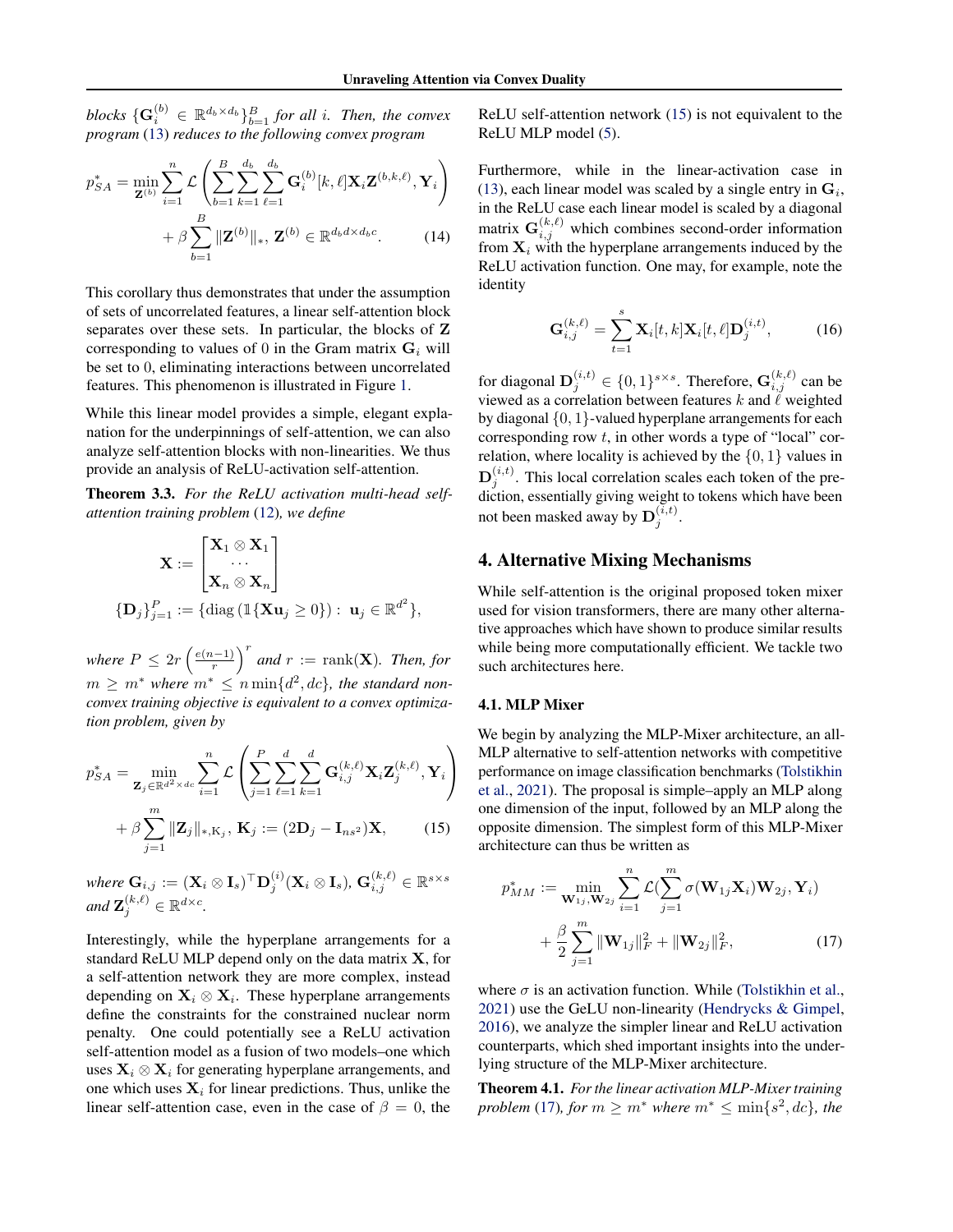*blocks* $\{\mathbf{G}_i^{(b)} \in \mathbb{R}^{d_b \times d_b}\}_{b=1}^{B}$ *for all* $i$*. Then, the convex program* (13) *reduces to the following convex program*

$$p_{SA}^* = \min_{\mathbf{Z}^{(b)}} \sum_{i=1}^{n} \mathcal{L}\left(\sum_{b=1}^{B}\sum_{k=1}^{d_b}\sum_{\ell=1}^{d_b} \mathbf{G}_i^{(b)}[k,\ell]\mathbf{X}_i \mathbf{Z}^{(b,k,\ell)}, \mathbf{Y}_i\right) + \beta \sum_{b=1}^{B} \|\mathbf{Z}^{(b)}\|_*,\ \mathbf{Z}^{(b)} \in \mathbb{R}^{d_b d \times d_b c}. \tag{14}$$

This corollary thus demonstrates that under the assumption of sets of uncorrelated features, a linear self-attention block separates over these sets. In particular, the blocks of $\mathbf{Z}$ corresponding to values of 0 in the Gram matrix $\mathbf{G}_i$ will be set to 0, eliminating interactions between uncorrelated features. This phenomenon is illustrated in Figure 1.

While this linear model provides a simple, elegant explanation for the underpinnings of self-attention, we can also analyze self-attention blocks with non-linearities. We thus provide an analysis of ReLU-activation self-attention.

**Theorem 3.3.** *For the ReLU activation multi-head self-attention training problem* (12)*, we define*

$$\mathbf{X} := \begin{bmatrix} \mathbf{X}_1 \otimes \mathbf{X}_1 \\ \cdots \\ \mathbf{X}_n \otimes \mathbf{X}_n \end{bmatrix}$$

$$\{\mathbf{D}_j\}_{j=1}^{P} := \{\operatorname{diag}\left(\mathbb{1}\{\mathbf{X}\mathbf{u}_j \geq 0\}\right):\ \mathbf{u}_j \in \mathbb{R}^{d^2}\},$$

*where* $P \leq 2r\left(\frac{e(n-1)}{r}\right)^r$ *and* $r := \operatorname{rank}(\mathbf{X})$*. Then, for* $m \geq m^*$ *where* $m^* \leq n\min\{d^2, dc\}$*, the standard non-convex training objective is equivalent to a convex optimization problem, given by*

$$p_{SA}^* = \min_{\mathbf{Z}_j \in \mathbb{R}^{d^2 \times dc}} \sum_{i=1}^{n} \mathcal{L}\left(\sum_{j=1}^{P}\sum_{\ell=1}^{d}\sum_{k=1}^{d} \mathbf{G}_{i,j}^{(k,\ell)} \mathbf{X}_i \mathbf{Z}_j^{(k,\ell)}, \mathbf{Y}_i\right) + \beta \sum_{j=1}^{m} \|\mathbf{Z}_j\|_{*,\mathrm{K}_j},\ \mathbf{K}_j := (2\mathbf{D}_j - \mathbf{I}_{ns^2})\mathbf{X}, \tag{15}$$

*where* $\mathbf{G}_{i,j} := (\mathbf{X}_i \otimes \mathbf{I}_s)^\top \mathbf{D}_j^{(i)} (\mathbf{X}_i \otimes \mathbf{I}_s)$*,* $\mathbf{G}_{i,j}^{(k,\ell)} \in \mathbb{R}^{s \times s}$ *and* $\mathbf{Z}_j^{(k,\ell)} \in \mathbb{R}^{d \times c}$*.*

Interestingly, while the hyperplane arrangements for a standard ReLU MLP depend only on the data matrix $\mathbf{X}$, for a self-attention network they are more complex, instead depending on $\mathbf{X}_i \otimes \mathbf{X}_i$. These hyperplane arrangements define the constraints for the constrained nuclear norm penalty. One could potentially see a ReLU activation self-attention model as a fusion of two models–one which uses $\mathbf{X}_i \otimes \mathbf{X}_i$ for generating hyperplane arrangements, and one which uses $\mathbf{X}_i$ for linear predictions. Thus, unlike the linear self-attention case, even in the case of $\beta = 0$, the ReLU self-attention network (15) is not equivalent to the ReLU MLP model (5).

Furthermore, while in the linear-activation case in (13), each linear model was scaled by a single entry in $\mathbf{G}_i$, in the ReLU case each linear model is scaled by a diagonal matrix $\mathbf{G}_{i,j}^{(k,\ell)}$ which combines second-order information from $\mathbf{X}_i$ with the hyperplane arrangements induced by the ReLU activation function. One may, for example, note the identity

$$\mathbf{G}_{i,j}^{(k,\ell)} = \sum_{t=1}^{s} \mathbf{X}_i[t,k]\mathbf{X}_i[t,\ell]\mathbf{D}_j^{(i,t)}, \tag{16}$$

for diagonal $\mathbf{D}_j^{(i,t)} \in \{0,1\}^{s \times s}$. Therefore, $\mathbf{G}_{i,j}^{(k,\ell)}$ can be viewed as a correlation between features $k$ and $\ell$ weighted by diagonal $\{0,1\}$-valued hyperplane arrangements for each corresponding row $t$, in other words a type of "local" correlation, where locality is achieved by the $\{0,1\}$ values in $\mathbf{D}_j^{(i,t)}$. This local correlation scales each token of the prediction, essentially giving weight to tokens which have been not been masked away by $\mathbf{D}_j^{(i,t)}$.

## 4. Alternative Mixing Mechanisms

While self-attention is the original proposed token mixer used for vision transformers, there are many other alternative approaches which have shown to produce similar results while being more computationally efficient. We tackle two such architectures here.

### 4.1. MLP Mixer

We begin by analyzing the MLP-Mixer architecture, an all-MLP alternative to self-attention networks with competitive performance on image classification benchmarks (Tolstikhin et al., 2021). The proposal is simple–apply an MLP along one dimension of the input, followed by an MLP along the opposite dimension. The simplest form of this MLP-Mixer architecture can thus be written as

$$p_{MM}^* := \min_{\mathbf{W}_{1j}, \mathbf{W}_{2j}} \sum_{i=1}^{n} \mathcal{L}\left(\sum_{j=1}^{m} \sigma(\mathbf{W}_{1j}\mathbf{X}_i)\mathbf{W}_{2j}, \mathbf{Y}_i\right) + \frac{\beta}{2}\sum_{j=1}^{m} \|\mathbf{W}_{1j}\|_F^2 + \|\mathbf{W}_{2j}\|_F^2, \tag{17}$$

where $\sigma$ is an activation function. While (Tolstikhin et al., 2021) use the GeLU non-linearity (Hendrycks & Gimpel, 2016), we analyze the simpler linear and ReLU activation counterparts, which shed important insights into the underlying structure of the MLP-Mixer architecture.

**Theorem 4.1.** *For the linear activation MLP-Mixer training problem* (17)*, for* $m \geq m^*$ *where* $m^* \leq \min\{s^2, dc\}$*, the*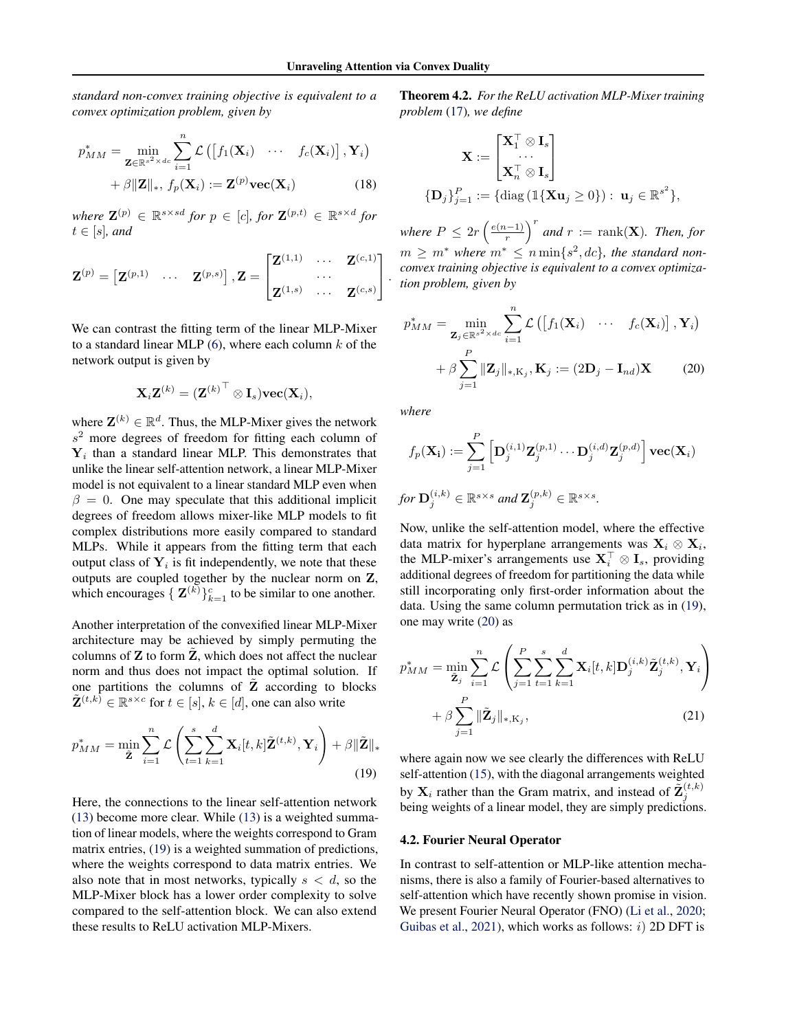*standard non-convex training objective is equivalent to a convex optimization problem, given by*

$$p^*_{MM} = \min_{\mathbf{Z}\in\mathbb{R}^{s^2\times dc}} \sum_{i=1}^n \mathcal{L}\left(\begin{bmatrix} f_1(\mathbf{X}_i) & \cdots & f_c(\mathbf{X}_i)\end{bmatrix}, \mathbf{Y}_i\right) + \beta\|\mathbf{Z}\|_*,\ f_p(\mathbf{X}_i) := \mathbf{Z}^{(p)}\mathbf{vec}(\mathbf{X}_i) \tag{18}$$

*where $\mathbf{Z}^{(p)} \in \mathbb{R}^{s\times sd}$ for $p \in [c]$, for $\mathbf{Z}^{(p,t)} \in \mathbb{R}^{s\times d}$ for $t \in [s]$, and*

$$\mathbf{Z}^{(p)} = \begin{bmatrix}\mathbf{Z}^{(p,1)} & \cdots & \mathbf{Z}^{(p,s)}\end{bmatrix}, \mathbf{Z} = \begin{bmatrix}\mathbf{Z}^{(1,1)} & \cdots & \mathbf{Z}^{(c,1)} \\ & \cdots & \\ \mathbf{Z}^{(1,s)} & \cdots & \mathbf{Z}^{(c,s)}\end{bmatrix}.$$

We can contrast the fitting term of the linear MLP-Mixer to a standard linear MLP (6), where each column $k$ of the network output is given by

$$\mathbf{X}_i\mathbf{Z}^{(k)} = ({\mathbf{Z}^{(k)}}^\top \otimes \mathbf{I}_s)\mathbf{vec}(\mathbf{X}_i),$$

where $\mathbf{Z}^{(k)} \in \mathbb{R}^d$. Thus, the MLP-Mixer gives the network $s^2$ more degrees of freedom for fitting each column of $\mathbf{Y}_i$ than a standard linear MLP. This demonstrates that unlike the linear self-attention network, a linear MLP-Mixer model is not equivalent to a linear standard MLP even when $\beta = 0$. One may speculate that this additional implicit degrees of freedom allows mixer-like MLP models to fit complex distributions more easily compared to standard MLPs. While it appears from the fitting term that each output class of $\mathbf{Y}_i$ is fit independently, we note that these outputs are coupled together by the nuclear norm on $\mathbf{Z}$, which encourages $\{\mathbf{Z}^{(k)}\}_{k=1}^c$ to be similar to one another.

Another interpretation of the convexified linear MLP-Mixer architecture may be achieved by simply permuting the columns of $\mathbf{Z}$ to form $\tilde{\mathbf{Z}}$, which does not affect the nuclear norm and thus does not impact the optimal solution. If one partitions the columns of $\tilde{\mathbf{Z}}$ according to blocks $\tilde{\mathbf{Z}}^{(t,k)} \in \mathbb{R}^{s\times c}$ for $t \in [s]$, $k \in [d]$, one can also write

$$p^*_{MM} = \min_{\tilde{\mathbf{Z}}} \sum_{i=1}^n \mathcal{L}\left(\sum_{t=1}^s\sum_{k=1}^d \mathbf{X}_i[t,k]\tilde{\mathbf{Z}}^{(t,k)}, \mathbf{Y}_i\right) + \beta\|\tilde{\mathbf{Z}}\|_* \tag{19}$$

Here, the connections to the linear self-attention network (13) become more clear. While (13) is a weighted summation of linear models, where the weights correspond to Gram matrix entries, (19) is a weighted summation of predictions, where the weights correspond to data matrix entries. We also note that in most networks, typically $s < d$, so the MLP-Mixer block has a lower order complexity to solve compared to the self-attention block. We can also extend these results to ReLU activation MLP-Mixers.

**Theorem 4.2.** *For the ReLU activation MLP-Mixer training problem (17), we define*

$$\mathbf{X} := \begin{bmatrix}\mathbf{X}_1^\top \otimes \mathbf{I}_s \\ \cdots \\ \mathbf{X}_n^\top \otimes \mathbf{I}_s\end{bmatrix}$$

$$\{\mathbf{D}_j\}_{j=1}^P := \{\mathrm{diag}\left(\mathbb{1}\{\mathbf{X}\mathbf{u}_j \geq 0\}\right) :\ \mathbf{u}_j \in \mathbb{R}^{s^2}\},$$

*where $P \leq 2r\left(\frac{e(n-1)}{r}\right)^r$ and $r := \mathrm{rank}(\mathbf{X})$. Then, for $m \geq m^*$ where $m^* \leq n\min\{s^2, dc\}$, the standard non-convex training objective is equivalent to a convex optimization problem, given by*

$$p^*_{MM} = \min_{\mathbf{Z}_j\in\mathbb{R}^{s^2\times dc}} \sum_{i=1}^n \mathcal{L}\left(\begin{bmatrix} f_1(\mathbf{X}_i) & \cdots & f_c(\mathbf{X}_i)\end{bmatrix}, \mathbf{Y}_i\right) + \beta\sum_{j=1}^P \|\mathbf{Z}_j\|_{*,\mathrm{K}_j}, \mathbf{K}_j := (2\mathbf{D}_j - \mathbf{I}_{nd})\mathbf{X} \tag{20}$$

*where*

$$f_p(\mathbf{X_i}) := \sum_{j=1}^P \left[\mathbf{D}_j^{(i,1)}\mathbf{Z}_j^{(p,1)}\cdots\mathbf{D}_j^{(i,d)}\mathbf{Z}_j^{(p,d)}\right]\mathbf{vec}(\mathbf{X}_i)$$

*for $\mathbf{D}_j^{(i,k)} \in \mathbb{R}^{s\times s}$ and $\mathbf{Z}_j^{(p,k)} \in \mathbb{R}^{s\times s}$.*

Now, unlike the self-attention model, where the effective data matrix for hyperplane arrangements was $\mathbf{X}_i \otimes \mathbf{X}_i$, the MLP-mixer's arrangements use $\mathbf{X}_i^\top \otimes \mathbf{I}_s$, providing additional degrees of freedom for partitioning the data while still incorporating only first-order information about the data. Using the same column permutation trick as in (19), one may write (20) as

$$p^*_{MM} = \min_{\tilde{\mathbf{Z}}_j} \sum_{i=1}^n \mathcal{L}\left(\sum_{j=1}^P\sum_{t=1}^s\sum_{k=1}^d \mathbf{X}_i[t,k]\mathbf{D}_j^{(i,k)}\tilde{\mathbf{Z}}_j^{(t,k)}, \mathbf{Y}_i\right) + \beta\sum_{j=1}^P \|\tilde{\mathbf{Z}}_j\|_{*,\mathrm{K}_j}, \tag{21}$$

where again now we see clearly the differences with ReLU self-attention (15), with the diagonal arrangements weighted by $\mathbf{X}_i$ rather than the Gram matrix, and instead of $\tilde{\mathbf{Z}}_j^{(t,k)}$ being weights of a linear model, they are simply predictions.

### 4.2. Fourier Neural Operator

In contrast to self-attention or MLP-like attention mechanisms, there is also a family of Fourier-based alternatives to self-attention which have recently shown promise in vision. We present Fourier Neural Operator (FNO) (Li et al., 2020; Guibas et al., 2021), which works as follows: $i)$ 2D DFT is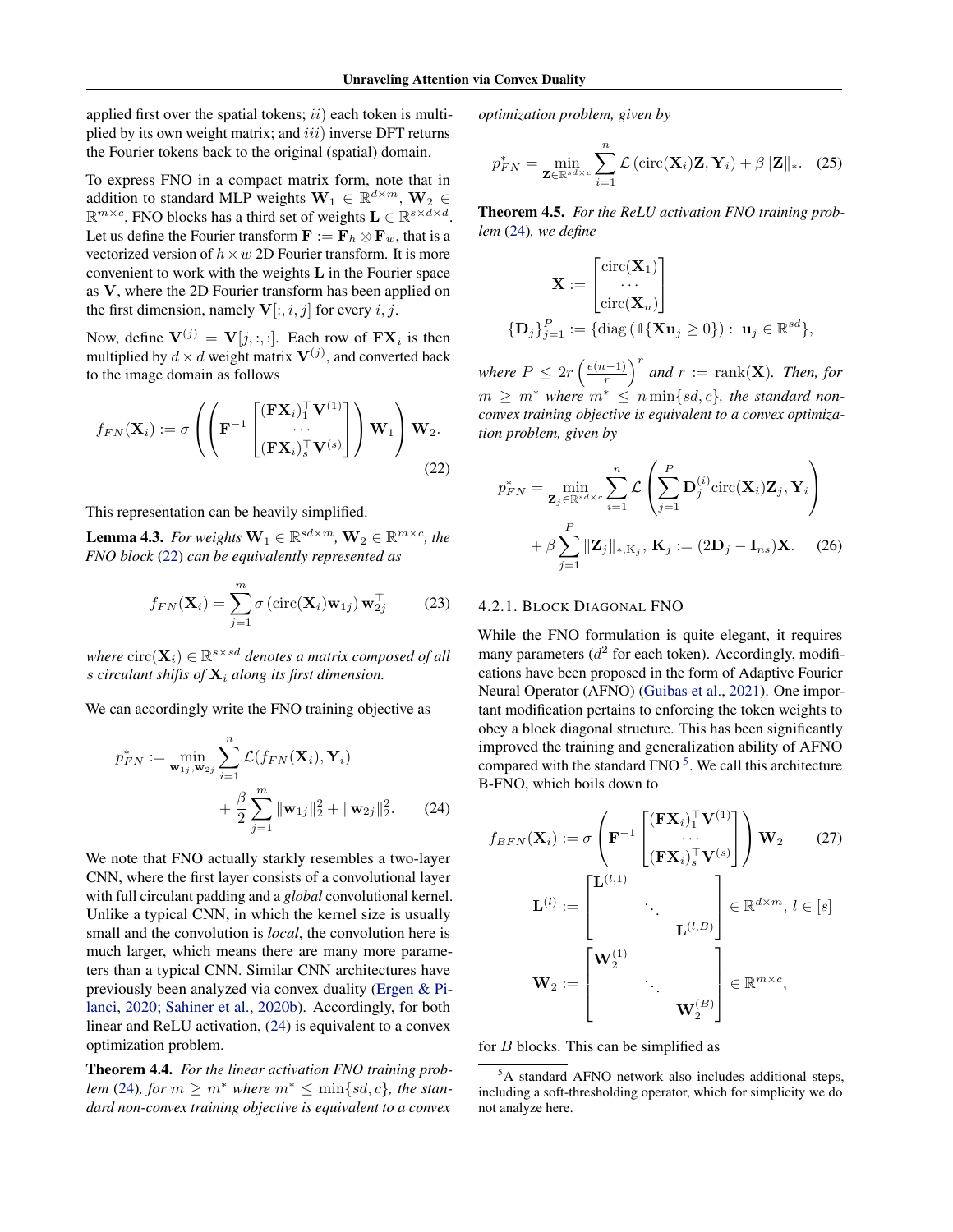applied first over the spatial tokens; $ii$) each token is multiplied by its own weight matrix; and $iii$) inverse DFT returns the Fourier tokens back to the original (spatial) domain.

To express FNO in a compact matrix form, note that in addition to standard MLP weights $\mathbf{W}_1 \in \mathbb{R}^{d\times m}$, $\mathbf{W}_2 \in \mathbb{R}^{m\times c}$, FNO blocks has a third set of weights $\mathbf{L} \in \mathbb{R}^{s\times d\times d}$. Let us define the Fourier transform $\mathbf{F} := \mathbf{F}_h \otimes \mathbf{F}_w$, that is a vectorized version of $h \times w$ 2D Fourier transform. It is more convenient to work with the weights $\mathbf{L}$ in the Fourier space as $\mathbf{V}$, where the 2D Fourier transform has been applied on the first dimension, namely $\mathbf{V}[:, i, j]$ for every $i, j$.

Now, define $\mathbf{V}^{(j)} = \mathbf{V}[j, :, :]$. Each row of $\mathbf{F}\mathbf{X}_i$ is then multiplied by $d \times d$ weight matrix $\mathbf{V}^{(j)}$, and converted back to the image domain as follows

$$f_{FN}(\mathbf{X}_i) := \sigma\left(\left(\mathbf{F}^{-1}\begin{bmatrix}(\mathbf{F}\mathbf{X}_i)_1^\top \mathbf{V}^{(1)}\\ \cdots \\ (\mathbf{F}\mathbf{X}_i)_s^\top \mathbf{V}^{(s)}\end{bmatrix}\right)\mathbf{W}_1\right)\mathbf{W}_2. \tag{22}$$

This representation can be heavily simplified.

**Lemma 4.3.** *For weights $\mathbf{W}_1 \in \mathbb{R}^{sd\times m}$, $\mathbf{W}_2 \in \mathbb{R}^{m\times c}$, the FNO block (22) can be equivalently represented as*

$$f_{FN}(\mathbf{X}_i) = \sum_{j=1}^{m} \sigma\left(\mathrm{circ}(\mathbf{X}_i)\mathbf{w}_{1j}\right)\mathbf{w}_{2j}^\top \tag{23}$$

*where $\mathrm{circ}(\mathbf{X}_i) \in \mathbb{R}^{s\times sd}$ denotes a matrix composed of all $s$ circulant shifts of $\mathbf{X}_i$ along its first dimension.*

We can accordingly write the FNO training objective as

$$p_{FN}^* := \min_{\mathbf{w}_{1j}, \mathbf{w}_{2j}} \sum_{i=1}^{n} \mathcal{L}(f_{FN}(\mathbf{X}_i), \mathbf{Y}_i) + \frac{\beta}{2}\sum_{j=1}^{m} \|\mathbf{w}_{1j}\|_2^2 + \|\mathbf{w}_{2j}\|_2^2. \tag{24}$$

We note that FNO actually starkly resembles a two-layer CNN, where the first layer consists of a convolutional layer with full circulant padding and a *global* convolutional kernel. Unlike a typical CNN, in which the kernel size is usually small and the convolution is *local*, the convolution here is much larger, which means there are many more parameters than a typical CNN. Similar CNN architectures have previously been analyzed via convex duality (Ergen & Pilanci, 2020; Sahiner et al., 2020b). Accordingly, for both linear and ReLU activation, (24) is equivalent to a convex optimization problem.

**Theorem 4.4.** *For the linear activation FNO training problem (24), for $m \geq m^*$ where $m^* \leq \min\{sd, c\}$, the standard non-convex training objective is equivalent to a convex optimization problem, given by*

$$p_{FN}^* = \min_{\mathbf{Z}\in\mathbb{R}^{sd\times c}} \sum_{i=1}^{n} \mathcal{L}\left(\mathrm{circ}(\mathbf{X}_i)\mathbf{Z}, \mathbf{Y}_i\right) + \beta\|\mathbf{Z}\|_*. \tag{25}$$

**Theorem 4.5.** *For the ReLU activation FNO training problem (24), we define*

$$\mathbf{X} := \begin{bmatrix}\mathrm{circ}(\mathbf{X}_1)\\ \cdots \\ \mathrm{circ}(\mathbf{X}_n)\end{bmatrix}$$

$$\{\mathbf{D}_j\}_{j=1}^{P} := \{\mathrm{diag}\left(\mathbb{1}\{\mathbf{X}\mathbf{u}_j \geq 0\}\right) : \mathbf{u}_j \in \mathbb{R}^{sd}\},$$

*where $P \leq 2r\left(\frac{e(n-1)}{r}\right)^r$ and $r := \mathrm{rank}(\mathbf{X})$. Then, for $m \geq m^*$ where $m^* \leq n\min\{sd, c\}$, the standard non-convex training objective is equivalent to a convex optimization problem, given by*

$$p_{FN}^* = \min_{\mathbf{Z}_j\in\mathbb{R}^{sd\times c}} \sum_{i=1}^{n} \mathcal{L}\left(\sum_{j=1}^{P}\mathbf{D}_j^{(i)}\mathrm{circ}(\mathbf{X}_i)\mathbf{Z}_j, \mathbf{Y}_i\right) + \beta\sum_{j=1}^{P}\|\mathbf{Z}_j\|_{*,\mathrm{K}_j},\ \mathbf{K}_j := (2\mathbf{D}_j - \mathbf{I}_{ns})\mathbf{X}. \tag{26}$$

#### 4.2.1. Block Diagonal FNO

While the FNO formulation is quite elegant, it requires many parameters ($d^2$ for each token). Accordingly, modifications have been proposed in the form of Adaptive Fourier Neural Operator (AFNO) (Guibas et al., 2021). One important modification pertains to enforcing the token weights to obey a block diagonal structure. This has been significantly improved the training and generalization ability of AFNO compared with the standard FNO [5]. We call this architecture B-FNO, which boils down to

$$f_{BFN}(\mathbf{X}_i) := \sigma\left(\mathbf{F}^{-1}\begin{bmatrix}(\mathbf{F}\mathbf{X}_i)_1^\top \mathbf{V}^{(1)}\\ \cdots \\ (\mathbf{F}\mathbf{X}_i)_s^\top \mathbf{V}^{(s)}\end{bmatrix}\right)\mathbf{W}_2 \tag{27}$$

$$\mathbf{L}^{(l)} := \begin{bmatrix}\mathbf{L}^{(l,1)} & & \\ & \ddots & \\ & & \mathbf{L}^{(l,B)}\end{bmatrix} \in \mathbb{R}^{d\times m},\ l \in [s]$$

$$\mathbf{W}_2 := \begin{bmatrix}\mathbf{W}_2^{(1)} & & \\ & \ddots & \\ & & \mathbf{W}_2^{(B)}\end{bmatrix} \in \mathbb{R}^{m\times c},$$

for $B$ blocks. This can be simplified as

[5] A standard AFNO network also includes additional steps, including a soft-thresholding operator, which for simplicity we do not analyze here.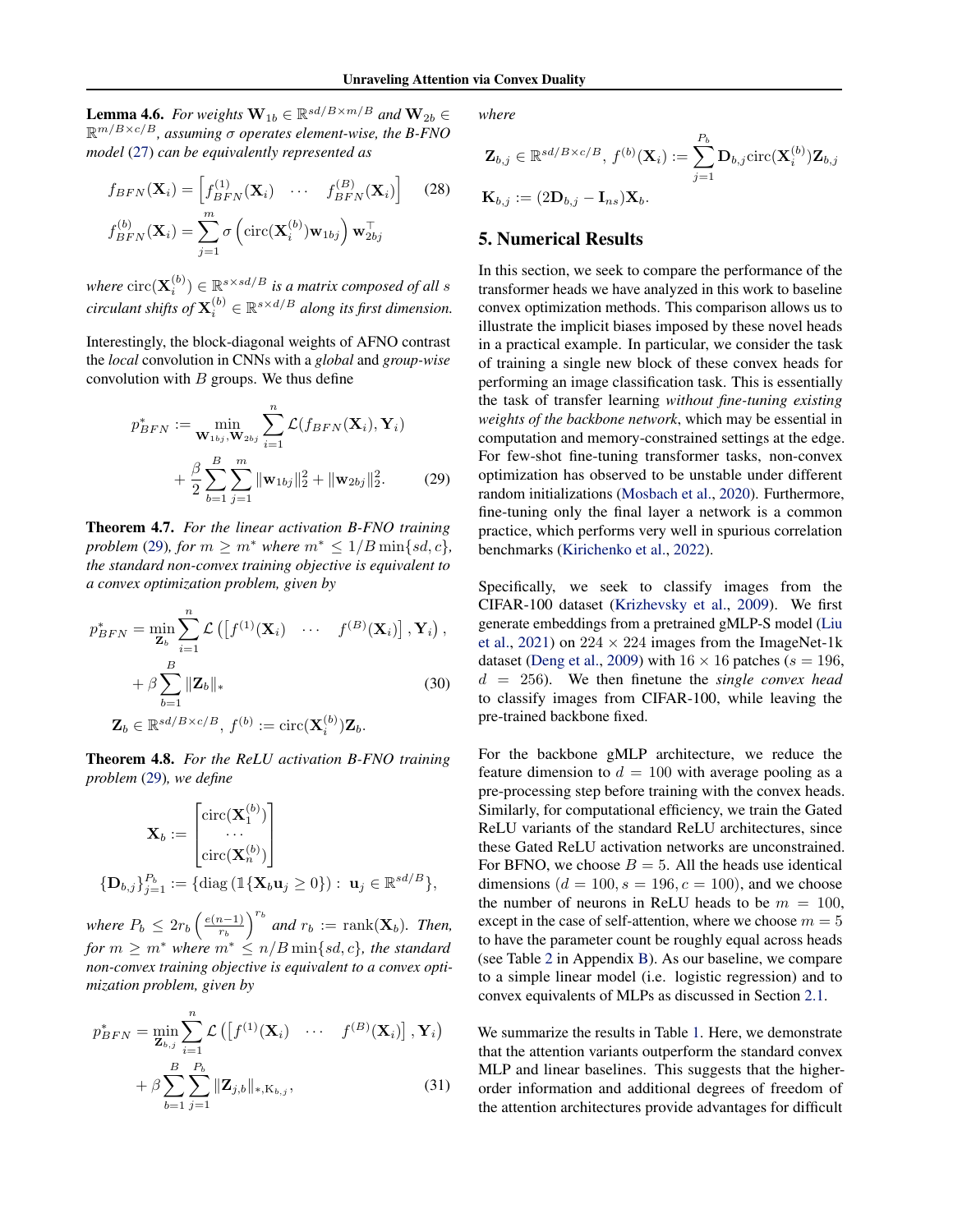**Lemma 4.6.** *For weights $\mathbf{W}_{1b} \in \mathbb{R}^{sd/B \times m/B}$ and $\mathbf{W}_{2b} \in \mathbb{R}^{m/B \times c/B}$, assuming $\sigma$ operates element-wise, the B-FNO model* (27) *can be equivalently represented as*

$$f_{BFN}(\mathbf{X}_i) = \begin{bmatrix} f_{BFN}^{(1)}(\mathbf{X}_i) & \cdots & f_{BFN}^{(B)}(\mathbf{X}_i) \end{bmatrix} \tag{28}$$

$$f_{BFN}^{(b)}(\mathbf{X}_i) = \sum_{j=1}^{m} \sigma\left(\mathrm{circ}(\mathbf{X}_i^{(b)})\mathbf{w}_{1bj}\right)\mathbf{w}_{2bj}^\top$$

*where $\mathrm{circ}(\mathbf{X}_i^{(b)}) \in \mathbb{R}^{s \times sd/B}$ is a matrix composed of all $s$ circulant shifts of $\mathbf{X}_i^{(b)} \in \mathbb{R}^{s \times d/B}$ along its first dimension.*

Interestingly, the block-diagonal weights of AFNO contrast the *local* convolution in CNNs with a *global* and *group-wise* convolution with $B$ groups. We thus define

$$p_{BFN}^* := \min_{\mathbf{W}_{1bj}, \mathbf{W}_{2bj}} \sum_{i=1}^{n} \mathcal{L}(f_{BFN}(\mathbf{X}_i), \mathbf{Y}_i) + \frac{\beta}{2}\sum_{b=1}^{B}\sum_{j=1}^{m} \|\mathbf{w}_{1bj}\|_2^2 + \|\mathbf{w}_{2bj}\|_2^2. \tag{29}$$

**Theorem 4.7.** *For the linear activation B-FNO training problem* (29)*, for $m \geq m^*$ where $m^* \leq 1/B \min\{sd, c\}$, the standard non-convex training objective is equivalent to a convex optimization problem, given by*

$$p_{BFN}^* = \min_{\mathbf{Z}_b} \sum_{i=1}^{n} \mathcal{L}\left(\begin{bmatrix} f^{(1)}(\mathbf{X}_i) & \cdots & f^{(B)}(\mathbf{X}_i) \end{bmatrix}, \mathbf{Y}_i\right), + \beta \sum_{b=1}^{B} \|\mathbf{Z}_b\|_* \tag{30}$$

$$\mathbf{Z}_b \in \mathbb{R}^{sd/B \times c/B},\ f^{(b)} := \mathrm{circ}(\mathbf{X}_i^{(b)})\mathbf{Z}_b.$$

**Theorem 4.8.** *For the ReLU activation B-FNO training problem* (29)*, we define*

$$\mathbf{X}_b := \begin{bmatrix} \mathrm{circ}(\mathbf{X}_1^{(b)}) \\ \cdots \\ \mathrm{circ}(\mathbf{X}_n^{(b)}) \end{bmatrix}$$

$$\{\mathbf{D}_{b,j}\}_{j=1}^{P_b} := \{\mathrm{diag}\left(\mathbb{1}\{\mathbf{X}_b \mathbf{u}_j \geq 0\}\right) :\ \mathbf{u}_j \in \mathbb{R}^{sd/B}\},$$

*where $P_b \leq 2r_b\left(\frac{e(n-1)}{r_b}\right)^{r_b}$ and $r_b := \mathrm{rank}(\mathbf{X}_b)$. Then, for $m \geq m^*$ where $m^* \leq n/B \min\{sd, c\}$, the standard non-convex training objective is equivalent to a convex optimization problem, given by*

$$p_{BFN}^* = \min_{\mathbf{Z}_{b,j}} \sum_{i=1}^{n} \mathcal{L}\left(\begin{bmatrix} f^{(1)}(\mathbf{X}_i) & \cdots & f^{(B)}(\mathbf{X}_i) \end{bmatrix}, \mathbf{Y}_i\right) + \beta \sum_{b=1}^{B}\sum_{j=1}^{P_b} \|\mathbf{Z}_{j,b}\|_{*,\mathrm{K}_{b,j}}, \tag{31}$$

*where*

$$\mathbf{Z}_{b,j} \in \mathbb{R}^{sd/B \times c/B},\ f^{(b)}(\mathbf{X}_i) := \sum_{j=1}^{P_b} \mathbf{D}_{b,j}\mathrm{circ}(\mathbf{X}_i^{(b)})\mathbf{Z}_{b,j}$$

$$\mathbf{K}_{b,j} := (2\mathbf{D}_{b,j} - \mathbf{I}_{ns})\mathbf{X}_b.$$

## 5. Numerical Results

In this section, we seek to compare the performance of the transformer heads we have analyzed in this work to baseline convex optimization methods. This comparison allows us to illustrate the implicit biases imposed by these novel heads in a practical example. In particular, we consider the task of training a single new block of these convex heads for performing an image classification task. This is essentially the task of transfer learning *without fine-tuning existing weights of the backbone network*, which may be essential in computation and memory-constrained settings at the edge. For few-shot fine-tuning transformer tasks, non-convex optimization has observed to be unstable under different random initializations (Mosbach et al., 2020). Furthermore, fine-tuning only the final layer a network is a common practice, which performs very well in spurious correlation benchmarks (Kirichenko et al., 2022).

Specifically, we seek to classify images from the CIFAR-100 dataset (Krizhevsky et al., 2009). We first generate embeddings from a pretrained gMLP-S model (Liu et al., 2021) on $224 \times 224$ images from the ImageNet-1k dataset (Deng et al., 2009) with $16 \times 16$ patches ($s = 196$, $d = 256$). We then finetune the *single convex head* to classify images from CIFAR-100, while leaving the pre-trained backbone fixed.

For the backbone gMLP architecture, we reduce the feature dimension to $d = 100$ with average pooling as a pre-processing step before training with the convex heads. Similarly, for computational efficiency, we train the Gated ReLU variants of the standard ReLU architectures, since these Gated ReLU activation networks are unconstrained. For BFNO, we choose $B = 5$. All the heads use identical dimensions ($d = 100, s = 196, c = 100$), and we choose the number of neurons in ReLU heads to be $m = 100$, except in the case of self-attention, where we choose $m = 5$ to have the parameter count be roughly equal across heads (see Table 2 in Appendix B). As our baseline, we compare to a simple linear model (i.e. logistic regression) and to convex equivalents of MLPs as discussed in Section 2.1.

We summarize the results in Table 1. Here, we demonstrate that the attention variants outperform the standard convex MLP and linear baselines. This suggests that the higher-order information and additional degrees of freedom of the attention architectures provide advantages for difficult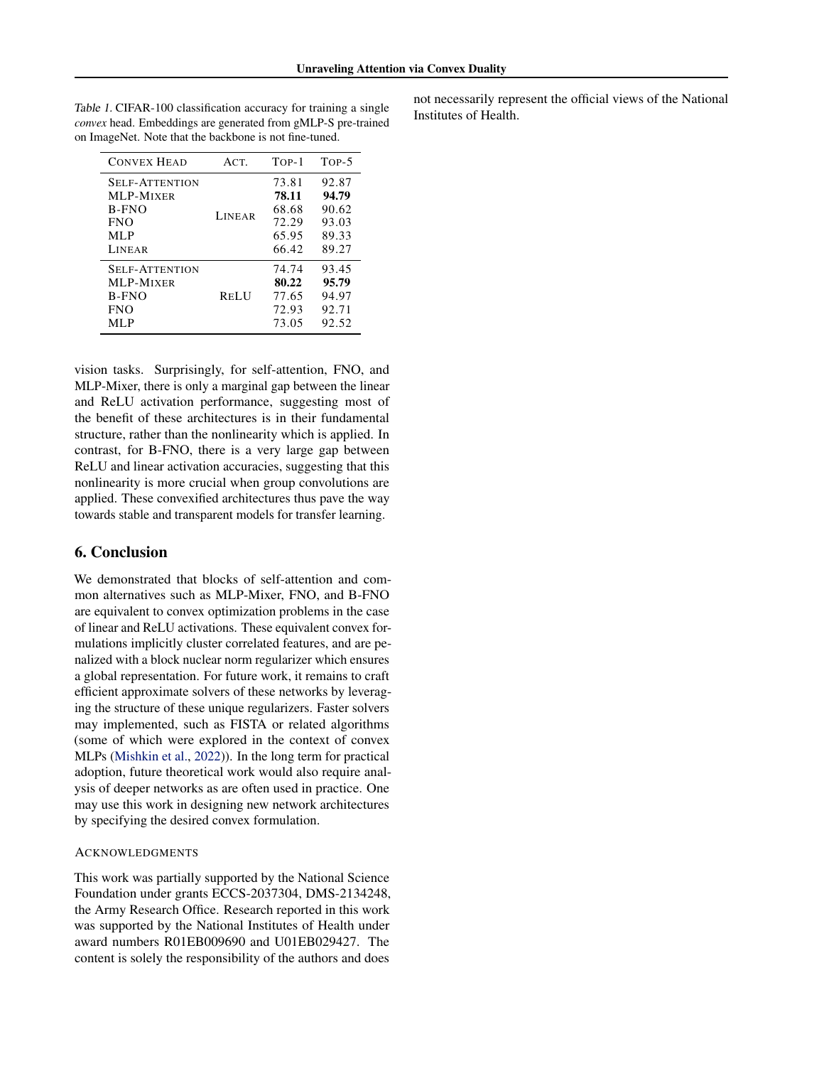Table 1. CIFAR-100 classification accuracy for training a single *convex* head. Embeddings are generated from gMLP-S pre-trained on ImageNet. Note that the backbone is not fine-tuned.

| Convex Head | Act. | Top-1 | Top-5 |
|---|---|---|---|
| Self-Attention | Linear | 73.81 | 92.87 |
| MLP-Mixer | | **78.11** | **94.79** |
| B-FNO | | 68.68 | 90.62 |
| FNO | | 72.29 | 93.03 |
| MLP | | 65.95 | 89.33 |
| Linear | | 66.42 | 89.27 |
| Self-Attention | ReLU | 74.74 | 93.45 |
| MLP-Mixer | | **80.22** | **95.79** |
| B-FNO | | 77.65 | 94.97 |
| FNO | | 72.93 | 92.71 |
| MLP | | 73.05 | 92.52 |

vision tasks. Surprisingly, for self-attention, FNO, and MLP-Mixer, there is only a marginal gap between the linear and ReLU activation performance, suggesting most of the benefit of these architectures is in their fundamental structure, rather than the nonlinearity which is applied. In contrast, for B-FNO, there is a very large gap between ReLU and linear activation accuracies, suggesting that this nonlinearity is more crucial when group convolutions are applied. These convexified architectures thus pave the way towards stable and transparent models for transfer learning.

## 6. Conclusion

We demonstrated that blocks of self-attention and common alternatives such as MLP-Mixer, FNO, and B-FNO are equivalent to convex optimization problems in the case of linear and ReLU activations. These equivalent convex formulations implicitly cluster correlated features, and are penalized with a block nuclear norm regularizer which ensures a global representation. For future work, it remains to craft efficient approximate solvers of these networks by leveraging the structure of these unique regularizers. Faster solvers may implemented, such as FISTA or related algorithms (some of which were explored in the context of convex MLPs (Mishkin et al., 2022)). In the long term for practical adoption, future theoretical work would also require analysis of deeper networks as are often used in practice. One may use this work in designing new network architectures by specifying the desired convex formulation.

### Acknowledgments

This work was partially supported by the National Science Foundation under grants ECCS-2037304, DMS-2134248, the Army Research Office. Research reported in this work was supported by the National Institutes of Health under award numbers R01EB009690 and U01EB029427. The content is solely the responsibility of the authors and does not necessarily represent the official views of the National Institutes of Health.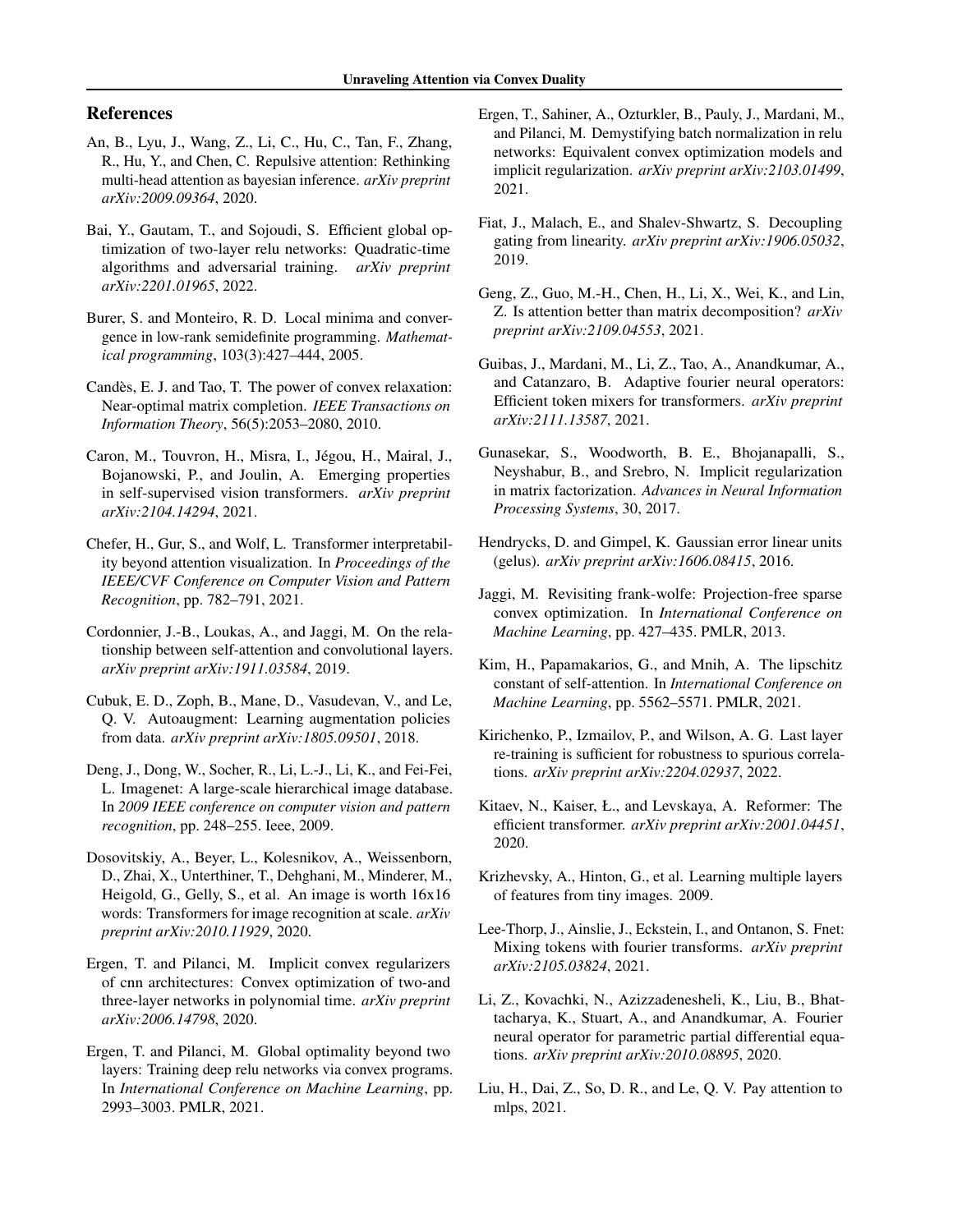## References

An, B., Lyu, J., Wang, Z., Li, C., Hu, C., Tan, F., Zhang, R., Hu, Y., and Chen, C. Repulsive attention: Rethinking multi-head attention as bayesian inference. *arXiv preprint arXiv:2009.09364*, 2020.

Bai, Y., Gautam, T., and Sojoudi, S. Efficient global optimization of two-layer relu networks: Quadratic-time algorithms and adversarial training. *arXiv preprint arXiv:2201.01965*, 2022.

Burer, S. and Monteiro, R. D. Local minima and convergence in low-rank semidefinite programming. *Mathematical programming*, 103(3):427–444, 2005.

Candès, E. J. and Tao, T. The power of convex relaxation: Near-optimal matrix completion. *IEEE Transactions on Information Theory*, 56(5):2053–2080, 2010.

Caron, M., Touvron, H., Misra, I., Jégou, H., Mairal, J., Bojanowski, P., and Joulin, A. Emerging properties in self-supervised vision transformers. *arXiv preprint arXiv:2104.14294*, 2021.

Chefer, H., Gur, S., and Wolf, L. Transformer interpretability beyond attention visualization. In *Proceedings of the IEEE/CVF Conference on Computer Vision and Pattern Recognition*, pp. 782–791, 2021.

Cordonnier, J.-B., Loukas, A., and Jaggi, M. On the relationship between self-attention and convolutional layers. *arXiv preprint arXiv:1911.03584*, 2019.

Cubuk, E. D., Zoph, B., Mane, D., Vasudevan, V., and Le, Q. V. Autoaugment: Learning augmentation policies from data. *arXiv preprint arXiv:1805.09501*, 2018.

Deng, J., Dong, W., Socher, R., Li, L.-J., Li, K., and Fei-Fei, L. Imagenet: A large-scale hierarchical image database. In *2009 IEEE conference on computer vision and pattern recognition*, pp. 248–255. Ieee, 2009.

Dosovitskiy, A., Beyer, L., Kolesnikov, A., Weissenborn, D., Zhai, X., Unterthiner, T., Dehghani, M., Minderer, M., Heigold, G., Gelly, S., et al. An image is worth 16x16 words: Transformers for image recognition at scale. *arXiv preprint arXiv:2010.11929*, 2020.

Ergen, T. and Pilanci, M. Implicit convex regularizers of cnn architectures: Convex optimization of two-and three-layer networks in polynomial time. *arXiv preprint arXiv:2006.14798*, 2020.

Ergen, T. and Pilanci, M. Global optimality beyond two layers: Training deep relu networks via convex programs. In *International Conference on Machine Learning*, pp. 2993–3003. PMLR, 2021.

Ergen, T., Sahiner, A., Ozturkler, B., Pauly, J., Mardani, M., and Pilanci, M. Demystifying batch normalization in relu networks: Equivalent convex optimization models and implicit regularization. *arXiv preprint arXiv:2103.01499*, 2021.

Fiat, J., Malach, E., and Shalev-Shwartz, S. Decoupling gating from linearity. *arXiv preprint arXiv:1906.05032*, 2019.

Geng, Z., Guo, M.-H., Chen, H., Li, X., Wei, K., and Lin, Z. Is attention better than matrix decomposition? *arXiv preprint arXiv:2109.04553*, 2021.

Guibas, J., Mardani, M., Li, Z., Tao, A., Anandkumar, A., and Catanzaro, B. Adaptive fourier neural operators: Efficient token mixers for transformers. *arXiv preprint arXiv:2111.13587*, 2021.

Gunasekar, S., Woodworth, B. E., Bhojanapalli, S., Neyshabur, B., and Srebro, N. Implicit regularization in matrix factorization. *Advances in Neural Information Processing Systems*, 30, 2017.

Hendrycks, D. and Gimpel, K. Gaussian error linear units (gelus). *arXiv preprint arXiv:1606.08415*, 2016.

Jaggi, M. Revisiting frank-wolfe: Projection-free sparse convex optimization. In *International Conference on Machine Learning*, pp. 427–435. PMLR, 2013.

Kim, H., Papamakarios, G., and Mnih, A. The lipschitz constant of self-attention. In *International Conference on Machine Learning*, pp. 5562–5571. PMLR, 2021.

Kirichenko, P., Izmailov, P., and Wilson, A. G. Last layer re-training is sufficient for robustness to spurious correlations. *arXiv preprint arXiv:2204.02937*, 2022.

Kitaev, N., Kaiser, Ł., and Levskaya, A. Reformer: The efficient transformer. *arXiv preprint arXiv:2001.04451*, 2020.

Krizhevsky, A., Hinton, G., et al. Learning multiple layers of features from tiny images. 2009.

Lee-Thorp, J., Ainslie, J., Eckstein, I., and Ontanon, S. Fnet: Mixing tokens with fourier transforms. *arXiv preprint arXiv:2105.03824*, 2021.

Li, Z., Kovachki, N., Azizzadenesheli, K., Liu, B., Bhattacharya, K., Stuart, A., and Anandkumar, A. Fourier neural operator for parametric partial differential equations. *arXiv preprint arXiv:2010.08895*, 2020.

Liu, H., Dai, Z., So, D. R., and Le, Q. V. Pay attention to mlps, 2021.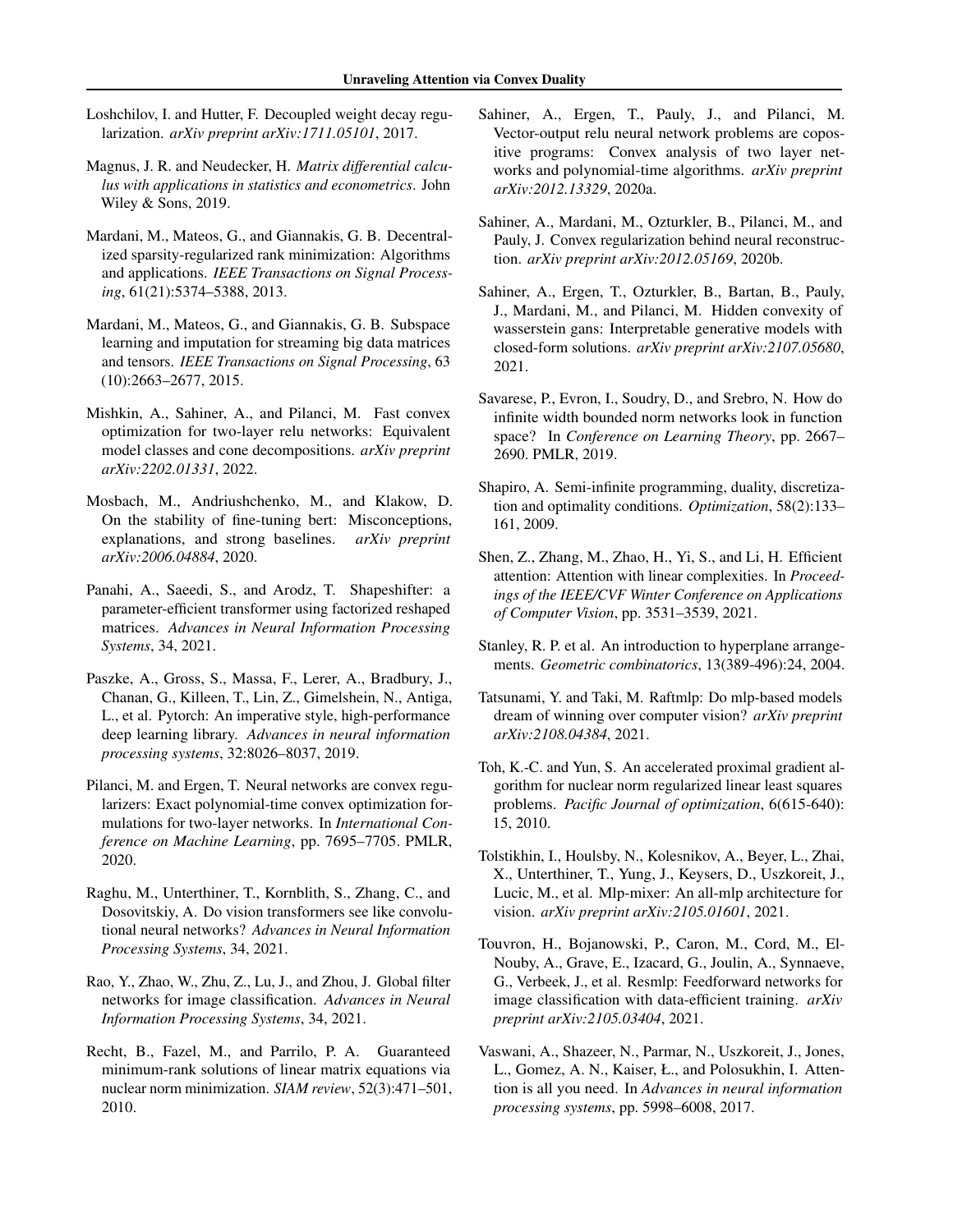Loshchilov, I. and Hutter, F. Decoupled weight decay regularization. *arXiv preprint arXiv:1711.05101*, 2017.

Magnus, J. R. and Neudecker, H. *Matrix differential calculus with applications in statistics and econometrics*. John Wiley & Sons, 2019.

Mardani, M., Mateos, G., and Giannakis, G. B. Decentralized sparsity-regularized rank minimization: Algorithms and applications. *IEEE Transactions on Signal Processing*, 61(21):5374–5388, 2013.

Mardani, M., Mateos, G., and Giannakis, G. B. Subspace learning and imputation for streaming big data matrices and tensors. *IEEE Transactions on Signal Processing*, 63 (10):2663–2677, 2015.

Mishkin, A., Sahiner, A., and Pilanci, M. Fast convex optimization for two-layer relu networks: Equivalent model classes and cone decompositions. *arXiv preprint arXiv:2202.01331*, 2022.

Mosbach, M., Andriushchenko, M., and Klakow, D. On the stability of fine-tuning bert: Misconceptions, explanations, and strong baselines. *arXiv preprint arXiv:2006.04884*, 2020.

Panahi, A., Saeedi, S., and Arodz, T. Shapeshifter: a parameter-efficient transformer using factorized reshaped matrices. *Advances in Neural Information Processing Systems*, 34, 2021.

Paszke, A., Gross, S., Massa, F., Lerer, A., Bradbury, J., Chanan, G., Killeen, T., Lin, Z., Gimelshein, N., Antiga, L., et al. Pytorch: An imperative style, high-performance deep learning library. *Advances in neural information processing systems*, 32:8026–8037, 2019.

Pilanci, M. and Ergen, T. Neural networks are convex regularizers: Exact polynomial-time convex optimization formulations for two-layer networks. In *International Conference on Machine Learning*, pp. 7695–7705. PMLR, 2020.

Raghu, M., Unterthiner, T., Kornblith, S., Zhang, C., and Dosovitskiy, A. Do vision transformers see like convolutional neural networks? *Advances in Neural Information Processing Systems*, 34, 2021.

Rao, Y., Zhao, W., Zhu, Z., Lu, J., and Zhou, J. Global filter networks for image classification. *Advances in Neural Information Processing Systems*, 34, 2021.

Recht, B., Fazel, M., and Parrilo, P. A. Guaranteed minimum-rank solutions of linear matrix equations via nuclear norm minimization. *SIAM review*, 52(3):471–501, 2010.

Sahiner, A., Ergen, T., Pauly, J., and Pilanci, M. Vector-output relu neural network problems are copositive programs: Convex analysis of two layer networks and polynomial-time algorithms. *arXiv preprint arXiv:2012.13329*, 2020a.

Sahiner, A., Mardani, M., Ozturkler, B., Pilanci, M., and Pauly, J. Convex regularization behind neural reconstruction. *arXiv preprint arXiv:2012.05169*, 2020b.

Sahiner, A., Ergen, T., Ozturkler, B., Bartan, B., Pauly, J., Mardani, M., and Pilanci, M. Hidden convexity of wasserstein gans: Interpretable generative models with closed-form solutions. *arXiv preprint arXiv:2107.05680*, 2021.

Savarese, P., Evron, I., Soudry, D., and Srebro, N. How do infinite width bounded norm networks look in function space? In *Conference on Learning Theory*, pp. 2667–2690. PMLR, 2019.

Shapiro, A. Semi-infinite programming, duality, discretization and optimality conditions. *Optimization*, 58(2):133–161, 2009.

Shen, Z., Zhang, M., Zhao, H., Yi, S., and Li, H. Efficient attention: Attention with linear complexities. In *Proceedings of the IEEE/CVF Winter Conference on Applications of Computer Vision*, pp. 3531–3539, 2021.

Stanley, R. P. et al. An introduction to hyperplane arrangements. *Geometric combinatorics*, 13(389-496):24, 2004.

Tatsunami, Y. and Taki, M. Raftmlp: Do mlp-based models dream of winning over computer vision? *arXiv preprint arXiv:2108.04384*, 2021.

Toh, K.-C. and Yun, S. An accelerated proximal gradient algorithm for nuclear norm regularized linear least squares problems. *Pacific Journal of optimization*, 6(615-640): 15, 2010.

Tolstikhin, I., Houlsby, N., Kolesnikov, A., Beyer, L., Zhai, X., Unterthiner, T., Yung, J., Keysers, D., Uszkoreit, J., Lucic, M., et al. Mlp-mixer: An all-mlp architecture for vision. *arXiv preprint arXiv:2105.01601*, 2021.

Touvron, H., Bojanowski, P., Caron, M., Cord, M., El-Nouby, A., Grave, E., Izacard, G., Joulin, A., Synnaeve, G., Verbeek, J., et al. Resmlp: Feedforward networks for image classification with data-efficient training. *arXiv preprint arXiv:2105.03404*, 2021.

Vaswani, A., Shazeer, N., Parmar, N., Uszkoreit, J., Jones, L., Gomez, A. N., Kaiser, Ł., and Polosukhin, I. Attention is all you need. In *Advances in neural information processing systems*, pp. 5998–6008, 2017.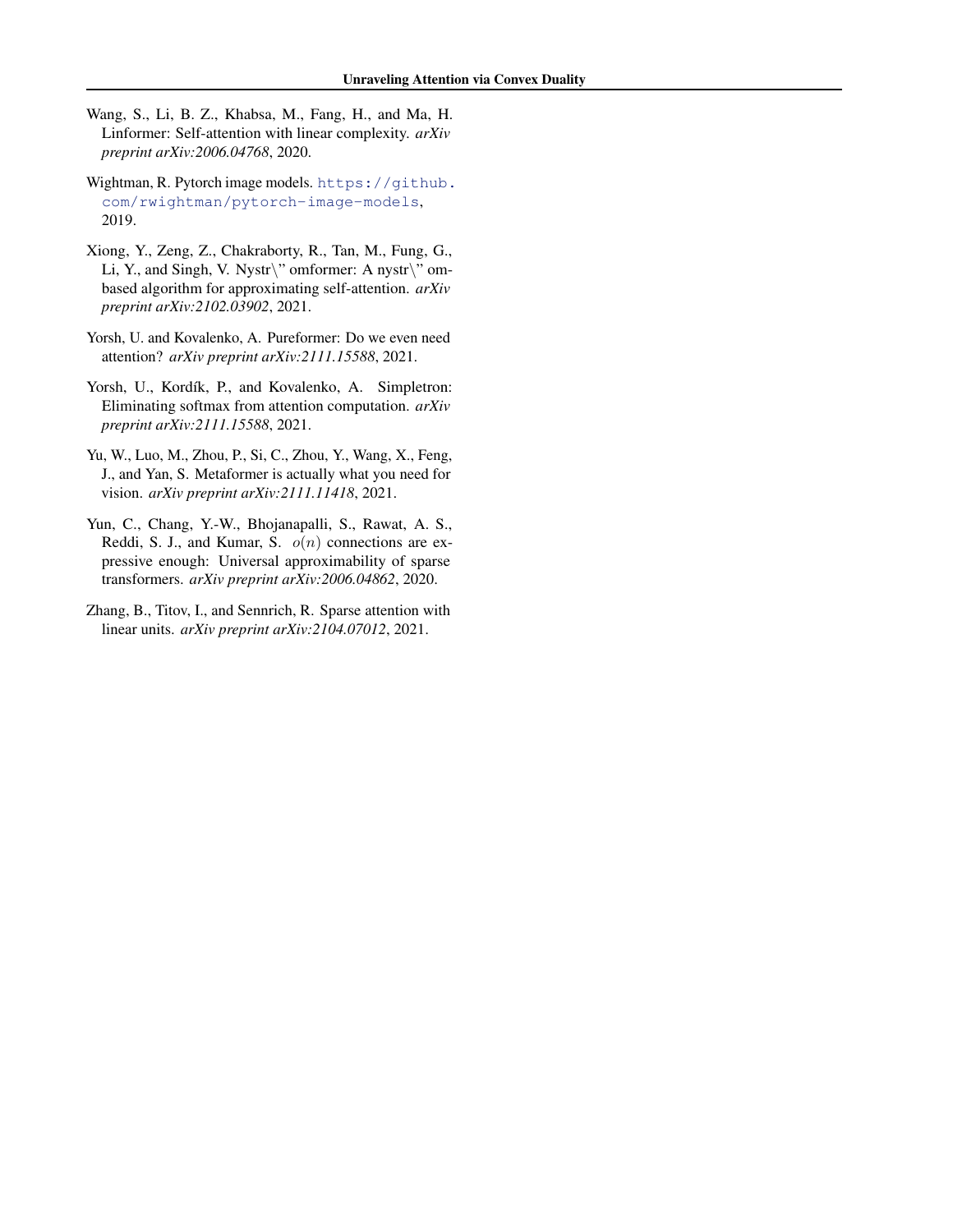Wang, S., Li, B. Z., Khabsa, M., Fang, H., and Ma, H. Linformer: Self-attention with linear complexity. *arXiv preprint arXiv:2006.04768*, 2020.

Wightman, R. Pytorch image models. https://github.com/rwightman/pytorch-image-models, 2019.

Xiong, Y., Zeng, Z., Chakraborty, R., Tan, M., Fung, G., Li, Y., and Singh, V. Nystr\" omformer: A nystr\" om-based algorithm for approximating self-attention. *arXiv preprint arXiv:2102.03902*, 2021.

Yorsh, U. and Kovalenko, A. Pureformer: Do we even need attention? *arXiv preprint arXiv:2111.15588*, 2021.

Yorsh, U., Kordík, P., and Kovalenko, A. Simpletron: Eliminating softmax from attention computation. *arXiv preprint arXiv:2111.15588*, 2021.

Yu, W., Luo, M., Zhou, P., Si, C., Zhou, Y., Wang, X., Feng, J., and Yan, S. Metaformer is actually what you need for vision. *arXiv preprint arXiv:2111.11418*, 2021.

Yun, C., Chang, Y.-W., Bhojanapalli, S., Rawat, A. S., Reddi, S. J., and Kumar, S. $o(n)$ connections are expressive enough: Universal approximability of sparse transformers. *arXiv preprint arXiv:2006.04862*, 2020.

Zhang, B., Titov, I., and Sennrich, R. Sparse attention with linear units. *arXiv preprint arXiv:2104.07012*, 2021.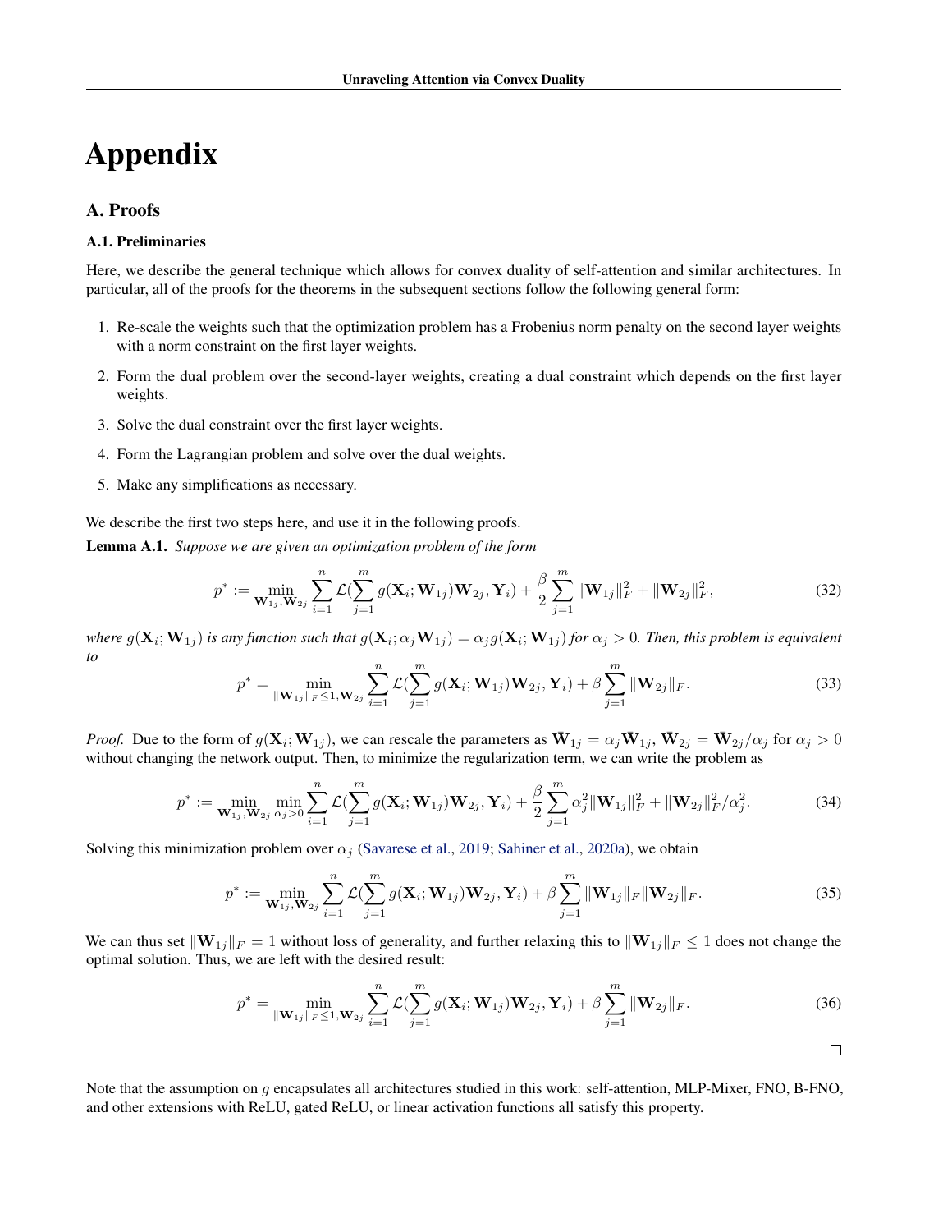# Appendix

## A. Proofs

### A.1. Preliminaries

Here, we describe the general technique which allows for convex duality of self-attention and similar architectures. In particular, all of the proofs for the theorems in the subsequent sections follow the following general form:

1. Re-scale the weights such that the optimization problem has a Frobenius norm penalty on the second layer weights with a norm constraint on the first layer weights.
2. Form the dual problem over the second-layer weights, creating a dual constraint which depends on the first layer weights.
3. Solve the dual constraint over the first layer weights.
4. Form the Lagrangian problem and solve over the dual weights.
5. Make any simplifications as necessary.

We describe the first two steps here, and use it in the following proofs.

**Lemma A.1.** *Suppose we are given an optimization problem of the form*

$$p^* := \min_{\mathbf{W}_{1j}, \mathbf{W}_{2j}} \sum_{i=1}^{n} \mathcal{L}(\sum_{j=1}^{m} g(\mathbf{X}_i; \mathbf{W}_{1j})\mathbf{W}_{2j}, \mathbf{Y}_i) + \frac{\beta}{2} \sum_{j=1}^{m} \|\mathbf{W}_{1j}\|_F^2 + \|\mathbf{W}_{2j}\|_F^2, \tag{32}$$

*where $g(\mathbf{X}_i; \mathbf{W}_{1j})$ is any function such that $g(\mathbf{X}_i; \alpha_j \mathbf{W}_{1j}) = \alpha_j g(\mathbf{X}_i; \mathbf{W}_{1j})$ for $\alpha_j > 0$. Then, this problem is equivalent to*

$$p^* = \min_{\|\mathbf{W}_{1j}\|_F \leq 1, \mathbf{W}_{2j}} \sum_{i=1}^{n} \mathcal{L}(\sum_{j=1}^{m} g(\mathbf{X}_i; \mathbf{W}_{1j})\mathbf{W}_{2j}, \mathbf{Y}_i) + \beta \sum_{j=1}^{m} \|\mathbf{W}_{2j}\|_F. \tag{33}$$

*Proof.* Due to the form of $g(\mathbf{X}_i; \mathbf{W}_{1j})$, we can rescale the parameters as $\bar{\mathbf{W}}_{1j} = \alpha_j \bar{\mathbf{W}}_{1j}$, $\bar{\mathbf{W}}_{2j} = \bar{\mathbf{W}}_{2j}/\alpha_j$ for $\alpha_j > 0$ without changing the network output. Then, to minimize the regularization term, we can write the problem as

$$p^* := \min_{\mathbf{W}_{1j}, \mathbf{W}_{2j}} \min_{\alpha_j > 0} \sum_{i=1}^{n} \mathcal{L}(\sum_{j=1}^{m} g(\mathbf{X}_i; \mathbf{W}_{1j})\mathbf{W}_{2j}, \mathbf{Y}_i) + \frac{\beta}{2} \sum_{j=1}^{m} \alpha_j^2 \|\mathbf{W}_{1j}\|_F^2 + \|\mathbf{W}_{2j}\|_F^2/\alpha_j^2. \tag{34}$$

Solving this minimization problem over $\alpha_j$ (Savarese et al., 2019; Sahiner et al., 2020a), we obtain

$$p^* := \min_{\mathbf{W}_{1j}, \mathbf{W}_{2j}} \sum_{i=1}^{n} \mathcal{L}(\sum_{j=1}^{m} g(\mathbf{X}_i; \mathbf{W}_{1j})\mathbf{W}_{2j}, \mathbf{Y}_i) + \beta \sum_{j=1}^{m} \|\mathbf{W}_{1j}\|_F \|\mathbf{W}_{2j}\|_F. \tag{35}$$

We can thus set $\|\mathbf{W}_{1j}\|_F = 1$ without loss of generality, and further relaxing this to $\|\mathbf{W}_{1j}\|_F \leq 1$ does not change the optimal solution. Thus, we are left with the desired result:

$$p^* = \min_{\|\mathbf{W}_{1j}\|_F \leq 1, \mathbf{W}_{2j}} \sum_{i=1}^{n} \mathcal{L}(\sum_{j=1}^{m} g(\mathbf{X}_i; \mathbf{W}_{1j})\mathbf{W}_{2j}, \mathbf{Y}_i) + \beta \sum_{j=1}^{m} \|\mathbf{W}_{2j}\|_F. \tag{36}$$

□

Note that the assumption on $g$ encapsulates all architectures studied in this work: self-attention, MLP-Mixer, FNO, B-FNO, and other extensions with ReLU, gated ReLU, or linear activation functions all satisfy this property.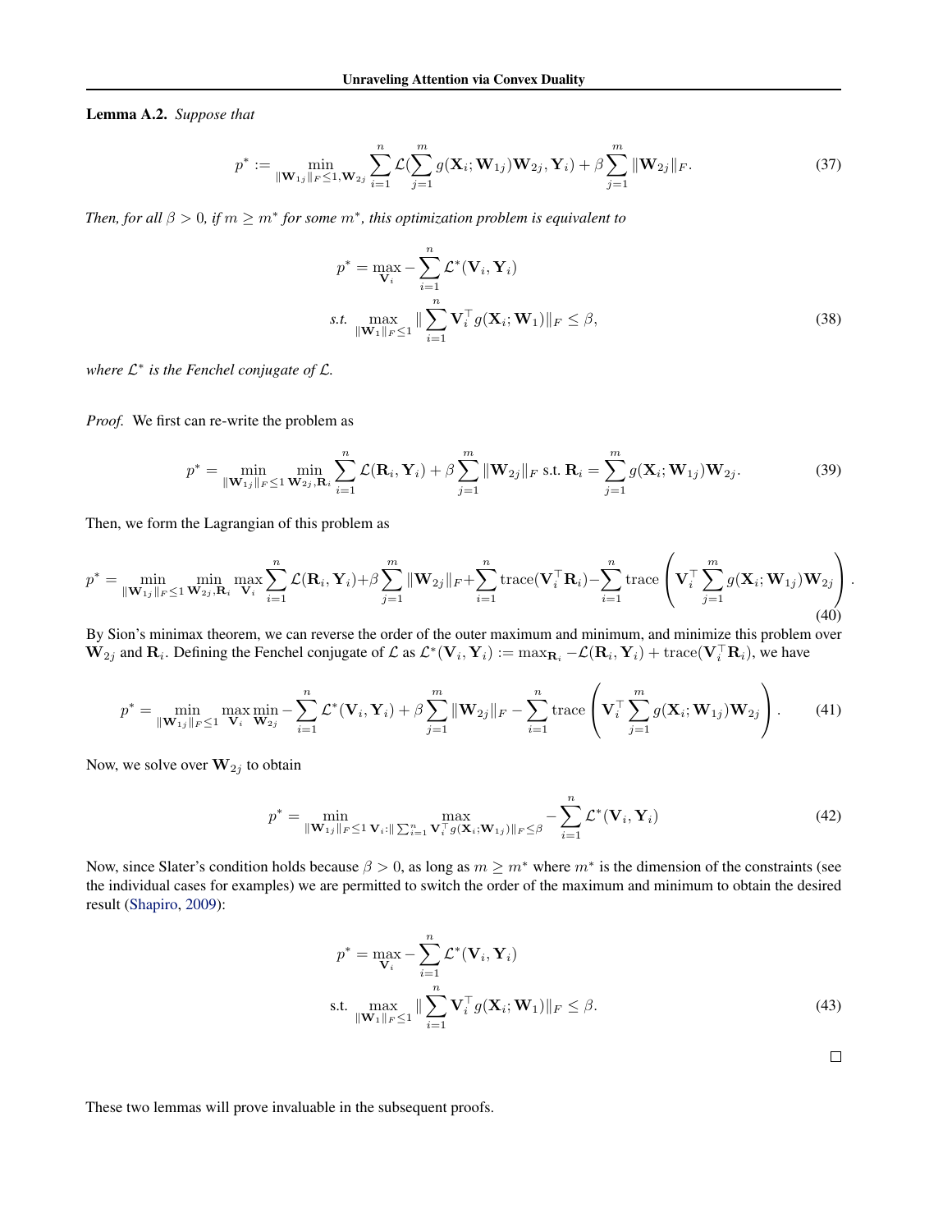**Lemma A.2.** *Suppose that*

$$p^* := \min_{\|\mathbf{W}_{1j}\|_F \leq 1, \mathbf{W}_{2j}} \sum_{i=1}^n \mathcal{L}(\sum_{j=1}^m g(\mathbf{X}_i; \mathbf{W}_{1j})\mathbf{W}_{2j}, \mathbf{Y}_i) + \beta \sum_{j=1}^m \|\mathbf{W}_{2j}\|_F. \tag{37}$$

*Then, for all $\beta > 0$, if $m \geq m^*$ for some $m^*$, this optimization problem is equivalent to*

$$\begin{aligned} p^* = \max_{\mathbf{V}_i} & - \sum_{i=1}^n \mathcal{L}^*(\mathbf{V}_i, \mathbf{Y}_i) \\ \textit{s.t.} & \max_{\|\mathbf{W}_1\|_F \leq 1} \|\sum_{i=1}^n \mathbf{V}_i^\top g(\mathbf{X}_i; \mathbf{W}_1)\|_F \leq \beta, \end{aligned} \tag{38}$$

*where $\mathcal{L}^*$ is the Fenchel conjugate of $\mathcal{L}$.*

*Proof.* We first can re-write the problem as

$$p^* = \min_{\|\mathbf{W}_{1j}\|_F \leq 1} \min_{\mathbf{W}_{2j}, \mathbf{R}_i} \sum_{i=1}^n \mathcal{L}(\mathbf{R}_i, \mathbf{Y}_i) + \beta \sum_{j=1}^m \|\mathbf{W}_{2j}\|_F \text{ s.t. } \mathbf{R}_i = \sum_{j=1}^m g(\mathbf{X}_i; \mathbf{W}_{1j})\mathbf{W}_{2j}. \tag{39}$$

Then, we form the Lagrangian of this problem as

$$p^* = \min_{\|\mathbf{W}_{1j}\|_F \leq 1} \min_{\mathbf{W}_{2j}, \mathbf{R}_i} \max_{\mathbf{V}_i} \sum_{i=1}^n \mathcal{L}(\mathbf{R}_i, \mathbf{Y}_i) + \beta \sum_{j=1}^m \|\mathbf{W}_{2j}\|_F + \sum_{i=1}^n \operatorname{trace}(\mathbf{V}_i^\top \mathbf{R}_i) - \sum_{i=1}^n \operatorname{trace}\left(\mathbf{V}_i^\top \sum_{j=1}^m g(\mathbf{X}_i; \mathbf{W}_{1j})\mathbf{W}_{2j}\right). \tag{40}$$

By Sion's minimax theorem, we can reverse the order of the outer maximum and minimum, and minimize this problem over $\mathbf{W}_{2j}$ and $\mathbf{R}_i$. Defining the Fenchel conjugate of $\mathcal{L}$ as $\mathcal{L}^*(\mathbf{V}_i, \mathbf{Y}_i) := \max_{\mathbf{R}_i} -\mathcal{L}(\mathbf{R}_i, \mathbf{Y}_i) + \operatorname{trace}(\mathbf{V}_i^\top \mathbf{R}_i)$, we have

$$p^* = \min_{\|\mathbf{W}_{1j}\|_F \leq 1} \max_{\mathbf{V}_i} \min_{\mathbf{W}_{2j}} - \sum_{i=1}^n \mathcal{L}^*(\mathbf{V}_i, \mathbf{Y}_i) + \beta \sum_{j=1}^m \|\mathbf{W}_{2j}\|_F - \sum_{i=1}^n \operatorname{trace}\left(\mathbf{V}_i^\top \sum_{j=1}^m g(\mathbf{X}_i; \mathbf{W}_{1j})\mathbf{W}_{2j}\right). \tag{41}$$

Now, we solve over $\mathbf{W}_{2j}$ to obtain

$$p^* = \min_{\|\mathbf{W}_{1j}\|_F \leq 1} \max_{\mathbf{V}_i : \|\sum_{i=1}^n \mathbf{V}_i^\top g(\mathbf{X}_i; \mathbf{W}_{1j})\|_F \leq \beta} - \sum_{i=1}^n \mathcal{L}^*(\mathbf{V}_i, \mathbf{Y}_i) \tag{42}$$

Now, since Slater's condition holds because $\beta > 0$, as long as $m \geq m^*$ where $m^*$ is the dimension of the constraints (see the individual cases for examples) we are permitted to switch the order of the maximum and minimum to obtain the desired result (Shapiro, 2009):

$$\begin{aligned} p^* = \max_{\mathbf{V}_i} & - \sum_{i=1}^n \mathcal{L}^*(\mathbf{V}_i, \mathbf{Y}_i) \\ \text{s.t.} & \max_{\|\mathbf{W}_1\|_F \leq 1} \|\sum_{i=1}^n \mathbf{V}_i^\top g(\mathbf{X}_i; \mathbf{W}_1)\|_F \leq \beta. \end{aligned} \tag{43}$$

□

These two lemmas will prove invaluable in the subsequent proofs.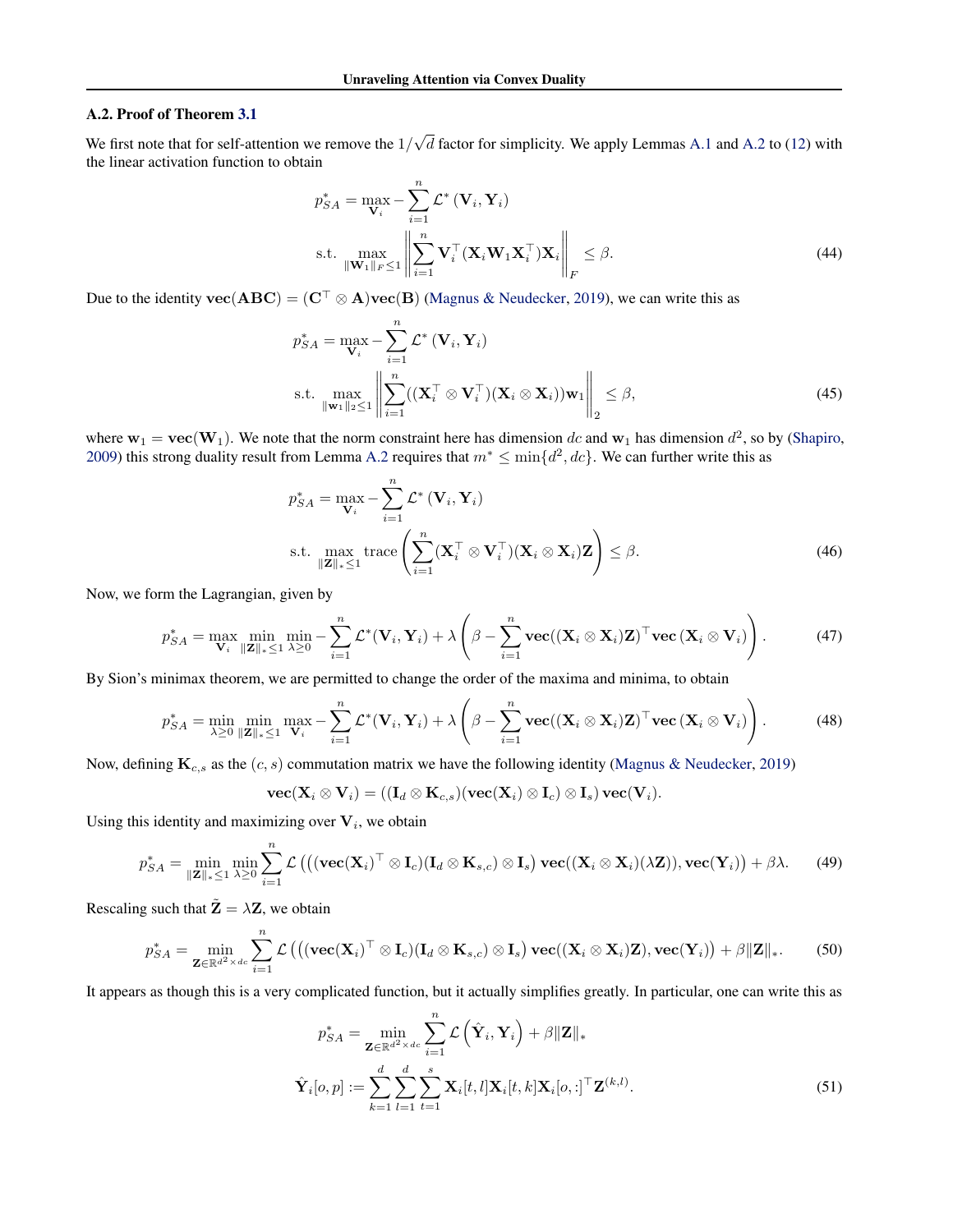### A.2. Proof of Theorem 3.1

We first note that for self-attention we remove the $1/\sqrt{d}$ factor for simplicity. We apply Lemmas A.1 and A.2 to (12) with the linear activation function to obtain

$$
\begin{aligned}
p_{SA}^* = \max_{\mathbf{V}_i} & -\sum_{i=1}^n \mathcal{L}^*\left(\mathbf{V}_i, \mathbf{Y}_i\right) \\
\text{s.t. } & \max_{\|\mathbf{W}_1\|_F \leq 1} \left\| \sum_{i=1}^n \mathbf{V}_i^\top (\mathbf{X}_i \mathbf{W}_1 \mathbf{X}_i^\top) \mathbf{X}_i \right\|_F \leq \beta.
\end{aligned} \tag{44}
$$

Due to the identity $\mathbf{vec}(\mathbf{ABC}) = (\mathbf{C}^\top \otimes \mathbf{A})\mathbf{vec}(\mathbf{B})$ (Magnus & Neudecker, 2019), we can write this as

$$
\begin{aligned}
p_{SA}^* = \max_{\mathbf{V}_i} & -\sum_{i=1}^n \mathcal{L}^*\left(\mathbf{V}_i, \mathbf{Y}_i\right) \\
\text{s.t. } & \max_{\|\mathbf{w}_1\|_2 \leq 1} \left\| \sum_{i=1}^n ((\mathbf{X}_i^\top \otimes \mathbf{V}_i^\top)(\mathbf{X}_i \otimes \mathbf{X}_i))\mathbf{w}_1 \right\|_2 \leq \beta,
\end{aligned} \tag{45}
$$

where $\mathbf{w}_1 = \mathbf{vec}(\mathbf{W}_1)$. We note that the norm constraint here has dimension $dc$ and $\mathbf{w}_1$ has dimension $d^2$, so by (Shapiro, 2009) this strong duality result from Lemma A.2 requires that $m^* \leq \min\{d^2, dc\}$. We can further write this as

$$
\begin{aligned}
p_{SA}^* = \max_{\mathbf{V}_i} & -\sum_{i=1}^n \mathcal{L}^*\left(\mathbf{V}_i, \mathbf{Y}_i\right) \\
\text{s.t. } & \max_{\|\mathbf{Z}\|_* \leq 1} \operatorname{trace}\left( \sum_{i=1}^n (\mathbf{X}_i^\top \otimes \mathbf{V}_i^\top)(\mathbf{X}_i \otimes \mathbf{X}_i)\mathbf{Z} \right) \leq \beta.
\end{aligned} \tag{46}
$$

Now, we form the Lagrangian, given by

$$
p_{SA}^* = \max_{\mathbf{V}_i} \min_{\|\mathbf{Z}\|_* \leq 1} \min_{\lambda \geq 0} -\sum_{i=1}^n \mathcal{L}^*(\mathbf{V}_i, \mathbf{Y}_i) + \lambda \left( \beta - \sum_{i=1}^n \mathbf{vec}((\mathbf{X}_i \otimes \mathbf{X}_i)\mathbf{Z})^\top \mathbf{vec}\left(\mathbf{X}_i \otimes \mathbf{V}_i\right) \right). \tag{47}
$$

By Sion's minimax theorem, we are permitted to change the order of the maxima and minima, to obtain

$$
p_{SA}^* = \min_{\lambda \geq 0} \min_{\|\mathbf{Z}\|_* \leq 1} \max_{\mathbf{V}_i} -\sum_{i=1}^n \mathcal{L}^*(\mathbf{V}_i, \mathbf{Y}_i) + \lambda \left( \beta - \sum_{i=1}^n \mathbf{vec}((\mathbf{X}_i \otimes \mathbf{X}_i)\mathbf{Z})^\top \mathbf{vec}\left(\mathbf{X}_i \otimes \mathbf{V}_i\right) \right). \tag{48}
$$

Now, defining $\mathbf{K}_{c,s}$ as the $(c, s)$ commutation matrix we have the following identity (Magnus & Neudecker, 2019)

$$
\mathbf{vec}(\mathbf{X}_i \otimes \mathbf{V}_i) = ((\mathbf{I}_d \otimes \mathbf{K}_{c,s})(\mathbf{vec}(\mathbf{X}_i) \otimes \mathbf{I}_c) \otimes \mathbf{I}_s)\, \mathbf{vec}(\mathbf{V}_i).
$$

Using this identity and maximizing over $\mathbf{V}_i$, we obtain

$$
p_{SA}^* = \min_{\|\mathbf{Z}\|_* \leq 1} \min_{\lambda \geq 0} \sum_{i=1}^n \mathcal{L}\left( \left( (\mathbf{vec}(\mathbf{X}_i)^\top \otimes \mathbf{I}_c)(\mathbf{I}_d \otimes \mathbf{K}_{s,c}) \otimes \mathbf{I}_s \right) \mathbf{vec}((\mathbf{X}_i \otimes \mathbf{X}_i)(\lambda \mathbf{Z})), \mathbf{vec}(\mathbf{Y}_i) \right) + \beta\lambda. \tag{49}
$$

Rescaling such that $\tilde{\mathbf{Z}} = \lambda \mathbf{Z}$, we obtain

$$
p_{SA}^* = \min_{\mathbf{Z} \in \mathbb{R}^{d^2 \times dc}} \sum_{i=1}^n \mathcal{L}\left( \left( (\mathbf{vec}(\mathbf{X}_i)^\top \otimes \mathbf{I}_c)(\mathbf{I}_d \otimes \mathbf{K}_{s,c}) \otimes \mathbf{I}_s \right) \mathbf{vec}((\mathbf{X}_i \otimes \mathbf{X}_i)\mathbf{Z}), \mathbf{vec}(\mathbf{Y}_i) \right) + \beta \|\mathbf{Z}\|_*. \tag{50}
$$

It appears as though this is a very complicated function, but it actually simplifies greatly. In particular, one can write this as

$$
\begin{aligned}
p_{SA}^* &= \min_{\mathbf{Z} \in \mathbb{R}^{d^2 \times dc}} \sum_{i=1}^n \mathcal{L}\left( \hat{\mathbf{Y}}_i, \mathbf{Y}_i \right) + \beta \|\mathbf{Z}\|_* \\
\hat{\mathbf{Y}}_i[o, p] &:= \sum_{k=1}^d \sum_{l=1}^d \sum_{t=1}^s \mathbf{X}_i[t, l] \mathbf{X}_i[t, k] \mathbf{X}_i[o, :]^\top \mathbf{Z}^{(k,l)}.
\end{aligned} \tag{51}
$$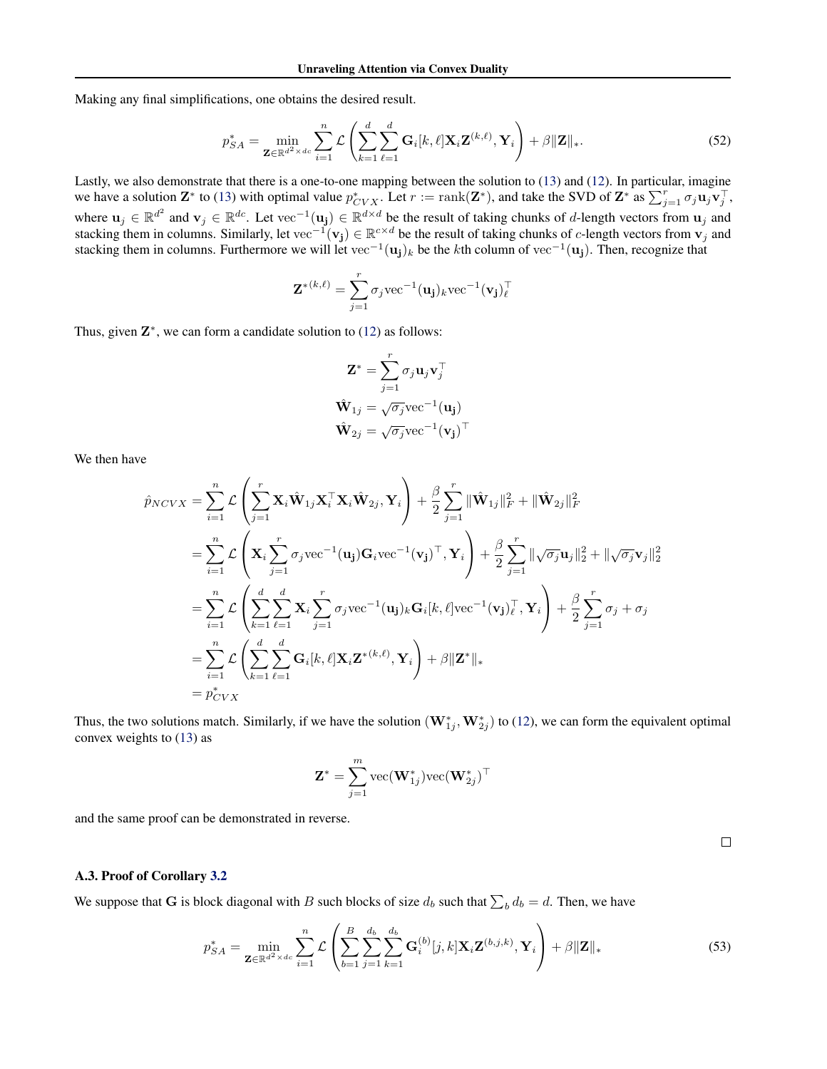Making any final simplifications, one obtains the desired result.

$$p_{SA}^* = \min_{\mathbf{Z} \in \mathbb{R}^{d^2 \times dc}} \sum_{i=1}^{n} \mathcal{L}\left(\sum_{k=1}^{d}\sum_{\ell=1}^{d} \mathbf{G}_i[k,\ell]\mathbf{X}_i\mathbf{Z}^{(k,\ell)}, \mathbf{Y}_i\right) + \beta\|\mathbf{Z}\|_*. \tag{52}$$

Lastly, we also demonstrate that there is a one-to-one mapping between the solution to (13) and (12). In particular, imagine we have a solution $\mathbf{Z}^*$ to (13) with optimal value $p_{CVX}^*$. Let $r := \text{rank}(\mathbf{Z}^*)$, and take the SVD of $\mathbf{Z}^*$ as $\sum_{j=1}^{r} \sigma_j \mathbf{u}_j \mathbf{v}_j^\top$, where $\mathbf{u}_j \in \mathbb{R}^{d^2}$ and $\mathbf{v}_j \in \mathbb{R}^{dc}$. Let $\text{vec}^{-1}(\mathbf{u_j}) \in \mathbb{R}^{d \times d}$ be the result of taking chunks of $d$-length vectors from $\mathbf{u}_j$ and stacking them in columns. Similarly, let $\text{vec}^{-1}(\mathbf{v_j}) \in \mathbb{R}^{c \times d}$ be the result of taking chunks of $c$-length vectors from $\mathbf{v}_j$ and stacking them in columns. Furthermore we will let $\text{vec}^{-1}(\mathbf{u_j})_k$ be the $k$th column of $\text{vec}^{-1}(\mathbf{u_j})$. Then, recognize that

$$\mathbf{Z}^{*(k,\ell)} = \sum_{j=1}^{r} \sigma_j \text{vec}^{-1}(\mathbf{u_j})_k \text{vec}^{-1}(\mathbf{v_j})_\ell^\top$$

Thus, given $\mathbf{Z}^*$, we can form a candidate solution to (12) as follows:

$$\mathbf{Z}^* = \sum_{j=1}^{r} \sigma_j \mathbf{u}_j \mathbf{v}_j^\top$$
$$\hat{\mathbf{W}}_{1j} = \sqrt{\sigma_j}\text{vec}^{-1}(\mathbf{u_j})$$
$$\hat{\mathbf{W}}_{2j} = \sqrt{\sigma_j}\text{vec}^{-1}(\mathbf{v_j})^\top$$

We then have

$$\begin{aligned}
\hat{p}_{NCVX} &= \sum_{i=1}^{n} \mathcal{L}\left(\sum_{j=1}^{r} \mathbf{X}_i \hat{\mathbf{W}}_{1j} \mathbf{X}_i^\top \mathbf{X}_i \hat{\mathbf{W}}_{2j}, \mathbf{Y}_i\right) + \frac{\beta}{2}\sum_{j=1}^{r} \|\hat{\mathbf{W}}_{1j}\|_F^2 + \|\hat{\mathbf{W}}_{2j}\|_F^2 \\
&= \sum_{i=1}^{n} \mathcal{L}\left(\mathbf{X}_i \sum_{j=1}^{r} \sigma_j \text{vec}^{-1}(\mathbf{u_j}) \mathbf{G}_i \text{vec}^{-1}(\mathbf{v_j})^\top, \mathbf{Y}_i\right) + \frac{\beta}{2}\sum_{j=1}^{r} \|\sqrt{\sigma_j}\mathbf{u}_j\|_2^2 + \|\sqrt{\sigma_j}\mathbf{v}_j\|_2^2 \\
&= \sum_{i=1}^{n} \mathcal{L}\left(\sum_{k=1}^{d}\sum_{\ell=1}^{d} \mathbf{X}_i \sum_{j=1}^{r} \sigma_j \text{vec}^{-1}(\mathbf{u_j})_k \mathbf{G}_i[k,\ell] \text{vec}^{-1}(\mathbf{v_j})_\ell^\top, \mathbf{Y}_i\right) + \frac{\beta}{2}\sum_{j=1}^{r} \sigma_j + \sigma_j \\
&= \sum_{i=1}^{n} \mathcal{L}\left(\sum_{k=1}^{d}\sum_{\ell=1}^{d} \mathbf{G}_i[k,\ell]\mathbf{X}_i \mathbf{Z}^{*(k,\ell)}, \mathbf{Y}_i\right) + \beta\|\mathbf{Z}^*\|_* \\
&= p_{CVX}^*
\end{aligned}$$

Thus, the two solutions match. Similarly, if we have the solution $(\mathbf{W}_{1j}^*, \mathbf{W}_{2j}^*)$ to (12), we can form the equivalent optimal convex weights to (13) as

$$\mathbf{Z}^* = \sum_{j=1}^{m} \text{vec}(\mathbf{W}_{1j}^*)\text{vec}(\mathbf{W}_{2j}^*)^\top$$

and the same proof can be demonstrated in reverse.

□

### A.3. Proof of Corollary 3.2

We suppose that $\mathbf{G}$ is block diagonal with $B$ such blocks of size $d_b$ such that $\sum_b d_b = d$. Then, we have

$$p_{SA}^* = \min_{\mathbf{Z} \in \mathbb{R}^{d^2 \times dc}} \sum_{i=1}^{n} \mathcal{L}\left(\sum_{b=1}^{B}\sum_{j=1}^{d_b}\sum_{k=1}^{d_b} \mathbf{G}_i^{(b)}[j,k]\mathbf{X}_i\mathbf{Z}^{(b,j,k)}, \mathbf{Y}_i\right) + \beta\|\mathbf{Z}\|_* \tag{53}$$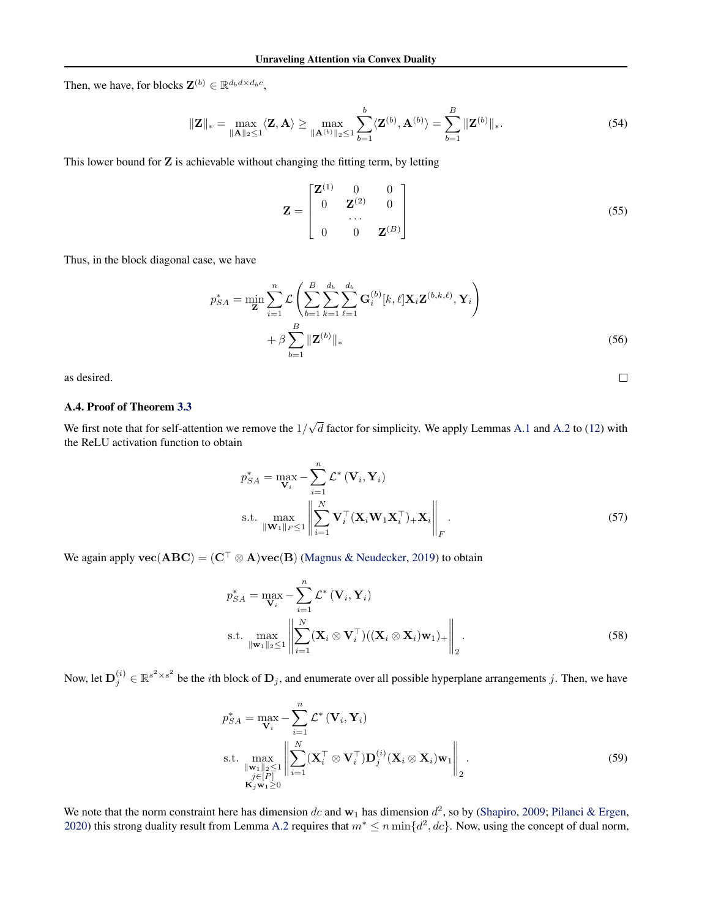Then, we have, for blocks $\mathbf{Z}^{(b)} \in \mathbb{R}^{d_b d \times d_b c}$,

$$
\|\mathbf{Z}\|_* = \max_{\|\mathbf{A}\|_2 \leq 1} \langle \mathbf{Z}, \mathbf{A} \rangle \geq \max_{\|\mathbf{A}^{(b)}\|_2 \leq 1} \sum_{b=1}^{b} \langle \mathbf{Z}^{(b)}, \mathbf{A}^{(b)} \rangle = \sum_{b=1}^{B} \|\mathbf{Z}^{(b)}\|_*. \tag{54}
$$

This lower bound for $\mathbf{Z}$ is achievable without changing the fitting term, by letting

$$
\mathbf{Z} = \begin{bmatrix} \mathbf{Z}^{(1)} & 0 & 0 \\ 0 & \mathbf{Z}^{(2)} & 0 \\ & \cdots & \\ 0 & 0 & \mathbf{Z}^{(B)} \end{bmatrix} \tag{55}
$$

Thus, in the block diagonal case, we have

$$
\begin{aligned}
p_{SA}^* = \min_{\mathbf{Z}} \sum_{i=1}^{n} \mathcal{L}\left( \sum_{b=1}^{B} \sum_{k=1}^{d_b} \sum_{\ell=1}^{d_b} \mathbf{G}_i^{(b)}[k, \ell] \mathbf{X}_i \mathbf{Z}^{(b,k,\ell)}, \mathbf{Y}_i \right) \\
+ \beta \sum_{b=1}^{B} \|\mathbf{Z}^{(b)}\|_*
\end{aligned} \tag{56}
$$

as desired. $\square$

### A.4. Proof of Theorem 3.3

We first note that for self-attention we remove the $1/\sqrt{d}$ factor for simplicity. We apply Lemmas A.1 and A.2 to (12) with the ReLU activation function to obtain

$$
\begin{aligned}
p_{SA}^* &= \max_{\mathbf{V}_i} - \sum_{i=1}^{n} \mathcal{L}^* \left( \mathbf{V}_i, \mathbf{Y}_i \right) \\
\text{s.t.} & \max_{\|\mathbf{W}_1\|_F \leq 1} \left\| \sum_{i=1}^{N} \mathbf{V}_i^\top (\mathbf{X}_i \mathbf{W}_1 \mathbf{X}_i^\top)_+ \mathbf{X}_i \right\|_F .
\end{aligned} \tag{57}
$$

We again apply $\mathbf{vec}(\mathbf{ABC}) = (\mathbf{C}^\top \otimes \mathbf{A})\mathbf{vec}(\mathbf{B})$ (Magnus & Neudecker, 2019) to obtain

$$
\begin{aligned}
p_{SA}^* &= \max_{\mathbf{V}_i} - \sum_{i=1}^{n} \mathcal{L}^* \left( \mathbf{V}_i, \mathbf{Y}_i \right) \\
\text{s.t.} & \max_{\|\mathbf{w}_1\|_2 \leq 1} \left\| \sum_{i=1}^{N} (\mathbf{X}_i \otimes \mathbf{V}_i^\top)((\mathbf{X}_i \otimes \mathbf{X}_i)\mathbf{w}_1)_+ \right\|_2 .
\end{aligned} \tag{58}
$$

Now, let $\mathbf{D}_j^{(i)} \in \mathbb{R}^{s^2 \times s^2}$ be the $i$th block of $\mathbf{D}_j$, and enumerate over all possible hyperplane arrangements $j$. Then, we have

$$
\begin{aligned}
p_{SA}^* &= \max_{\mathbf{V}_i} - \sum_{i=1}^{n} \mathcal{L}^* \left( \mathbf{V}_i, \mathbf{Y}_i \right) \\
\text{s.t.} & \max_{\substack{\|\mathbf{w}_1\|_2 \leq 1 \\ j \in [P] \\ \mathbf{K}_j \mathbf{w}_1 \geq 0}} \left\| \sum_{i=1}^{N} (\mathbf{X}_i^\top \otimes \mathbf{V}_i^\top) \mathbf{D}_j^{(i)} (\mathbf{X}_i \otimes \mathbf{X}_i) \mathbf{w}_1 \right\|_2 .
\end{aligned} \tag{59}
$$

We note that the norm constraint here has dimension $dc$ and $\mathbf{w}_1$ has dimension $d^2$, so by (Shapiro, 2009; Pilanci & Ergen, 2020) this strong duality result from Lemma A.2 requires that $m^* \leq n \min\{d^2, dc\}$. Now, using the concept of dual norm,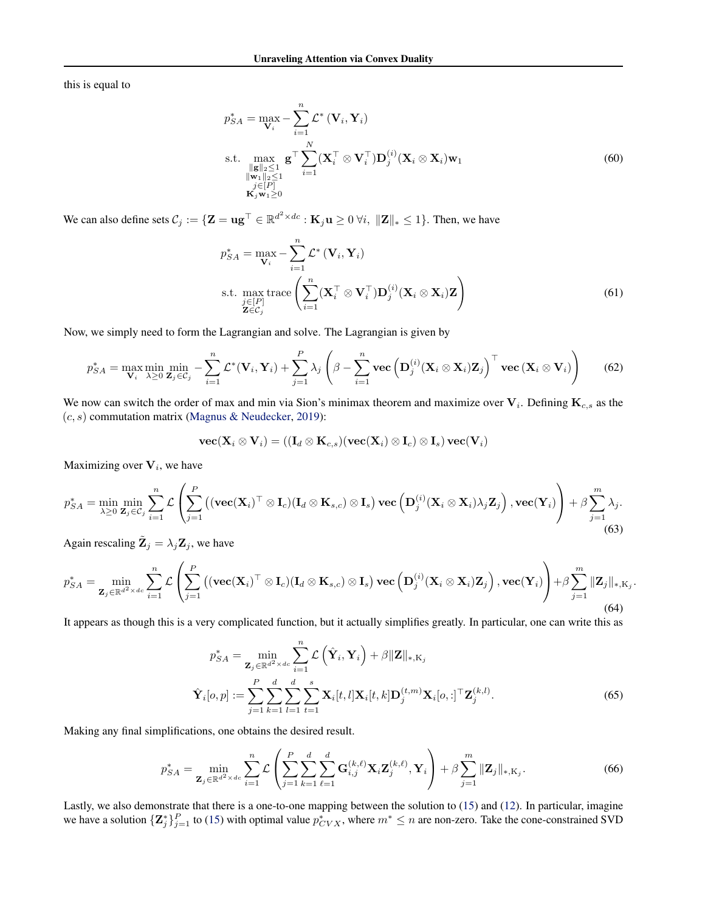this is equal to

$$
\begin{aligned}
p_{SA}^* = & \max_{\mathbf{V}_i} - \sum_{i=1}^{n} \mathcal{L}^* \left(\mathbf{V}_i, \mathbf{Y}_i\right) \\
\text{s.t.} & \max_{\substack{\|\mathbf{g}\|_2 \leq 1 \\ \|\mathbf{w}_1\|_2 \leq 1 \\ j \in [P] \\ \mathbf{K}_j \mathbf{w}_1 \geq 0}} \mathbf{g}^\top \sum_{i=1}^{N} (\mathbf{X}_i^\top \otimes \mathbf{V}_i^\top) \mathbf{D}_j^{(i)} (\mathbf{X}_i \otimes \mathbf{X}_i) \mathbf{w}_1
\end{aligned} \tag{60}
$$

We can also define sets $\mathcal{C}_j := \{\mathbf{Z} = \mathbf{u}\mathbf{g}^\top \in \mathbb{R}^{d^2 \times dc} : \mathbf{K}_j \mathbf{u} \geq 0 \; \forall i, \; \|\mathbf{Z}\|_* \leq 1\}$. Then, we have

$$
\begin{aligned}
p_{SA}^* = & \max_{\mathbf{V}_i} - \sum_{i=1}^{n} \mathcal{L}^* \left(\mathbf{V}_i, \mathbf{Y}_i\right) \\
\text{s.t.} & \max_{\substack{j \in [P] \\ \mathbf{Z} \in \mathcal{C}_j}} \operatorname{trace} \left( \sum_{i=1}^{n} (\mathbf{X}_i^\top \otimes \mathbf{V}_i^\top) \mathbf{D}_j^{(i)} (\mathbf{X}_i \otimes \mathbf{X}_i) \mathbf{Z} \right)
\end{aligned} \tag{61}
$$

Now, we simply need to form the Lagrangian and solve. The Lagrangian is given by

$$
p_{SA}^* = \max_{\mathbf{V}_i} \min_{\lambda \geq 0} \min_{\mathbf{Z}_j \in \mathcal{C}_j} - \sum_{i=1}^{n} \mathcal{L}^*(\mathbf{V}_i, \mathbf{Y}_i) + \sum_{j=1}^{P} \lambda_j \left( \beta - \sum_{i=1}^{n} \mathbf{vec}\left(\mathbf{D}_j^{(i)} (\mathbf{X}_i \otimes \mathbf{X}_i) \mathbf{Z}_j\right)^\top \mathbf{vec}\left(\mathbf{X}_i \otimes \mathbf{V}_i\right) \right) \tag{62}
$$

We now can switch the order of max and min via Sion's minimax theorem and maximize over $\mathbf{V}_i$. Defining $\mathbf{K}_{c,s}$ as the $(c, s)$ commutation matrix (Magnus & Neudecker, 2019):

$$
\mathbf{vec}(\mathbf{X}_i \otimes \mathbf{V}_i) = \left((\mathbf{I}_d \otimes \mathbf{K}_{c,s})(\mathbf{vec}(\mathbf{X}_i) \otimes \mathbf{I}_c) \otimes \mathbf{I}_s\right) \mathbf{vec}(\mathbf{V}_i)
$$

Maximizing over $\mathbf{V}_i$, we have

$$
p_{SA}^* = \min_{\lambda \geq 0} \min_{\mathbf{Z}_j \in \mathcal{C}_j} \sum_{i=1}^{n} \mathcal{L} \left( \sum_{j=1}^{P} \left((\mathbf{vec}(\mathbf{X}_i)^\top \otimes \mathbf{I}_c)(\mathbf{I}_d \otimes \mathbf{K}_{s,c}) \otimes \mathbf{I}_s\right) \mathbf{vec}\left(\mathbf{D}_j^{(i)} (\mathbf{X}_i \otimes \mathbf{X}_i) \lambda_j \mathbf{Z}_j\right), \mathbf{vec}(\mathbf{Y}_i) \right) + \beta \sum_{j=1}^{m} \lambda_j. \tag{63}
$$

Again rescaling $\tilde{\mathbf{Z}}_j = \lambda_j \mathbf{Z}_j$, we have

$$
p_{SA}^* = \min_{\mathbf{Z}_j \in \mathbb{R}^{d^2 \times dc}} \sum_{i=1}^{n} \mathcal{L} \left( \sum_{j=1}^{P} \left((\mathbf{vec}(\mathbf{X}_i)^\top \otimes \mathbf{I}_c)(\mathbf{I}_d \otimes \mathbf{K}_{s,c}) \otimes \mathbf{I}_s\right) \mathbf{vec}\left(\mathbf{D}_j^{(i)} (\mathbf{X}_i \otimes \mathbf{X}_i) \mathbf{Z}_j\right), \mathbf{vec}(\mathbf{Y}_i) \right) + \beta \sum_{j=1}^{m} \|\mathbf{Z}_j\|_{*, \mathrm{K}_j}. \tag{64}
$$

It appears as though this is a very complicated function, but it actually simplifies greatly. In particular, one can write this as

$$
\begin{aligned}
p_{SA}^* = & \min_{\mathbf{Z}_j \in \mathbb{R}^{d^2 \times dc}} \sum_{i=1}^{n} \mathcal{L}\left(\hat{\mathbf{Y}}_i, \mathbf{Y}_i\right) + \beta \|\mathbf{Z}\|_{*, \mathrm{K}_j} \\
\hat{\mathbf{Y}}_i[o, p] := & \sum_{j=1}^{P} \sum_{k=1}^{d} \sum_{l=1}^{d} \sum_{t=1}^{s} \mathbf{X}_i[t, l] \mathbf{X}_i[t, k] \mathbf{D}_j^{(t,m)} \mathbf{X}_i[o, :]^\top \mathbf{Z}_j^{(k,l)}.
\end{aligned} \tag{65}
$$

Making any final simplifications, one obtains the desired result.

$$
p_{SA}^* = \min_{\mathbf{Z}_j \in \mathbb{R}^{d^2 \times dc}} \sum_{i=1}^{n} \mathcal{L} \left( \sum_{j=1}^{P} \sum_{k=1}^{d} \sum_{\ell=1}^{d} \mathbf{G}_{i,j}^{(k,\ell)} \mathbf{X}_i \mathbf{Z}_j^{(k,\ell)}, \mathbf{Y}_i \right) + \beta \sum_{j=1}^{m} \|\mathbf{Z}_j\|_{*, \mathrm{K}_j}. \tag{66}
$$

Lastly, we also demonstrate that there is a one-to-one mapping between the solution to (15) and (12). In particular, imagine we have a solution $\{\mathbf{Z}_j^*\}_{j=1}^{P}$ to (15) with optimal value $p_{CVX}^*$, where $m^* \leq n$ are non-zero. Take the cone-constrained SVD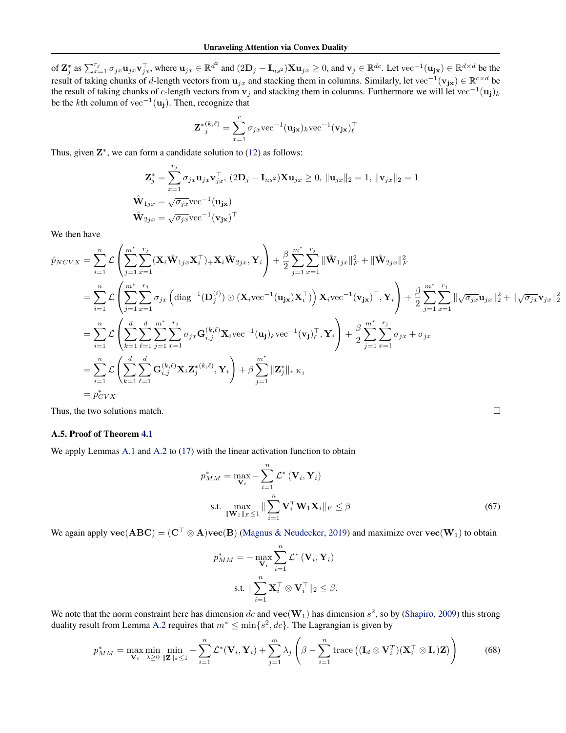of $\mathbf{Z}_j^*$ as $\sum_{x=1}^{r_j} \sigma_{jx}\mathbf{u}_{jx}\mathbf{v}_{jx}^\top$, where $\mathbf{u}_{jx} \in \mathbb{R}^{d^2}$ and $(2\mathbf{D}_j - \mathbf{I}_{ns^2})\mathbf{X}\mathbf{u}_{jx} \geq 0$, and $\mathbf{v}_j \in \mathbb{R}^{dc}$. Let $\text{vec}^{-1}(\mathbf{u_{jx}}) \in \mathbb{R}^{d\times d}$ be the result of taking chunks of $d$-length vectors from $\mathbf{u}_{jx}$ and stacking them in columns. Similarly, let $\text{vec}^{-1}(\mathbf{v_{jx}}) \in \mathbb{R}^{c\times d}$ be the result of taking chunks of $c$-length vectors from $\mathbf{v}_j$ and stacking them in columns. Furthermore we will let $\text{vec}^{-1}(\mathbf{u_j})_k$ be the $k$th column of $\text{vec}^{-1}(\mathbf{u_j})$. Then, recognize that

$$
\mathbf{Z}^{*(k,\ell)}_j = \sum_{x=1}^{r} \sigma_{jx}\text{vec}^{-1}(\mathbf{u_{jx}})_k \text{vec}^{-1}(\mathbf{v_{jx}})_\ell^\top
$$

Thus, given $\mathbf{Z}^*$, we can form a candidate solution to (12) as follows:

$$
\begin{aligned}
\mathbf{Z}_j^* &= \sum_{x=1}^{r_j} \sigma_{jx}\mathbf{u}_{jx}\mathbf{v}_{jx}^\top,\ (2\mathbf{D}_j - \mathbf{I}_{ns^2})\mathbf{X}\mathbf{u}_{jx} \geq 0,\ \|\mathbf{u}_{jx}\|_2 = 1,\ \|\mathbf{v}_{jx}\|_2 = 1 \\
\hat{\mathbf{W}}_{1jx} &= \sqrt{\sigma_{jx}}\text{vec}^{-1}(\mathbf{u_{jx}}) \\
\hat{\mathbf{W}}_{2jx} &= \sqrt{\sigma_{jx}}\text{vec}^{-1}(\mathbf{v_{jx}})^\top
\end{aligned}
$$

We then have

$$
\begin{aligned}
\hat{p}_{NCVX} &= \sum_{i=1}^n \mathcal{L}\left(\sum_{j=1}^{m^*}\sum_{x=1}^{r_j} (\mathbf{X}_i\hat{\mathbf{W}}_{1jx}\mathbf{X}_i^\top)_+\mathbf{X}_i\hat{\mathbf{W}}_{2jx}, \mathbf{Y}_i\right) + \frac{\beta}{2}\sum_{j=1}^{m^*}\sum_{x=1}^{r_j} \|\hat{\mathbf{W}}_{1jx}\|_F^2 + \|\hat{\mathbf{W}}_{2jx}\|_F^2 \\
&= \sum_{i=1}^n \mathcal{L}\left(\sum_{j=1}^{m^*}\sum_{x=1}^{r_j} \sigma_{jx}\left(\text{diag}^{-1}(\mathbf{D}_j^{(i)}) \odot (\mathbf{X}_i\text{vec}^{-1}(\mathbf{u_{jx}})\mathbf{X}_i^\top)\right)\mathbf{X}_i\text{vec}^{-1}(\mathbf{v_{jx}})^\top, \mathbf{Y}_i\right) + \frac{\beta}{2}\sum_{j=1}^{m^*}\sum_{x=1}^{r_j} \|\sqrt{\sigma_{jx}}\mathbf{u}_{jx}\|_2^2 + \|\sqrt{\sigma_{jx}}\mathbf{v}_{jx}\|_2^2 \\
&= \sum_{i=1}^n \mathcal{L}\left(\sum_{k=1}^{d}\sum_{\ell=1}^{d}\sum_{j=1}^{m^*}\sum_{x=1}^{r_j} \sigma_{jx}\mathbf{G}_{i,j}^{(k,\ell)}\mathbf{X}_i\text{vec}^{-1}(\mathbf{u_j})_k\text{vec}^{-1}(\mathbf{v_j})_\ell^\top, \mathbf{Y}_i\right) + \frac{\beta}{2}\sum_{j=1}^{m^*}\sum_{x=1}^{r_j} \sigma_{jx} + \sigma_{jx} \\
&= \sum_{i=1}^n \mathcal{L}\left(\sum_{k=1}^{d}\sum_{\ell=1}^{d} \mathbf{G}_{i,j}^{(k,\ell)}\mathbf{X}_i\mathbf{Z}_j^{*(k,\ell)}, \mathbf{Y}_i\right) + \beta\sum_{j=1}^{m^*}\|\mathbf{Z}_j^*\|_{*,\mathrm{K}_j} \\
&= p_{CVX}^*
\end{aligned}
$$

Thus, the two solutions match. $\square$

### A.5. Proof of Theorem 4.1

We apply Lemmas A.1 and A.2 to (17) with the linear activation function to obtain

$$
\begin{aligned}
p_{MM}^* = \max_{\mathbf{V}_i} &- \sum_{i=1}^n \mathcal{L}^*\left(\mathbf{V}_i, \mathbf{Y}_i\right) \\
\text{s.t.} &\max_{\|\mathbf{W}_1\|_F \leq 1} \|\sum_{i=1}^n \mathbf{V}_i^T\mathbf{W}_1\mathbf{X}_i\|_F \leq \beta
\end{aligned} \tag{67}
$$

We again apply $\mathbf{vec}(\mathbf{ABC}) = (\mathbf{C}^\top \otimes \mathbf{A})\mathbf{vec}(\mathbf{B})$ (Magnus & Neudecker, 2019) and maximize over $\mathbf{vec}(\mathbf{W}_1)$ to obtain

$$
\begin{aligned}
p_{MM}^* = &-\max_{\mathbf{V}_i} \sum_{i=1}^n \mathcal{L}^*\left(\mathbf{V}_i, \mathbf{Y}_i\right) \\
&\text{s.t.} \ \|\sum_{i=1}^n \mathbf{X}_i^\top \otimes \mathbf{V}_i^\top\|_2 \leq \beta.
\end{aligned}
$$

We note that the norm constraint here has dimension $dc$ and $\mathbf{vec}(\mathbf{W}_1)$ has dimension $s^2$, so by (Shapiro, 2009) this strong duality result from Lemma A.2 requires that $m^* \leq \min\{s^2, dc\}$. The Lagrangian is given by

$$
p_{MM}^* = \max_{\mathbf{V}_i}\min_{\lambda\geq 0}\min_{\|\mathbf{Z}\|_*\leq 1} -\sum_{i=1}^n \mathcal{L}^*(\mathbf{V}_i, \mathbf{Y}_i) + \sum_{j=1}^m \lambda_j\left(\beta - \sum_{i=1}^n \text{trace}\left((\mathbf{I}_d \otimes \mathbf{V}_i^T)(\mathbf{X}_i^\top \otimes \mathbf{I}_s)\mathbf{Z}\right)\right) \tag{68}
$$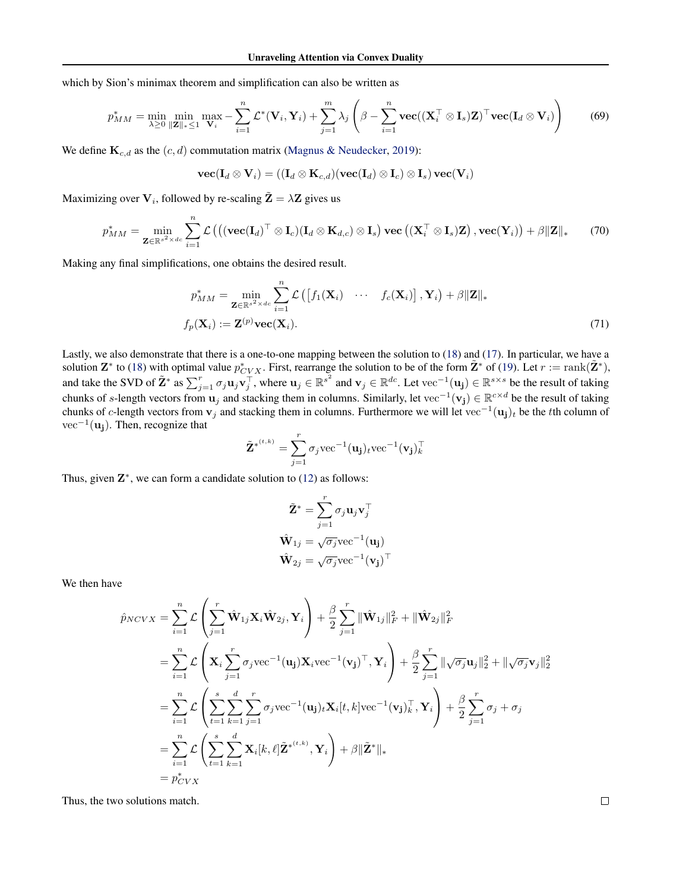which by Sion's minimax theorem and simplification can also be written as

$$p^*_{MM} = \min_{\lambda \geq 0} \min_{\|\mathbf{Z}\|_* \leq 1} \max_{\mathbf{V}_i} -\sum_{i=1}^n \mathcal{L}^*(\mathbf{V}_i, \mathbf{Y}_i) + \sum_{j=1}^m \lambda_j \left( \beta - \sum_{i=1}^n \mathbf{vec}((\mathbf{X}_i^\top \otimes \mathbf{I}_s)\mathbf{Z})^\top \mathbf{vec}(\mathbf{I}_d \otimes \mathbf{V}_i) \right) \tag{69}$$

We define $\mathbf{K}_{c,d}$ as the $(c, d)$ commutation matrix (Magnus & Neudecker, 2019):

$$\mathbf{vec}(\mathbf{I}_d \otimes \mathbf{V}_i) = ((\mathbf{I}_d \otimes \mathbf{K}_{c,d})(\mathbf{vec}(\mathbf{I}_d) \otimes \mathbf{I}_c) \otimes \mathbf{I}_s)\, \mathbf{vec}(\mathbf{V}_i)$$

Maximizing over $\mathbf{V}_i$, followed by re-scaling $\tilde{\mathbf{Z}} = \lambda \mathbf{Z}$ gives us

$$p^*_{MM} = \min_{\mathbf{Z} \in \mathbb{R}^{s^2 \times dc}} \sum_{i=1}^n \mathcal{L}\left( \left( (\mathbf{vec}(\mathbf{I}_d)^\top \otimes \mathbf{I}_c)(\mathbf{I}_d \otimes \mathbf{K}_{d,c}) \otimes \mathbf{I}_s \right) \mathbf{vec}\left( (\mathbf{X}_i^\top \otimes \mathbf{I}_s)\mathbf{Z} \right), \mathbf{vec}(\mathbf{Y}_i) \right) + \beta \|\mathbf{Z}\|_* \tag{70}$$

Making any final simplifications, one obtains the desired result.

$$\begin{aligned} p^*_{MM} &= \min_{\mathbf{Z} \in \mathbb{R}^{s^2 \times dc}} \sum_{i=1}^n \mathcal{L}\left( \begin{bmatrix} f_1(\mathbf{X}_i) & \cdots & f_c(\mathbf{X}_i) \end{bmatrix}, \mathbf{Y}_i \right) + \beta \|\mathbf{Z}\|_* \\ f_p(\mathbf{X}_i) &:= \mathbf{Z}^{(p)} \mathbf{vec}(\mathbf{X}_i). \end{aligned} \tag{71}$$

Lastly, we also demonstrate that there is a one-to-one mapping between the solution to (18) and (17). In particular, we have a solution $\mathbf{Z}^*$ to (18) with optimal value $p^*_{CVX}$. First, rearrange the solution to be of the form $\tilde{\mathbf{Z}}^*$ of (19). Let $r := \mathrm{rank}(\tilde{\mathbf{Z}}^*)$, and take the SVD of $\tilde{\mathbf{Z}}^*$ as $\sum_{j=1}^r \sigma_j \mathbf{u}_j \mathbf{v}_j^\top$, where $\mathbf{u}_j \in \mathbb{R}^{s^2}$ and $\mathbf{v}_j \in \mathbb{R}^{dc}$. Let $\mathrm{vec}^{-1}(\mathbf{u_j}) \in \mathbb{R}^{s \times s}$ be the result of taking chunks of $s$-length vectors from $\mathbf{u}_j$ and stacking them in columns. Similarly, let $\mathrm{vec}^{-1}(\mathbf{v_j}) \in \mathbb{R}^{c \times d}$ be the result of taking chunks of $c$-length vectors from $\mathbf{v}_j$ and stacking them in columns. Furthermore we will let $\mathrm{vec}^{-1}(\mathbf{u_j})_t$ be the $t$th column of $\mathrm{vec}^{-1}(\mathbf{u_j})$. Then, recognize that

$$\tilde{\mathbf{Z}}^{*^{(t,k)}} = \sum_{j=1}^r \sigma_j \mathrm{vec}^{-1}(\mathbf{u_j})_t \mathrm{vec}^{-1}(\mathbf{v_j})_k^\top$$

Thus, given $\mathbf{Z}^*$, we can form a candidate solution to (12) as follows:

$$\begin{aligned} \tilde{\mathbf{Z}}^* &= \sum_{j=1}^r \sigma_j \mathbf{u}_j \mathbf{v}_j^\top \\ \hat{\mathbf{W}}_{1j} &= \sqrt{\sigma_j} \mathrm{vec}^{-1}(\mathbf{u_j}) \\ \hat{\mathbf{W}}_{2j} &= \sqrt{\sigma_j} \mathrm{vec}^{-1}(\mathbf{v_j})^\top \end{aligned}$$

We then have

$$\begin{aligned} \hat{p}_{NCVX} &= \sum_{i=1}^n \mathcal{L}\left( \sum_{j=1}^r \hat{\mathbf{W}}_{1j} \mathbf{X}_i \hat{\mathbf{W}}_{2j}, \mathbf{Y}_i \right) + \frac{\beta}{2} \sum_{j=1}^r \|\hat{\mathbf{W}}_{1j}\|_F^2 + \|\hat{\mathbf{W}}_{2j}\|_F^2 \\ &= \sum_{i=1}^n \mathcal{L}\left( \mathbf{X}_i \sum_{j=1}^r \sigma_j \mathrm{vec}^{-1}(\mathbf{u_j}) \mathbf{X}_i \mathrm{vec}^{-1}(\mathbf{v_j})^\top, \mathbf{Y}_i \right) + \frac{\beta}{2} \sum_{j=1}^r \|\sqrt{\sigma_j}\mathbf{u}_j\|_2^2 + \|\sqrt{\sigma_j}\mathbf{v}_j\|_2^2 \\ &= \sum_{i=1}^n \mathcal{L}\left( \sum_{t=1}^s \sum_{k=1}^d \sum_{j=1}^r \sigma_j \mathrm{vec}^{-1}(\mathbf{u_j})_t \mathbf{X}_i[t,k] \mathrm{vec}^{-1}(\mathbf{v_j})_k^\top, \mathbf{Y}_i \right) + \frac{\beta}{2} \sum_{j=1}^r \sigma_j + \sigma_j \\ &= \sum_{i=1}^n \mathcal{L}\left( \sum_{t=1}^s \sum_{k=1}^d \mathbf{X}_i[k,\ell] \tilde{\mathbf{Z}}^{*^{(t,k)}}, \mathbf{Y}_i \right) + \beta \|\tilde{\mathbf{Z}}^*\|_* \\ &= p^*_{CVX} \end{aligned}$$

Thus, the two solutions match. $\square$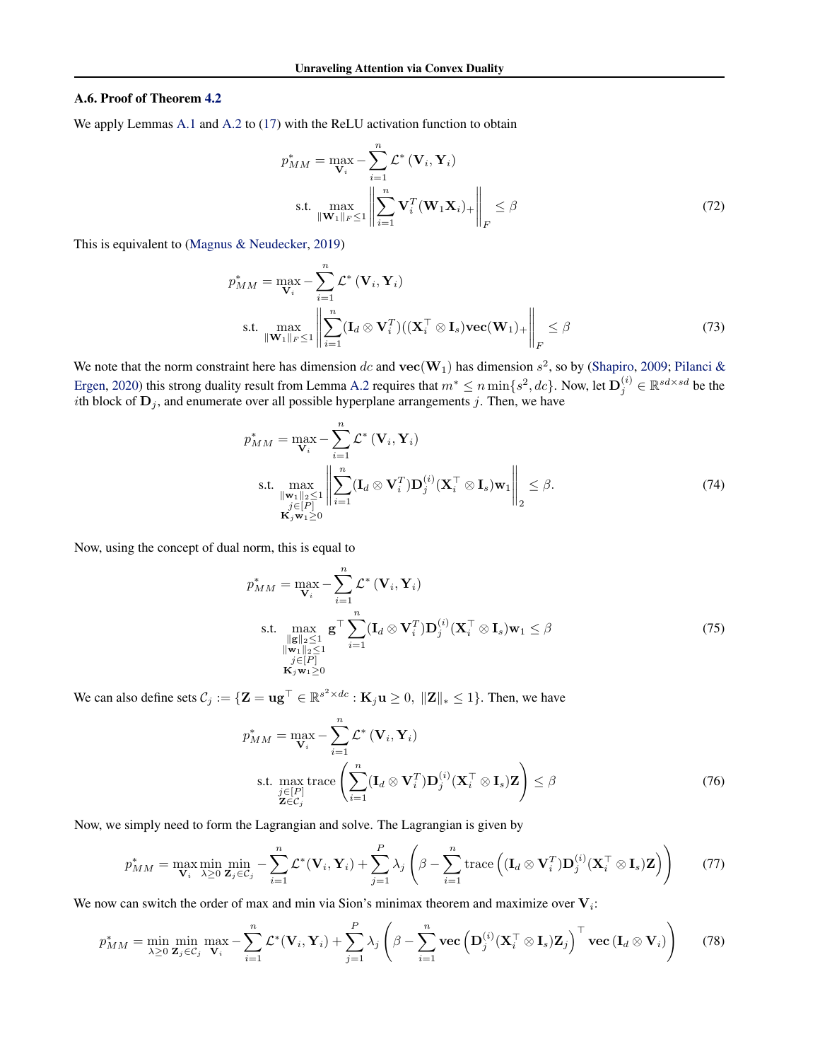### A.6. Proof of Theorem 4.2

We apply Lemmas A.1 and A.2 to (17) with the ReLU activation function to obtain

$$
\begin{aligned}
p_{MM}^* = \max_{\mathbf{V}_i} & - \sum_{i=1}^{n} \mathcal{L}^* \left(\mathbf{V}_i, \mathbf{Y}_i\right) \\
\text{s.t. } & \max_{\|\mathbf{W}_1\|_F \le 1} \left\| \sum_{i=1}^{n} \mathbf{V}_i^T (\mathbf{W}_1 \mathbf{X}_i)_+ \right\|_F \le \beta
\end{aligned}
\tag{72}
$$

This is equivalent to (Magnus & Neudecker, 2019)

$$
\begin{aligned}
p_{MM}^* = \max_{\mathbf{V}_i} & - \sum_{i=1}^{n} \mathcal{L}^* \left(\mathbf{V}_i, \mathbf{Y}_i\right) \\
\text{s.t. } & \max_{\|\mathbf{W}_1\|_F \le 1} \left\| \sum_{i=1}^{n} (\mathbf{I}_d \otimes \mathbf{V}_i^T)((\mathbf{X}_i^\top \otimes \mathbf{I}_s)\mathbf{vec}(\mathbf{W}_1)_+ \right\|_F \le \beta
\end{aligned}
\tag{73}
$$

We note that the norm constraint here has dimension $dc$ and $\mathbf{vec}(\mathbf{W}_1)$ has dimension $s^2$, so by (Shapiro, 2009; Pilanci & Ergen, 2020) this strong duality result from Lemma A.2 requires that $m^* \le n \min\{s^2, dc\}$. Now, let $\mathbf{D}_j^{(i)} \in \mathbb{R}^{sd \times sd}$ be the $i$th block of $\mathbf{D}_j$, and enumerate over all possible hyperplane arrangements $j$. Then, we have

$$
\begin{aligned}
p_{MM}^* = \max_{\mathbf{V}_i} & - \sum_{i=1}^{n} \mathcal{L}^* \left(\mathbf{V}_i, \mathbf{Y}_i\right) \\
\text{s.t. } & \max_{\substack{\|\mathbf{w}_1\|_2 \le 1 \\ j \in [P] \\ \mathbf{K}_j \mathbf{w}_1 \ge 0}} \left\| \sum_{i=1}^{n} (\mathbf{I}_d \otimes \mathbf{V}_i^T) \mathbf{D}_j^{(i)} (\mathbf{X}_i^\top \otimes \mathbf{I}_s) \mathbf{w}_1 \right\|_2 \le \beta.
\end{aligned}
\tag{74}
$$

Now, using the concept of dual norm, this is equal to

$$
\begin{aligned}
p_{MM}^* = \max_{\mathbf{V}_i} & - \sum_{i=1}^{n} \mathcal{L}^* \left(\mathbf{V}_i, \mathbf{Y}_i\right) \\
\text{s.t. } & \max_{\substack{\|\mathbf{g}\|_2 \le 1 \\ \|\mathbf{w}_1\|_2 \le 1 \\ j \in [P] \\ \mathbf{K}_j \mathbf{w}_1 \ge 0}} \mathbf{g}^\top \sum_{i=1}^{n} (\mathbf{I}_d \otimes \mathbf{V}_i^T) \mathbf{D}_j^{(i)} (\mathbf{X}_i^\top \otimes \mathbf{I}_s) \mathbf{w}_1 \le \beta
\end{aligned}
\tag{75}
$$

We can also define sets $\mathcal{C}_j := \{\mathbf{Z} = \mathbf{u}\mathbf{g}^\top \in \mathbb{R}^{s^2 \times dc} : \mathbf{K}_j \mathbf{u} \ge 0, \ \|\mathbf{Z}\|_* \le 1\}$. Then, we have

$$
\begin{aligned}
p_{MM}^* = \max_{\mathbf{V}_i} & - \sum_{i=1}^{n} \mathcal{L}^* \left(\mathbf{V}_i, \mathbf{Y}_i\right) \\
\text{s.t. } & \max_{\substack{j \in [P] \\ \mathbf{Z} \in \mathcal{C}_j}} \operatorname{trace} \left( \sum_{i=1}^{n} (\mathbf{I}_d \otimes \mathbf{V}_i^T) \mathbf{D}_j^{(i)} (\mathbf{X}_i^\top \otimes \mathbf{I}_s) \mathbf{Z} \right) \le \beta
\end{aligned}
\tag{76}
$$

Now, we simply need to form the Lagrangian and solve. The Lagrangian is given by

$$
p_{MM}^* = \max_{\mathbf{V}_i} \min_{\lambda \ge 0} \min_{\mathbf{Z}_j \in \mathcal{C}_j} - \sum_{i=1}^{n} \mathcal{L}^*(\mathbf{V}_i, \mathbf{Y}_i) + \sum_{j=1}^{P} \lambda_j \left( \beta - \sum_{i=1}^{n} \operatorname{trace} \left( (\mathbf{I}_d \otimes \mathbf{V}_i^T) \mathbf{D}_j^{(i)} (\mathbf{X}_i^\top \otimes \mathbf{I}_s) \mathbf{Z} \right) \right) \tag{77}
$$

We now can switch the order of max and min via Sion's minimax theorem and maximize over $\mathbf{V}_i$:

$$
p_{MM}^* = \min_{\lambda \ge 0} \min_{\mathbf{Z}_j \in \mathcal{C}_j} \max_{\mathbf{V}_i} - \sum_{i=1}^{n} \mathcal{L}^*(\mathbf{V}_i, \mathbf{Y}_i) + \sum_{j=1}^{P} \lambda_j \left( \beta - \sum_{i=1}^{n} \mathbf{vec} \left( \mathbf{D}_j^{(i)} (\mathbf{X}_i^\top \otimes \mathbf{I}_s) \mathbf{Z}_j \right)^\top \mathbf{vec} \left( \mathbf{I}_d \otimes \mathbf{V}_i \right) \right) \tag{78}
$$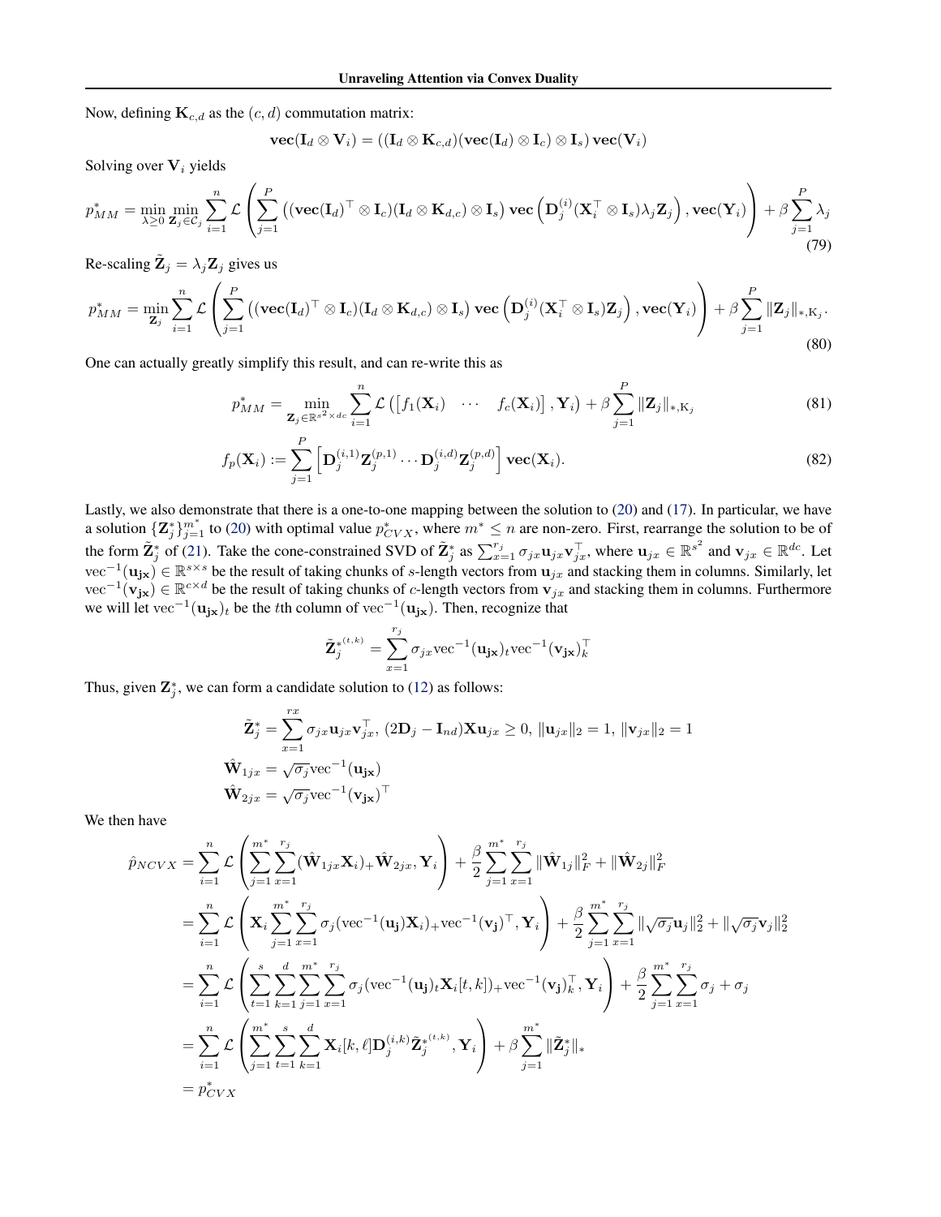Now, defining $\mathbf{K}_{c,d}$ as the $(c, d)$ commutation matrix:

$$\mathbf{vec}(\mathbf{I}_d \otimes \mathbf{V}_i) = ((\mathbf{I}_d \otimes \mathbf{K}_{c,d})(\mathbf{vec}(\mathbf{I}_d) \otimes \mathbf{I}_c) \otimes \mathbf{I}_s)\,\mathbf{vec}(\mathbf{V}_i)$$

Solving over $\mathbf{V}_i$ yields

$$p^*_{MM} = \min_{\lambda \geq 0} \min_{\mathbf{Z}_j \in \mathcal{C}_j} \sum_{i=1}^n \mathcal{L}\left( \sum_{j=1}^P \left( (\mathbf{vec}(\mathbf{I}_d)^\top \otimes \mathbf{I}_c)(\mathbf{I}_d \otimes \mathbf{K}_{d,c}) \otimes \mathbf{I}_s \right) \mathbf{vec}\left( \mathbf{D}_j^{(i)} (\mathbf{X}_i^\top \otimes \mathbf{I}_s) \lambda_j \mathbf{Z}_j \right), \mathbf{vec}(\mathbf{Y}_i) \right) + \beta \sum_{j=1}^P \lambda_j \tag{79}$$

Re-scaling $\tilde{\mathbf{Z}}_j = \lambda_j \mathbf{Z}_j$ gives us

$$p^*_{MM} = \min_{\mathbf{Z}_j} \sum_{i=1}^n \mathcal{L}\left( \sum_{j=1}^P \left( (\mathbf{vec}(\mathbf{I}_d)^\top \otimes \mathbf{I}_c)(\mathbf{I}_d \otimes \mathbf{K}_{d,c}) \otimes \mathbf{I}_s \right) \mathbf{vec}\left( \mathbf{D}_j^{(i)} (\mathbf{X}_i^\top \otimes \mathbf{I}_s) \mathbf{Z}_j \right), \mathbf{vec}(\mathbf{Y}_i) \right) + \beta \sum_{j=1}^P \|\mathbf{Z}_j\|_{*,\mathrm{K}_j}. \tag{80}$$

One can actually greatly simplify this result, and can re-write this as

$$p^*_{MM} = \min_{\mathbf{Z}_j \in \mathbb{R}^{s^2 \times dc}} \sum_{i=1}^n \mathcal{L}\left( \begin{bmatrix} f_1(\mathbf{X}_i) & \cdots & f_c(\mathbf{X}_i) \end{bmatrix}, \mathbf{Y}_i \right) + \beta \sum_{j=1}^P \|\mathbf{Z}_j\|_{*,\mathrm{K}_j} \tag{81}$$

$$f_p(\mathbf{X}_i) := \sum_{j=1}^P \left[ \mathbf{D}_j^{(i,1)} \mathbf{Z}_j^{(p,1)} \cdots \mathbf{D}_j^{(i,d)} \mathbf{Z}_j^{(p,d)} \right] \mathbf{vec}(\mathbf{X}_i). \tag{82}$$

Lastly, we also demonstrate that there is a one-to-one mapping between the solution to (20) and (17). In particular, we have a solution $\{\mathbf{Z}_j^*\}_{j=1}^{m^*}$ to (20) with optimal value $p^*_{CVX}$, where $m^* \leq n$ are non-zero. First, rearrange the solution to be of the form $\tilde{\mathbf{Z}}_j^*$ of (21). Take the cone-constrained SVD of $\tilde{\mathbf{Z}}_j^*$ as $\sum_{x=1}^{r_j} \sigma_{jx} \mathbf{u}_{jx} \mathbf{v}_{jx}^\top$, where $\mathbf{u}_{jx} \in \mathbb{R}^{s^2}$ and $\mathbf{v}_{jx} \in \mathbb{R}^{dc}$. Let $\mathrm{vec}^{-1}(\mathbf{u}_{\mathbf{jx}}) \in \mathbb{R}^{s \times s}$ be the result of taking chunks of $s$-length vectors from $\mathbf{u}_{jx}$ and stacking them in columns. Similarly, let $\mathrm{vec}^{-1}(\mathbf{v}_{\mathbf{jx}}) \in \mathbb{R}^{c \times d}$ be the result of taking chunks of $c$-length vectors from $\mathbf{v}_{jx}$ and stacking them in columns. Furthermore we will let $\mathrm{vec}^{-1}(\mathbf{u}_{\mathbf{jx}})_t$ be the $t$th column of $\mathrm{vec}^{-1}(\mathbf{u}_{\mathbf{jx}})$. Then, recognize that

$$\tilde{\mathbf{Z}}_j^{*^{(t,k)}} = \sum_{x=1}^{r_j} \sigma_{jx} \mathrm{vec}^{-1}(\mathbf{u}_{\mathbf{jx}})_t \mathrm{vec}^{-1}(\mathbf{v}_{\mathbf{jx}})_k^\top$$

Thus, given $\mathbf{Z}_j^*$, we can form a candidate solution to (12) as follows:

$$\tilde{\mathbf{Z}}_j^* = \sum_{x=1}^{rx} \sigma_{jx} \mathbf{u}_{jx} \mathbf{v}_{jx}^\top,\ (2\mathbf{D}_j - \mathbf{I}_{nd})\mathbf{X}\mathbf{u}_{jx} \geq 0,\ \|\mathbf{u}_{jx}\|_2 = 1,\ \|\mathbf{v}_{jx}\|_2 = 1$$
$$\hat{\mathbf{W}}_{1jx} = \sqrt{\sigma_j} \mathrm{vec}^{-1}(\mathbf{u}_{\mathbf{jx}})$$
$$\hat{\mathbf{W}}_{2jx} = \sqrt{\sigma_j} \mathrm{vec}^{-1}(\mathbf{v}_{\mathbf{jx}})^\top$$

We then have

$$\begin{aligned}
\hat{p}_{NCVX} &= \sum_{i=1}^n \mathcal{L}\left( \sum_{j=1}^{m^*} \sum_{x=1}^{r_j} (\hat{\mathbf{W}}_{1jx} \mathbf{X}_i)_+ \hat{\mathbf{W}}_{2jx}, \mathbf{Y}_i \right) + \frac{\beta}{2} \sum_{j=1}^{m^*} \sum_{x=1}^{r_j} \|\hat{\mathbf{W}}_{1j}\|_F^2 + \|\hat{\mathbf{W}}_{2j}\|_F^2 \\
&= \sum_{i=1}^n \mathcal{L}\left( \mathbf{X}_i \sum_{j=1}^{m^*} \sum_{x=1}^{r_j} \sigma_j (\mathrm{vec}^{-1}(\mathbf{u}_{\mathbf{j}}) \mathbf{X}_i)_+ \mathrm{vec}^{-1}(\mathbf{v}_{\mathbf{j}})^\top, \mathbf{Y}_i \right) + \frac{\beta}{2} \sum_{j=1}^{m^*} \sum_{x=1}^{r_j} \|\sqrt{\sigma_j} \mathbf{u}_j\|_2^2 + \|\sqrt{\sigma_j} \mathbf{v}_j\|_2^2 \\
&= \sum_{i=1}^n \mathcal{L}\left( \sum_{t=1}^s \sum_{k=1}^d \sum_{j=1}^{m^*} \sum_{x=1}^{r_j} \sigma_j (\mathrm{vec}^{-1}(\mathbf{u}_{\mathbf{j}})_t \mathbf{X}_i[t,k])_+ \mathrm{vec}^{-1}(\mathbf{v}_{\mathbf{j}})_k^\top, \mathbf{Y}_i \right) + \frac{\beta}{2} \sum_{j=1}^{m^*} \sum_{x=1}^{r_j} \sigma_j + \sigma_j \\
&= \sum_{i=1}^n \mathcal{L}\left( \sum_{j=1}^{m^*} \sum_{t=1}^s \sum_{k=1}^d \mathbf{X}_i[k,\ell] \mathbf{D}_j^{(i,k)} \tilde{\mathbf{Z}}_j^{*^{(t,k)}}, \mathbf{Y}_i \right) + \beta \sum_{j=1}^{m^*} \|\tilde{\mathbf{Z}}_j^*\|_* \\
&= p^*_{CVX}
\end{aligned}$$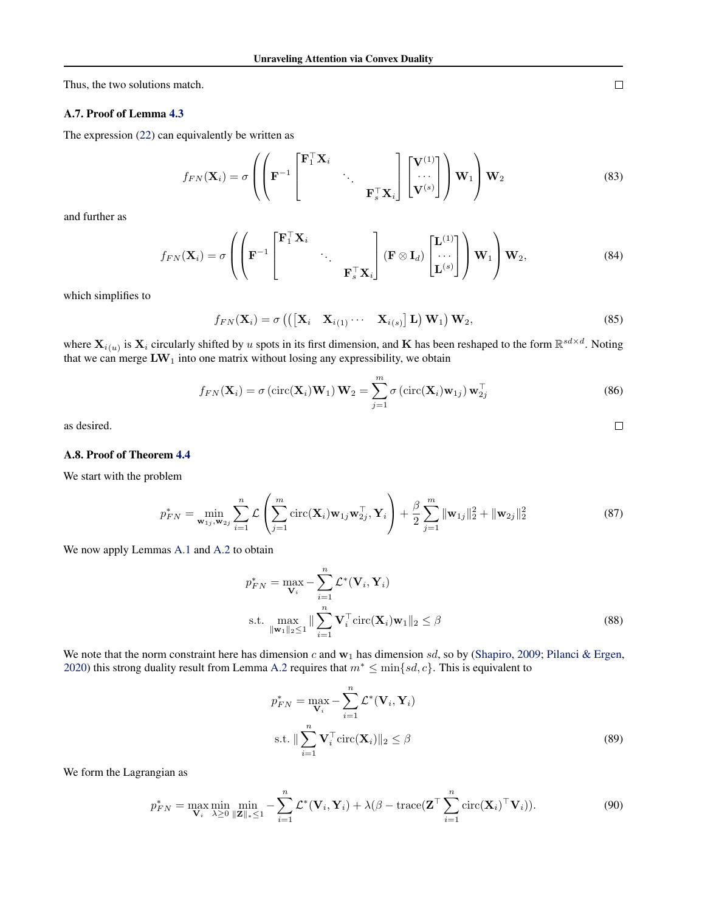Thus, the two solutions match. □

### A.7. Proof of Lemma 4.3

The expression (22) can equivalently be written as

$$f_{FN}(\mathbf{X}_i) = \sigma\left(\left(\mathbf{F}^{-1}\begin{bmatrix}\mathbf{F}_1^\top \mathbf{X}_i & & \\ & \ddots & \\ & & \mathbf{F}_s^\top \mathbf{X}_i\end{bmatrix}\begin{bmatrix}\mathbf{V}^{(1)} \\ \cdots \\ \mathbf{V}^{(s)}\end{bmatrix}\right)\mathbf{W}_1\right)\mathbf{W}_2 \tag{83}$$

and further as

$$f_{FN}(\mathbf{X}_i) = \sigma\left(\left(\mathbf{F}^{-1}\begin{bmatrix}\mathbf{F}_1^\top \mathbf{X}_i & & \\ & \ddots & \\ & & \mathbf{F}_s^\top \mathbf{X}_i\end{bmatrix}(\mathbf{F}\otimes \mathbf{I}_d)\begin{bmatrix}\mathbf{L}^{(1)} \\ \cdots \\ \mathbf{L}^{(s)}\end{bmatrix}\right)\mathbf{W}_1\right)\mathbf{W}_2, \tag{84}$$

which simplifies to

$$f_{FN}(\mathbf{X}_i) = \sigma\left(\left(\begin{bmatrix}\mathbf{X}_i & \mathbf{X}_{i(1)}\cdots & \mathbf{X}_{i(s)}\end{bmatrix}\mathbf{L}\right)\mathbf{W}_1\right)\mathbf{W}_2, \tag{85}$$

where $\mathbf{X}_{i(u)}$ is $\mathbf{X}_i$ circularly shifted by $u$ spots in its first dimension, and $\mathbf{K}$ has been reshaped to the form $\mathbb{R}^{sd\times d}$. Noting that we can merge $\mathbf{L}\mathbf{W}_1$ into one matrix without losing any expressibility, we obtain

$$f_{FN}(\mathbf{X}_i) = \sigma\left(\text{circ}(\mathbf{X}_i)\mathbf{W}_1\right)\mathbf{W}_2 = \sum_{j=1}^m \sigma\left(\text{circ}(\mathbf{X}_i)\mathbf{w}_{1j}\right)\mathbf{w}_{2j}^\top \tag{86}$$

as desired. □

### A.8. Proof of Theorem 4.4

We start with the problem

$$p_{FN}^* = \min_{\mathbf{w}_{1j},\mathbf{w}_{2j}} \sum_{i=1}^n \mathcal{L}\left(\sum_{j=1}^m \text{circ}(\mathbf{X}_i)\mathbf{w}_{1j}\mathbf{w}_{2j}^\top, \mathbf{Y}_i\right) + \frac{\beta}{2}\sum_{j=1}^m \|\mathbf{w}_{1j}\|_2^2 + \|\mathbf{w}_{2j}\|_2^2 \tag{87}$$

We now apply Lemmas A.1 and A.2 to obtain

$$\begin{aligned} p_{FN}^* = \max_{\mathbf{V}_i} & -\sum_{i=1}^n \mathcal{L}^*(\mathbf{V}_i, \mathbf{Y}_i) \\ \text{s.t. } & \max_{\|\mathbf{w}_1\|_2\leq 1} \|\sum_{i=1}^n \mathbf{V}_i^\top \text{circ}(\mathbf{X}_i)\mathbf{w}_1\|_2 \leq \beta \end{aligned} \tag{88}$$

We note that the norm constraint here has dimension $c$ and $\mathbf{w}_1$ has dimension $sd$, so by (Shapiro, 2009; Pilanci & Ergen, 2020) this strong duality result from Lemma A.2 requires that $m^* \leq \min\{sd, c\}$. This is equivalent to

$$\begin{aligned} p_{FN}^* = \max_{\mathbf{V}_i} & -\sum_{i=1}^n \mathcal{L}^*(\mathbf{V}_i, \mathbf{Y}_i) \\ \text{s.t. } & \|\sum_{i=1}^n \mathbf{V}_i^\top \text{circ}(\mathbf{X}_i)\|_2 \leq \beta \end{aligned} \tag{89}$$

We form the Lagrangian as

$$p_{FN}^* = \max_{\mathbf{V}_i}\min_{\lambda\geq 0}\min_{\|\mathbf{Z}\|_*\leq 1} -\sum_{i=1}^n \mathcal{L}^*(\mathbf{V}_i, \mathbf{Y}_i) + \lambda(\beta - \text{trace}(\mathbf{Z}^\top \sum_{i=1}^n \text{circ}(\mathbf{X}_i)^\top \mathbf{V}_i)). \tag{90}$$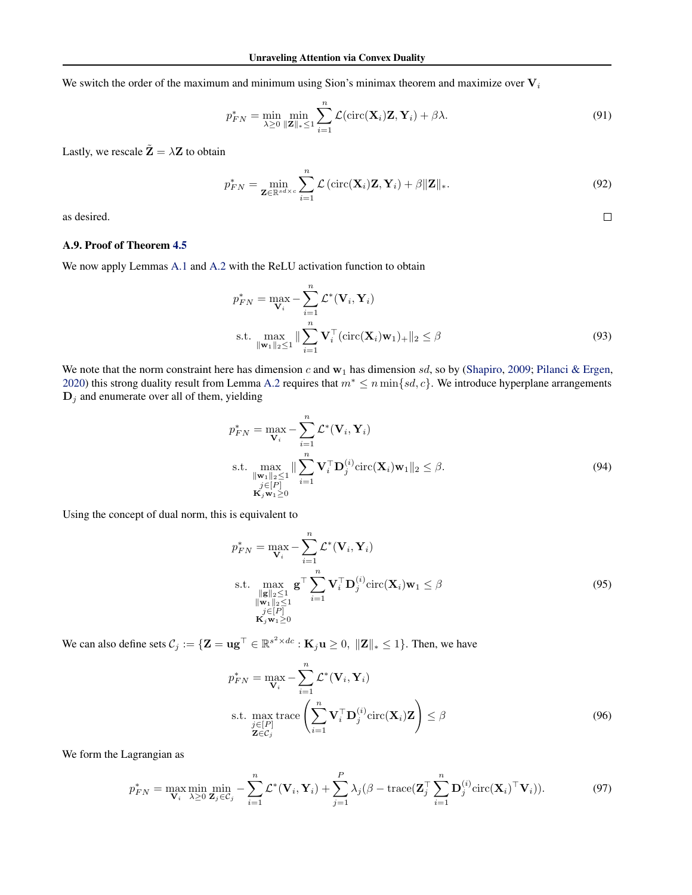We switch the order of the maximum and minimum using Sion's minimax theorem and maximize over $\mathbf{V}_i$

$$p_{FN}^* = \min_{\lambda \geq 0} \min_{\|\mathbf{Z}\|_* \leq 1} \sum_{i=1}^{n} \mathcal{L}(\text{circ}(\mathbf{X}_i)\mathbf{Z}, \mathbf{Y}_i) + \beta\lambda. \tag{91}$$

Lastly, we rescale $\tilde{\mathbf{Z}} = \lambda \mathbf{Z}$ to obtain

$$p_{FN}^* = \min_{\mathbf{Z} \in \mathbb{R}^{sd \times c}} \sum_{i=1}^{n} \mathcal{L}\left(\text{circ}(\mathbf{X}_i)\mathbf{Z}, \mathbf{Y}_i\right) + \beta\|\mathbf{Z}\|_*. \tag{92}$$

as desired. ☐

### A.9. Proof of Theorem 4.5

We now apply Lemmas A.1 and A.2 with the ReLU activation function to obtain

$$\begin{aligned} p_{FN}^* = \max_{\mathbf{V}_i} & -\sum_{i=1}^{n} \mathcal{L}^*(\mathbf{V}_i, \mathbf{Y}_i) \\ \text{s.t. } & \max_{\|\mathbf{w}_1\|_2 \leq 1} \|\sum_{i=1}^{n} \mathbf{V}_i^\top (\text{circ}(\mathbf{X}_i)\mathbf{w}_1)_+\|_2 \leq \beta \end{aligned} \tag{93}$$

We note that the norm constraint here has dimension $c$ and $\mathbf{w}_1$ has dimension $sd$, so by (Shapiro, 2009; Pilanci & Ergen, 2020) this strong duality result from Lemma A.2 requires that $m^* \leq n \min\{sd, c\}$. We introduce hyperplane arrangements $\mathbf{D}_j$ and enumerate over all of them, yielding

$$\begin{aligned} p_{FN}^* = \max_{\mathbf{V}_i} & -\sum_{i=1}^{n} \mathcal{L}^*(\mathbf{V}_i, \mathbf{Y}_i) \\ \text{s.t. } & \max_{\substack{\|\mathbf{w}_1\|_2 \leq 1 \\ j \in [P] \\ \mathbf{K}_j \mathbf{w}_1 \geq 0}} \|\sum_{i=1}^{n} \mathbf{V}_i^\top \mathbf{D}_j^{(i)} \text{circ}(\mathbf{X}_i)\mathbf{w}_1\|_2 \leq \beta. \end{aligned} \tag{94}$$

Using the concept of dual norm, this is equivalent to

$$\begin{aligned} p_{FN}^* = \max_{\mathbf{V}_i} & -\sum_{i=1}^{n} \mathcal{L}^*(\mathbf{V}_i, \mathbf{Y}_i) \\ \text{s.t. } & \max_{\substack{\|\mathbf{g}\|_2 \leq 1 \\ \|\mathbf{w}_1\|_2 \leq 1 \\ j \in [P] \\ \mathbf{K}_j \mathbf{w}_1 \geq 0}} \mathbf{g}^\top \sum_{i=1}^{n} \mathbf{V}_i^\top \mathbf{D}_j^{(i)} \text{circ}(\mathbf{X}_i)\mathbf{w}_1 \leq \beta \end{aligned} \tag{95}$$

We can also define sets $\mathcal{C}_j := \{\mathbf{Z} = \mathbf{u}\mathbf{g}^\top \in \mathbb{R}^{s^2 \times dc} : \mathbf{K}_j \mathbf{u} \geq 0,\ \|\mathbf{Z}\|_* \leq 1\}$. Then, we have

$$\begin{aligned} p_{FN}^* = \max_{\mathbf{V}_i} & -\sum_{i=1}^{n} \mathcal{L}^*(\mathbf{V}_i, \mathbf{Y}_i) \\ \text{s.t. } & \max_{\substack{j \in [P] \\ \mathbf{Z} \in \mathcal{C}_j}} \text{trace}\left(\sum_{i=1}^{n} \mathbf{V}_i^\top \mathbf{D}_j^{(i)} \text{circ}(\mathbf{X}_i)\mathbf{Z}\right) \leq \beta \end{aligned} \tag{96}$$

We form the Lagrangian as

$$p_{FN}^* = \max_{\mathbf{V}_i} \min_{\lambda \geq 0} \min_{\mathbf{Z}_j \in \mathcal{C}_j} -\sum_{i=1}^{n} \mathcal{L}^*(\mathbf{V}_i, \mathbf{Y}_i) + \sum_{j=1}^{P} \lambda_j (\beta - \text{trace}(\mathbf{Z}_j^\top \sum_{i=1}^{n} \mathbf{D}_j^{(i)} \text{circ}(\mathbf{X}_i)^\top \mathbf{V}_i)). \tag{97}$$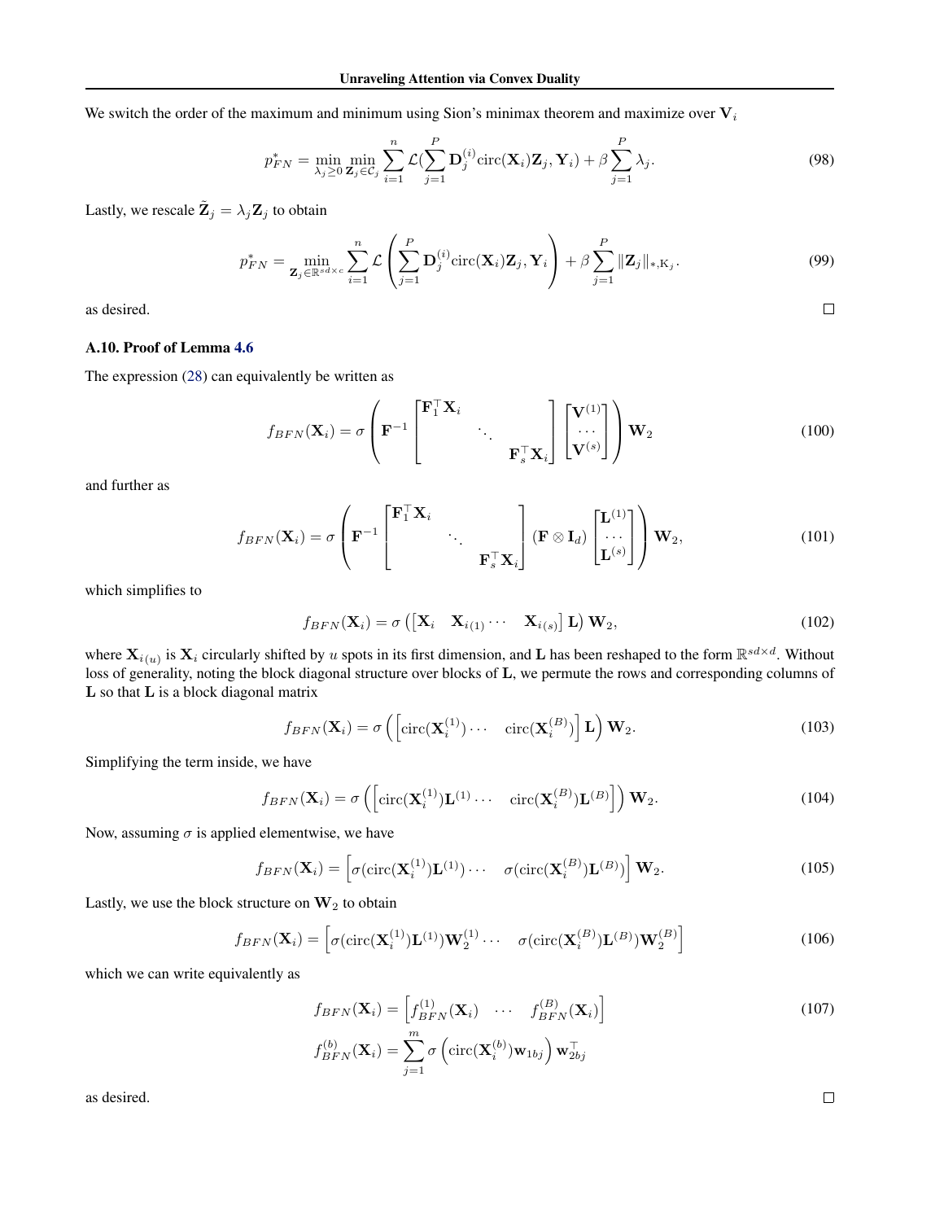We switch the order of the maximum and minimum using Sion's minimax theorem and maximize over $\mathbf{V}_i$

$$p^*_{FN} = \min_{\lambda_j \geq 0} \min_{\mathbf{Z}_j \in \mathcal{C}_j} \sum_{i=1}^{n} \mathcal{L}(\sum_{j=1}^{P} \mathbf{D}_j^{(i)} \text{circ}(\mathbf{X}_i)\mathbf{Z}_j, \mathbf{Y}_i) + \beta \sum_{j=1}^{P} \lambda_j. \tag{98}$$

Lastly, we rescale $\tilde{\mathbf{Z}}_j = \lambda_j \mathbf{Z}_j$ to obtain

$$p^*_{FN} = \min_{\mathbf{Z}_j \in \mathbb{R}^{sd \times c}} \sum_{i=1}^{n} \mathcal{L}\left(\sum_{j=1}^{P} \mathbf{D}_j^{(i)} \text{circ}(\mathbf{X}_i)\mathbf{Z}_j, \mathbf{Y}_i\right) + \beta \sum_{j=1}^{P} \|\mathbf{Z}_j\|_{*,\mathrm{K}_j}. \tag{99}$$

as desired. $\square$

### A.10. Proof of Lemma 4.6

The expression (28) can equivalently be written as

$$f_{BFN}(\mathbf{X}_i) = \sigma\left(\mathbf{F}^{-1} \begin{bmatrix} \mathbf{F}_1^\top \mathbf{X}_i & & \\ & \ddots & \\ & & \mathbf{F}_s^\top \mathbf{X}_i \end{bmatrix} \begin{bmatrix} \mathbf{V}^{(1)} \\ \cdots \\ \mathbf{V}^{(s)} \end{bmatrix}\right) \mathbf{W}_2 \tag{100}$$

and further as

$$f_{BFN}(\mathbf{X}_i) = \sigma\left(\mathbf{F}^{-1} \begin{bmatrix} \mathbf{F}_1^\top \mathbf{X}_i & & \\ & \ddots & \\ & & \mathbf{F}_s^\top \mathbf{X}_i \end{bmatrix} (\mathbf{F} \otimes \mathbf{I}_d) \begin{bmatrix} \mathbf{L}^{(1)} \\ \cdots \\ \mathbf{L}^{(s)} \end{bmatrix}\right) \mathbf{W}_2, \tag{101}$$

which simplifies to

$$f_{BFN}(\mathbf{X}_i) = \sigma\left(\begin{bmatrix} \mathbf{X}_i & \mathbf{X}_{i(1)} \cdots & \mathbf{X}_{i(s)} \end{bmatrix} \mathbf{L}\right) \mathbf{W}_2, \tag{102}$$

where $\mathbf{X}_{i(u)}$ is $\mathbf{X}_i$ circularly shifted by $u$ spots in its first dimension, and $\mathbf{L}$ has been reshaped to the form $\mathbb{R}^{sd \times d}$. Without loss of generality, noting the block diagonal structure over blocks of $\mathbf{L}$, we permute the rows and corresponding columns of $\mathbf{L}$ so that $\mathbf{L}$ is a block diagonal matrix

$$f_{BFN}(\mathbf{X}_i) = \sigma\left(\begin{bmatrix} \text{circ}(\mathbf{X}_i^{(1)}) \cdots & \text{circ}(\mathbf{X}_i^{(B)}) \end{bmatrix} \mathbf{L}\right) \mathbf{W}_2. \tag{103}$$

Simplifying the term inside, we have

$$f_{BFN}(\mathbf{X}_i) = \sigma\left(\begin{bmatrix} \text{circ}(\mathbf{X}_i^{(1)})\mathbf{L}^{(1)} \cdots & \text{circ}(\mathbf{X}_i^{(B)})\mathbf{L}^{(B)} \end{bmatrix}\right) \mathbf{W}_2. \tag{104}$$

Now, assuming $\sigma$ is applied elementwise, we have

$$f_{BFN}(\mathbf{X}_i) = \begin{bmatrix} \sigma(\text{circ}(\mathbf{X}_i^{(1)})\mathbf{L}^{(1)}) \cdots & \sigma(\text{circ}(\mathbf{X}_i^{(B)})\mathbf{L}^{(B)}) \end{bmatrix} \mathbf{W}_2. \tag{105}$$

Lastly, we use the block structure on $\mathbf{W}_2$ to obtain

$$f_{BFN}(\mathbf{X}_i) = \begin{bmatrix} \sigma(\text{circ}(\mathbf{X}_i^{(1)})\mathbf{L}^{(1)})\mathbf{W}_2^{(1)} \cdots & \sigma(\text{circ}(\mathbf{X}_i^{(B)})\mathbf{L}^{(B)})\mathbf{W}_2^{(B)} \end{bmatrix} \tag{106}$$

which we can write equivalently as

$$\begin{aligned} f_{BFN}(\mathbf{X}_i) &= \begin{bmatrix} f_{BFN}^{(1)}(\mathbf{X}_i) & \cdots & f_{BFN}^{(B)}(\mathbf{X}_i) \end{bmatrix} \\ f_{BFN}^{(b)}(\mathbf{X}_i) &= \sum_{j=1}^{m} \sigma\left(\text{circ}(\mathbf{X}_i^{(b)})\mathbf{w}_{1bj}\right) \mathbf{w}_{2bj}^\top \end{aligned} \tag{107}$$

as desired. $\square$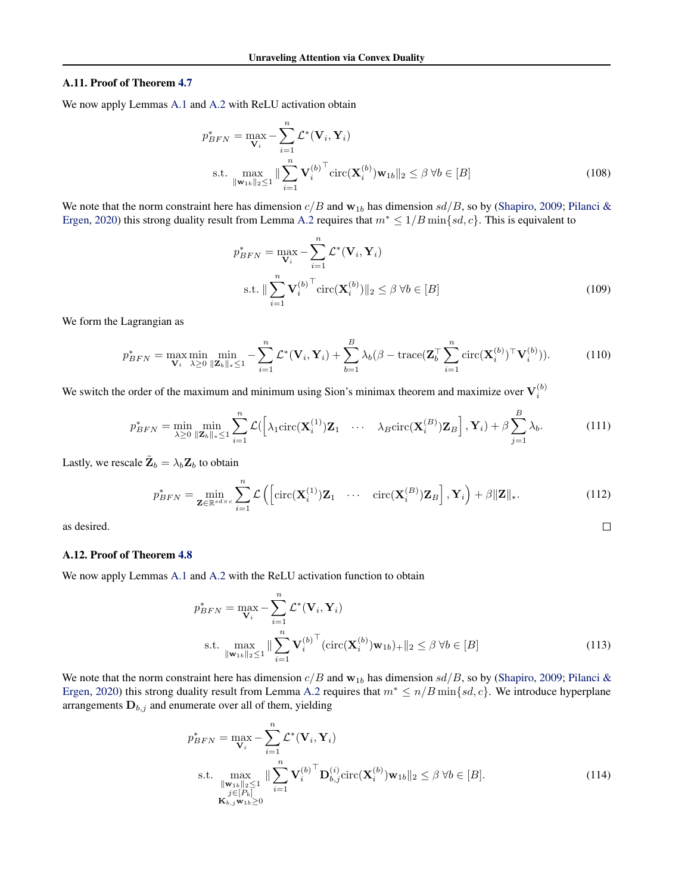### A.11. Proof of Theorem 4.7

We now apply Lemmas A.1 and A.2 with ReLU activation obtain

$$
\begin{aligned}
p^*_{BFN} &= \max_{\mathbf{V}_i} -\sum_{i=1}^n \mathcal{L}^*(\mathbf{V}_i, \mathbf{Y}_i) \\
&\text{s.t. } \max_{\|\mathbf{w}_{1b}\|_2 \leq 1} \|\sum_{i=1}^n {\mathbf{V}_i^{(b)}}^\top \mathrm{circ}(\mathbf{X}_i^{(b)})\mathbf{w}_{1b}\|_2 \leq \beta \; \forall b \in [B]
\end{aligned} \tag{108}
$$

We note that the norm constraint here has dimension $c/B$ and $\mathbf{w}_{1b}$ has dimension $sd/B$, so by (Shapiro, 2009; Pilanci & Ergen, 2020) this strong duality result from Lemma A.2 requires that $m^* \leq 1/B \min\{sd, c\}$. This is equivalent to

$$
\begin{aligned}
p^*_{BFN} &= \max_{\mathbf{V}_i} -\sum_{i=1}^n \mathcal{L}^*(\mathbf{V}_i, \mathbf{Y}_i) \\
&\text{s.t. } \|\sum_{i=1}^n {\mathbf{V}_i^{(b)}}^\top \mathrm{circ}(\mathbf{X}_i^{(b)})\|_2 \leq \beta \; \forall b \in [B]
\end{aligned} \tag{109}
$$

We form the Lagrangian as

$$
p^*_{BFN} = \max_{\mathbf{V}_i} \min_{\lambda \geq 0} \min_{\|\mathbf{Z}_b\|_* \leq 1} -\sum_{i=1}^n \mathcal{L}^*(\mathbf{V}_i, \mathbf{Y}_i) + \sum_{b=1}^B \lambda_b(\beta - \mathrm{trace}(\mathbf{Z}_b^\top \sum_{i=1}^n \mathrm{circ}(\mathbf{X}_i^{(b)})^\top \mathbf{V}_i^{(b)})). \tag{110}
$$

We switch the order of the maximum and minimum using Sion's minimax theorem and maximize over $\mathbf{V}_i^{(b)}$

$$
p^*_{BFN} = \min_{\lambda \geq 0} \min_{\|\mathbf{Z}_b\|_* \leq 1} \sum_{i=1}^n \mathcal{L}(\begin{bmatrix} \lambda_1 \mathrm{circ}(\mathbf{X}_i^{(1)})\mathbf{Z}_1 & \cdots & \lambda_B \mathrm{circ}(\mathbf{X}_i^{(B)})\mathbf{Z}_B \end{bmatrix}, \mathbf{Y}_i) + \beta \sum_{j=1}^B \lambda_b. \tag{111}
$$

Lastly, we rescale $\tilde{\mathbf{Z}}_b = \lambda_b \mathbf{Z}_b$ to obtain

$$
p^*_{BFN} = \min_{\mathbf{Z} \in \mathbb{R}^{sd \times c}} \sum_{i=1}^n \mathcal{L}\left(\begin{bmatrix} \mathrm{circ}(\mathbf{X}_i^{(1)})\mathbf{Z}_1 & \cdots & \mathrm{circ}(\mathbf{X}_i^{(B)})\mathbf{Z}_B \end{bmatrix}, \mathbf{Y}_i\right) + \beta \|\mathbf{Z}\|_*. \tag{112}
$$

as desired. □

### A.12. Proof of Theorem 4.8

We now apply Lemmas A.1 and A.2 with the ReLU activation function to obtain

$$
\begin{aligned}
p^*_{BFN} &= \max_{\mathbf{V}_i} -\sum_{i=1}^n \mathcal{L}^*(\mathbf{V}_i, \mathbf{Y}_i) \\
&\text{s.t. } \max_{\|\mathbf{w}_{1b}\|_2 \leq 1} \|\sum_{i=1}^n {\mathbf{V}_i^{(b)}}^\top (\mathrm{circ}(\mathbf{X}_i^{(b)})\mathbf{w}_{1b})_+\|_2 \leq \beta \; \forall b \in [B]
\end{aligned} \tag{113}
$$

We note that the norm constraint here has dimension $c/B$ and $\mathbf{w}_{1b}$ has dimension $sd/B$, so by (Shapiro, 2009; Pilanci & Ergen, 2020) this strong duality result from Lemma A.2 requires that $m^* \leq n/B \min\{sd, c\}$. We introduce hyperplane arrangements $\mathbf{D}_{b,j}$ and enumerate over all of them, yielding

$$
\begin{aligned}
p^*_{BFN} &= \max_{\mathbf{V}_i} -\sum_{i=1}^n \mathcal{L}^*(\mathbf{V}_i, \mathbf{Y}_i) \\
&\text{s.t. } \max_{\substack{\|\mathbf{w}_{1b}\|_2 \leq 1 \\ j \in [P_b] \\ \mathbf{K}_{b,j}\mathbf{w}_{1b} \geq 0}} \|\sum_{i=1}^n {\mathbf{V}_i^{(b)}}^\top \mathbf{D}_{b,j}^{(i)} \mathrm{circ}(\mathbf{X}_i^{(b)})\mathbf{w}_{1b}\|_2 \leq \beta \; \forall b \in [B].
\end{aligned} \tag{114}
$$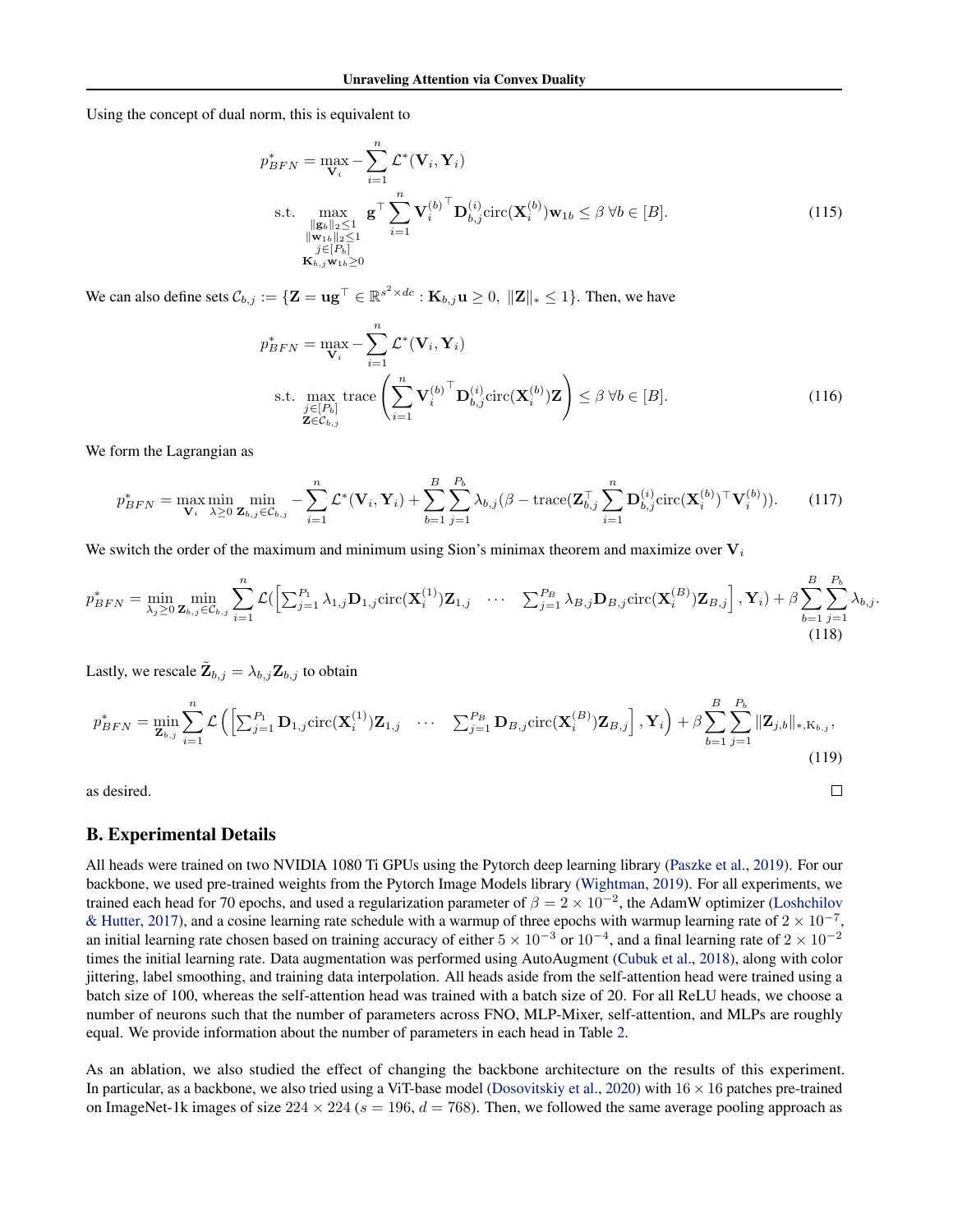Using the concept of dual norm, this is equivalent to

$$
\begin{aligned}
p_{BFN}^* &= \max_{\mathbf{V}_i} -\sum_{i=1}^n \mathcal{L}^*(\mathbf{V}_i, \mathbf{Y}_i) \\
\text{s.t.} &\max_{\substack{\|\mathbf{g}_b\|_2 \le 1 \\ \|\mathbf{w}_{1b}\|_2 \le 1 \\ j \in [P_b] \\ \mathbf{K}_{b,j}\mathbf{w}_{1b} \ge 0}} \mathbf{g}^\top \sum_{i=1}^n {\mathbf{V}_i^{(b)}}^\top \mathbf{D}_{b,j}^{(i)} \text{circ}(\mathbf{X}_i^{(b)}) \mathbf{w}_{1b} \le \beta \; \forall b \in [B].
\end{aligned} \tag{115}
$$

We can also define sets $\mathcal{C}_{b,j} := \{\mathbf{Z} = \mathbf{u}\mathbf{g}^\top \in \mathbb{R}^{s^2 \times dc} : \mathbf{K}_{b,j}\mathbf{u} \ge 0, \; \|\mathbf{Z}\|_* \le 1\}$. Then, we have

$$
\begin{aligned}
p_{BFN}^* &= \max_{\mathbf{V}_i} -\sum_{i=1}^n \mathcal{L}^*(\mathbf{V}_i, \mathbf{Y}_i) \\
\text{s.t.} &\max_{\substack{j \in [P_b] \\ \mathbf{Z} \in \mathcal{C}_{b,j}}} \text{trace}\left( \sum_{i=1}^n {\mathbf{V}_i^{(b)}}^\top \mathbf{D}_{b,j}^{(i)} \text{circ}(\mathbf{X}_i^{(b)}) \mathbf{Z} \right) \le \beta \; \forall b \in [B].
\end{aligned} \tag{116}
$$

We form the Lagrangian as

$$
p_{BFN}^* = \max_{\mathbf{V}_i} \min_{\lambda \ge 0} \min_{\mathbf{Z}_{b,j} \in \mathcal{C}_{b,j}} -\sum_{i=1}^n \mathcal{L}^*(\mathbf{V}_i, \mathbf{Y}_i) + \sum_{b=1}^B \sum_{j=1}^{P_b} \lambda_{b,j} (\beta - \text{trace}(\mathbf{Z}_{b,j}^\top \sum_{i=1}^n \mathbf{D}_{b,j}^{(i)} \text{circ}(\mathbf{X}_i^{(b)})^\top \mathbf{V}_i^{(b)})). \tag{117}
$$

We switch the order of the maximum and minimum using Sion's minimax theorem and maximize over $\mathbf{V}_i$

$$
p_{BFN}^* = \min_{\lambda_j \ge 0} \min_{\mathbf{Z}_{b,j} \in \mathcal{C}_{b,j}} \sum_{i=1}^n \mathcal{L}(\begin{bmatrix} \sum_{j=1}^{P_1} \lambda_{1,j} \mathbf{D}_{1,j} \text{circ}(\mathbf{X}_i^{(1)}) \mathbf{Z}_{1,j} & \cdots & \sum_{j=1}^{P_B} \lambda_{B,j} \mathbf{D}_{B,j} \text{circ}(\mathbf{X}_i^{(B)}) \mathbf{Z}_{B,j} \end{bmatrix}, \mathbf{Y}_i) + \beta \sum_{b=1}^B \sum_{j=1}^{P_b} \lambda_{b,j}. \tag{118}
$$

Lastly, we rescale $\tilde{\mathbf{Z}}_{b,j} = \lambda_{b,j} \mathbf{Z}_{b,j}$ to obtain

$$
p_{BFN}^* = \min_{\mathbf{Z}_{b,j}} \sum_{i=1}^n \mathcal{L}\left( \begin{bmatrix} \sum_{j=1}^{P_1} \mathbf{D}_{1,j} \text{circ}(\mathbf{X}_i^{(1)}) \mathbf{Z}_{1,j} & \cdots & \sum_{j=1}^{P_B} \mathbf{D}_{B,j} \text{circ}(\mathbf{X}_i^{(B)}) \mathbf{Z}_{B,j} \end{bmatrix}, \mathbf{Y}_i \right) + \beta \sum_{b=1}^B \sum_{j=1}^{P_b} \|\mathbf{Z}_{j,b}\|_{*,\mathrm{K}_{b,j}}, \tag{119}
$$

as desired. □

## B. Experimental Details

All heads were trained on two NVIDIA 1080 Ti GPUs using the Pytorch deep learning library (Paszke et al., 2019). For our backbone, we used pre-trained weights from the Pytorch Image Models library (Wightman, 2019). For all experiments, we trained each head for 70 epochs, and used a regularization parameter of $\beta = 2 \times 10^{-2}$, the AdamW optimizer (Loshchilov & Hutter, 2017), and a cosine learning rate schedule with a warmup of three epochs with warmup learning rate of $2 \times 10^{-7}$, an initial learning rate chosen based on training accuracy of either $5 \times 10^{-3}$ or $10^{-4}$, and a final learning rate of $2 \times 10^{-2}$ times the initial learning rate. Data augmentation was performed using AutoAugment (Cubuk et al., 2018), along with color jittering, label smoothing, and training data interpolation. All heads aside from the self-attention head were trained using a batch size of 100, whereas the self-attention head was trained with a batch size of 20. For all ReLU heads, we choose a number of neurons such that the number of parameters across FNO, MLP-Mixer, self-attention, and MLPs are roughly equal. We provide information about the number of parameters in each head in Table 2.

As an ablation, we also studied the effect of changing the backbone architecture on the results of this experiment. In particular, as a backbone, we also tried using a ViT-base model (Dosovitskiy et al., 2020) with $16 \times 16$ patches pre-trained on ImageNet-1k images of size $224 \times 224$ ($s = 196$, $d = 768$). Then, we followed the same average pooling approach as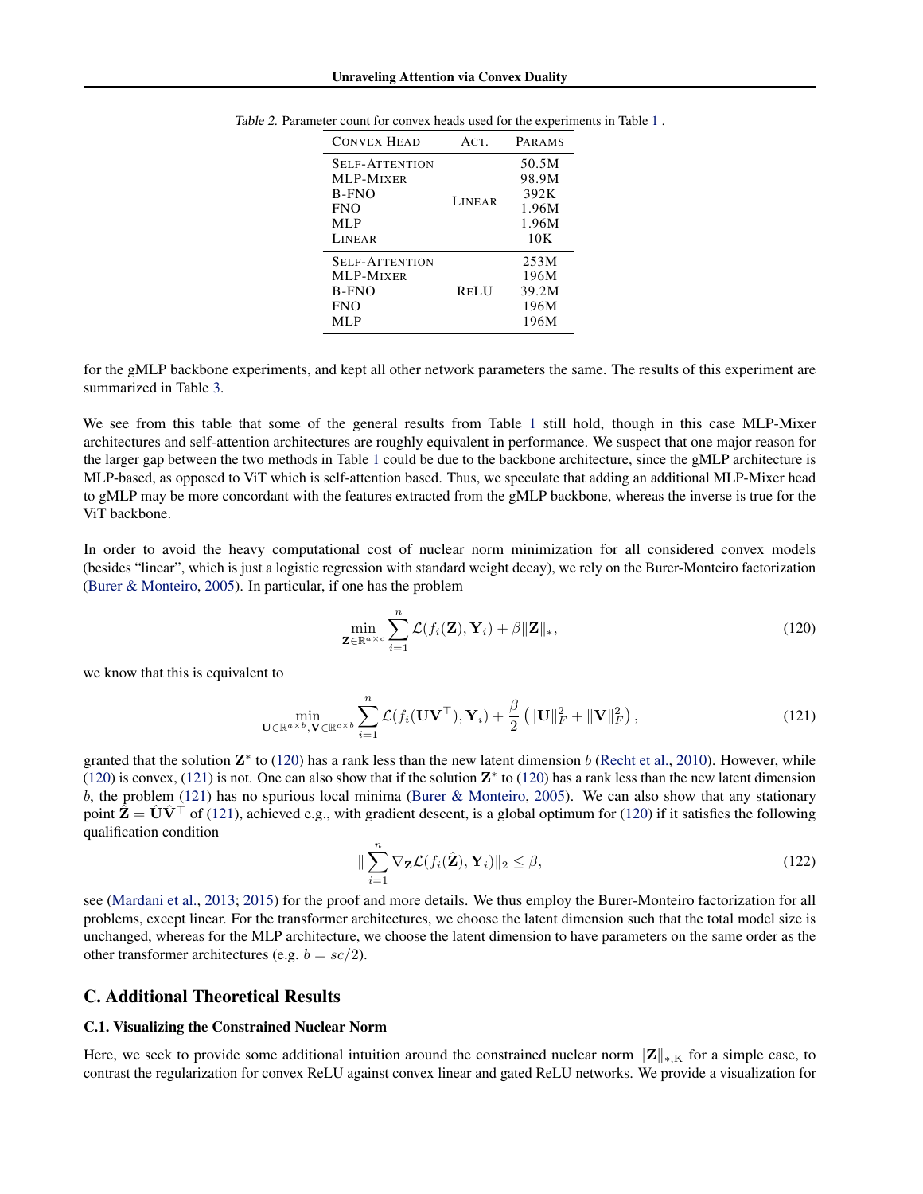Table 2. Parameter count for convex heads used for the experiments in Table 1 .

| Convex Head | Act. | Params |
|---|---|---|
| Self-Attention | Linear | 50.5M |
| MLP-Mixer | | 98.9M |
| B-FNO | | 392K |
| FNO | | 1.96M |
| MLP | | 1.96M |
| Linear | | 10K |
| Self-Attention | ReLU | 253M |
| MLP-Mixer | | 196M |
| B-FNO | | 39.2M |
| FNO | | 196M |
| MLP | | 196M |

for the gMLP backbone experiments, and kept all other network parameters the same. The results of this experiment are summarized in Table 3.

We see from this table that some of the general results from Table 1 still hold, though in this case MLP-Mixer architectures and self-attention architectures are roughly equivalent in performance. We suspect that one major reason for the larger gap between the two methods in Table 1 could be due to the backbone architecture, since the gMLP architecture is MLP-based, as opposed to ViT which is self-attention based. Thus, we speculate that adding an additional MLP-Mixer head to gMLP may be more concordant with the features extracted from the gMLP backbone, whereas the inverse is true for the ViT backbone.

In order to avoid the heavy computational cost of nuclear norm minimization for all considered convex models (besides "linear", which is just a logistic regression with standard weight decay), we rely on the Burer-Monteiro factorization (Burer & Monteiro, 2005). In particular, if one has the problem

$$\min_{\mathbf{Z}\in\mathbb{R}^{a\times c}} \sum_{i=1}^{n} \mathcal{L}(f_i(\mathbf{Z}), \mathbf{Y}_i) + \beta\|\mathbf{Z}\|_*, \tag{120}$$

we know that this is equivalent to

$$\min_{\mathbf{U}\in\mathbb{R}^{a\times b}, \mathbf{V}\in\mathbb{R}^{c\times b}} \sum_{i=1}^{n} \mathcal{L}(f_i(\mathbf{U}\mathbf{V}^\top), \mathbf{Y}_i) + \frac{\beta}{2}\left(\|\mathbf{U}\|_F^2 + \|\mathbf{V}\|_F^2\right), \tag{121}$$

granted that the solution $\mathbf{Z}^*$ to (120) has a rank less than the new latent dimension $b$ (Recht et al., 2010). However, while (120) is convex, (121) is not. One can also show that if the solution $\mathbf{Z}^*$ to (120) has a rank less than the new latent dimension $b$, the problem (121) has no spurious local minima (Burer & Monteiro, 2005). We can also show that any stationary point $\hat{\mathbf{Z}} = \hat{\mathbf{U}}\hat{\mathbf{V}}^\top$ of (121), achieved e.g., with gradient descent, is a global optimum for (120) if it satisfies the following qualification condition

$$\|\sum_{i=1}^{n} \nabla_{\mathbf{Z}}\mathcal{L}(f_i(\hat{\mathbf{Z}}), \mathbf{Y}_i)\|_2 \leq \beta, \tag{122}$$

see (Mardani et al., 2013; 2015) for the proof and more details. We thus employ the Burer-Monteiro factorization for all problems, except linear. For the transformer architectures, we choose the latent dimension such that the total model size is unchanged, whereas for the MLP architecture, we choose the latent dimension to have parameters on the same order as the other transformer architectures (e.g. $b = sc/2$).

## C. Additional Theoretical Results

### C.1. Visualizing the Constrained Nuclear Norm

Here, we seek to provide some additional intuition around the constrained nuclear norm $\|\mathbf{Z}\|_{*,\mathrm{K}}$ for a simple case, to contrast the regularization for convex ReLU against convex linear and gated ReLU networks. We provide a visualization for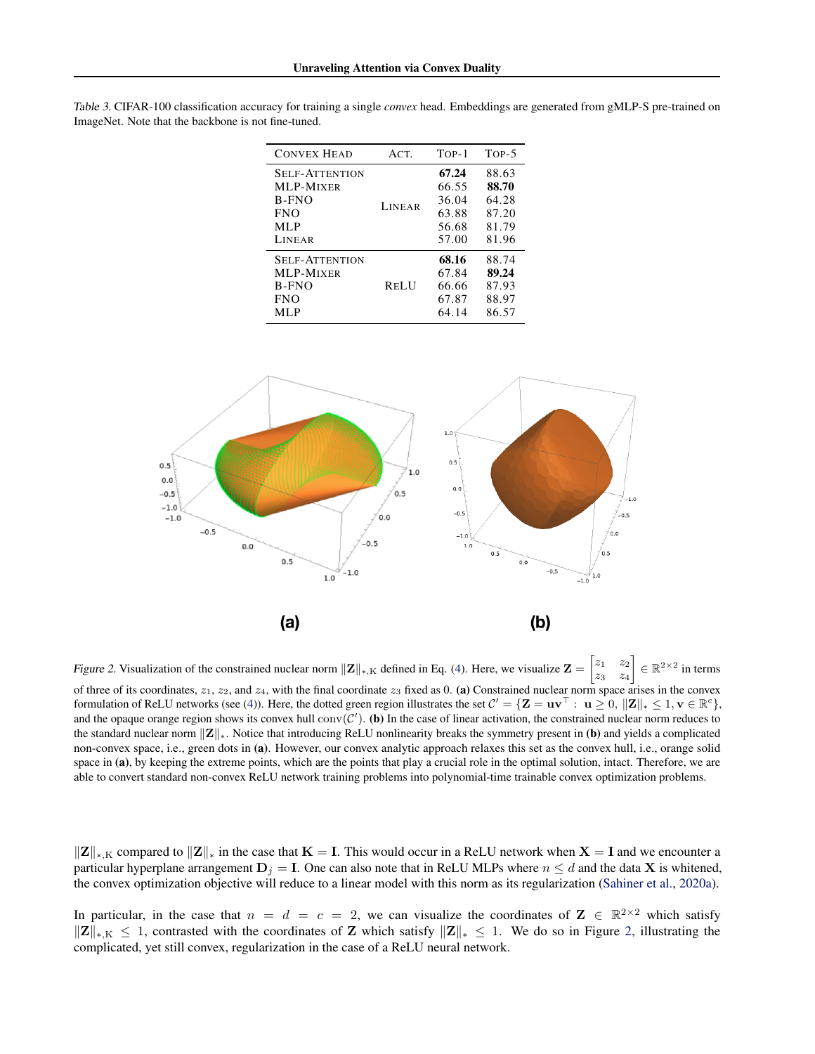Table 3. CIFAR-100 classification accuracy for training a single *convex* head. Embeddings are generated from gMLP-S pre-trained on ImageNet. Note that the backbone is not fine-tuned.

| Convex Head | Act. | Top-1 | Top-5 |
|---|---|---|---|
| Self-Attention | Linear | **67.24** | 88.63 |
| MLP-Mixer | | 66.55 | **88.70** |
| B-FNO | | 36.04 | 64.28 |
| FNO | | 63.88 | 87.20 |
| MLP | | 56.68 | 81.79 |
| Linear | | 57.00 | 81.96 |
| Self-Attention | ReLU | **68.16** | 88.74 |
| MLP-Mixer | | 67.84 | **89.24** |
| B-FNO | | 66.66 | 87.93 |
| FNO | | 67.87 | 88.97 |
| MLP | | 64.14 | 86.57 |

Figure 2. Visualization of the constrained nuclear norm $\|\mathbf{Z}\|_{*,\mathrm{K}}$ defined in Eq. (4). Here, we visualize $\mathbf{Z} = \begin{bmatrix} z_1 & z_2 \\ z_3 & z_4 \end{bmatrix} \in \mathbb{R}^{2\times 2}$ in terms of three of its coordinates, $z_1$, $z_2$, and $z_4$, with the final coordinate $z_3$ fixed as 0. **(a)** Constrained nuclear norm space arises in the convex formulation of ReLU networks (see (4)). Here, the dotted green region illustrates the set $\mathcal{C}' = \{\mathbf{Z} = \mathbf{u}\mathbf{v}^\top : \mathbf{u} \geq 0, \|\mathbf{Z}\|_* \leq 1, \mathbf{v} \in \mathbb{R}^c\}$, and the opaque orange region shows its convex hull $\mathrm{conv}(\mathcal{C}')$. **(b)** In the case of linear activation, the constrained nuclear norm reduces to the standard nuclear norm $\|\mathbf{Z}\|_*$. Notice that introducing ReLU nonlinearity breaks the symmetry present in **(b)** and yields a complicated non-convex space, i.e., green dots in **(a)**. However, our convex analytic approach relaxes this set as the convex hull, i.e., orange solid space in **(a)**, by keeping the extreme points, which are the points that play a crucial role in the optimal solution, intact. Therefore, we are able to convert standard non-convex ReLU network training problems into polynomial-time trainable convex optimization problems.

$\|\mathbf{Z}\|_{*,\mathrm{K}}$ compared to $\|\mathbf{Z}\|_*$ in the case that $\mathbf{K} = \mathbf{I}$. This would occur in a ReLU network when $\mathbf{X} = \mathbf{I}$ and we encounter a particular hyperplane arrangement $\mathbf{D}_j = \mathbf{I}$. One can also note that in ReLU MLPs where $n \leq d$ and the data $\mathbf{X}$ is whitened, the convex optimization objective will reduce to a linear model with this norm as its regularization (Sahiner et al., 2020a).

In particular, in the case that $n = d = c = 2$, we can visualize the coordinates of $\mathbf{Z} \in \mathbb{R}^{2\times 2}$ which satisfy $\|\mathbf{Z}\|_{*,\mathrm{K}} \leq 1$, contrasted with the coordinates of $\mathbf{Z}$ which satisfy $\|\mathbf{Z}\|_* \leq 1$. We do so in Figure 2, illustrating the complicated, yet still convex, regularization in the case of a ReLU neural network.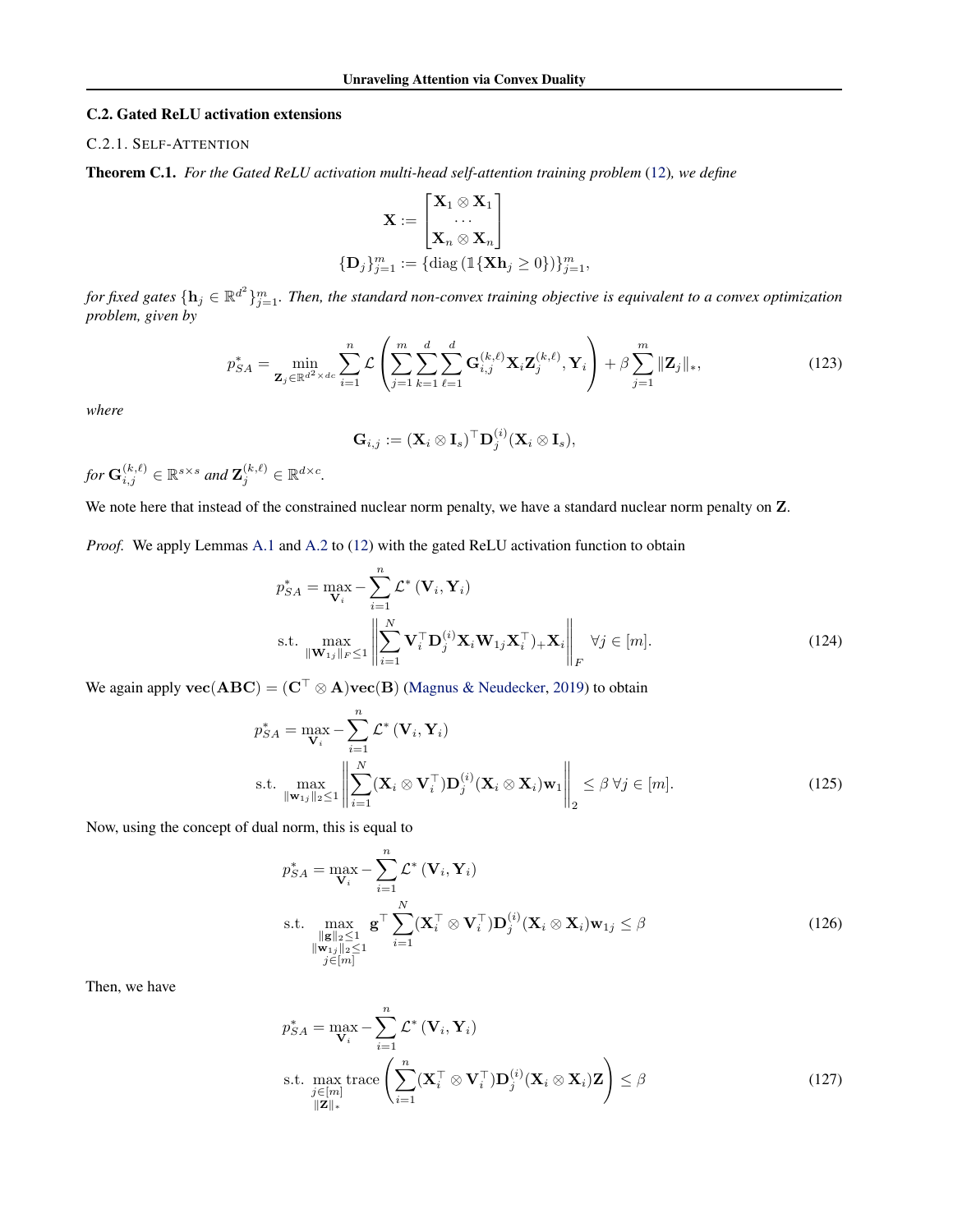## C.2. Gated ReLU activation extensions

### C.2.1. Self-Attention

**Theorem C.1.** *For the Gated ReLU activation multi-head self-attention training problem (12), we define*

$$\mathbf{X} := \begin{bmatrix} \mathbf{X}_1 \otimes \mathbf{X}_1 \\ \cdots \\ \mathbf{X}_n \otimes \mathbf{X}_n \end{bmatrix}$$
$$\{\mathbf{D}_j\}_{j=1}^m := \{\operatorname{diag}\left(\mathbb{1}\{\mathbf{X}\mathbf{h}_j \geq 0\}\right)\}_{j=1}^m,$$

*for fixed gates $\{\mathbf{h}_j \in \mathbb{R}^{d^2}\}_{j=1}^m$. Then, the standard non-convex training objective is equivalent to a convex optimization problem, given by*

$$p_{SA}^* = \min_{\mathbf{Z}_j \in \mathbb{R}^{d^2 \times dc}} \sum_{i=1}^n \mathcal{L}\left(\sum_{j=1}^m \sum_{k=1}^d \sum_{\ell=1}^d \mathbf{G}_{i,j}^{(k,\ell)} \mathbf{X}_i \mathbf{Z}_j^{(k,\ell)}, \mathbf{Y}_i\right) + \beta \sum_{j=1}^m \|\mathbf{Z}_j\|_*, \tag{123}$$

*where*

$$\mathbf{G}_{i,j} := (\mathbf{X}_i \otimes \mathbf{I}_s)^\top \mathbf{D}_j^{(i)} (\mathbf{X}_i \otimes \mathbf{I}_s),$$

*for $\mathbf{G}_{i,j}^{(k,\ell)} \in \mathbb{R}^{s \times s}$ and $\mathbf{Z}_j^{(k,\ell)} \in \mathbb{R}^{d \times c}$.*

We note here that instead of the constrained nuclear norm penalty, we have a standard nuclear norm penalty on $\mathbf{Z}$.

*Proof.* We apply Lemmas A.1 and A.2 to (12) with the gated ReLU activation function to obtain

$$\begin{aligned} p_{SA}^* = \max_{\mathbf{V}_i} & - \sum_{i=1}^n \mathcal{L}^*\left(\mathbf{V}_i, \mathbf{Y}_i\right) \\ \text{s.t.} & \max_{\|\mathbf{W}_{1j}\|_F \leq 1} \left\| \sum_{i=1}^N \mathbf{V}_i^\top \mathbf{D}_j^{(i)} \mathbf{X}_i \mathbf{W}_{1j} \mathbf{X}_i^\top)_+ \mathbf{X}_i \right\|_F \quad \forall j \in [m]. \end{aligned} \tag{124}$$

We again apply $\mathbf{vec}(\mathbf{ABC}) = (\mathbf{C}^\top \otimes \mathbf{A})\mathbf{vec}(\mathbf{B})$ (Magnus & Neudecker, 2019) to obtain

$$\begin{aligned} p_{SA}^* = \max_{\mathbf{V}_i} & - \sum_{i=1}^n \mathcal{L}^*\left(\mathbf{V}_i, \mathbf{Y}_i\right) \\ \text{s.t.} & \max_{\|\mathbf{w}_{1j}\|_2 \leq 1} \left\| \sum_{i=1}^N (\mathbf{X}_i \otimes \mathbf{V}_i^\top) \mathbf{D}_j^{(i)} (\mathbf{X}_i \otimes \mathbf{X}_i) \mathbf{w}_1 \right\|_2 \leq \beta \; \forall j \in [m]. \end{aligned} \tag{125}$$

Now, using the concept of dual norm, this is equal to

$$\begin{aligned} p_{SA}^* = \max_{\mathbf{V}_i} & - \sum_{i=1}^n \mathcal{L}^*\left(\mathbf{V}_i, \mathbf{Y}_i\right) \\ \text{s.t.} & \max_{\substack{\|\mathbf{g}\|_2 \leq 1 \\ \|\mathbf{w}_{1j}\|_2 \leq 1 \\ j \in [m]}} \mathbf{g}^\top \sum_{i=1}^N (\mathbf{X}_i^\top \otimes \mathbf{V}_i^\top) \mathbf{D}_j^{(i)} (\mathbf{X}_i \otimes \mathbf{X}_i) \mathbf{w}_{1j} \leq \beta \end{aligned} \tag{126}$$

Then, we have

$$\begin{aligned} p_{SA}^* = \max_{\mathbf{V}_i} & - \sum_{i=1}^n \mathcal{L}^*\left(\mathbf{V}_i, \mathbf{Y}_i\right) \\ \text{s.t.} & \max_{\substack{j \in [m] \\ \|\mathbf{Z}\|_*}} \operatorname{trace}\left(\sum_{i=1}^n (\mathbf{X}_i^\top \otimes \mathbf{V}_i^\top) \mathbf{D}_j^{(i)} (\mathbf{X}_i \otimes \mathbf{X}_i) \mathbf{Z}\right) \leq \beta \end{aligned} \tag{127}$$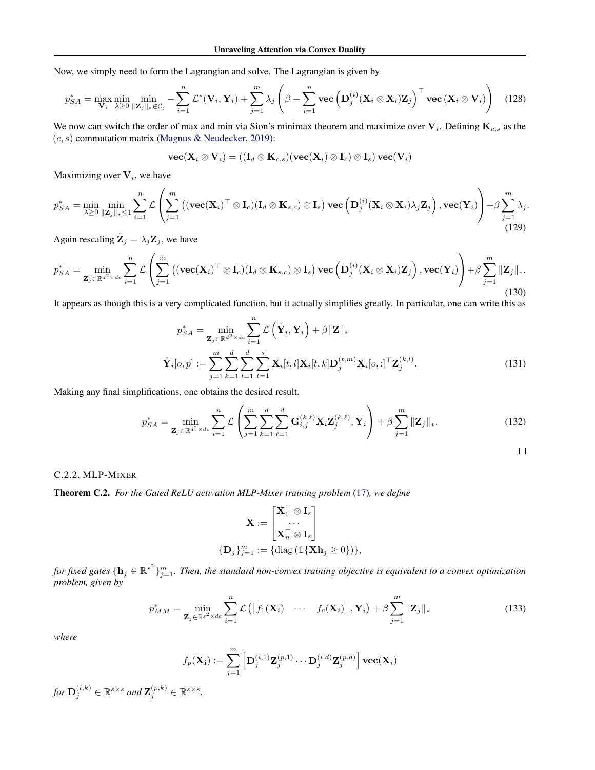Now, we simply need to form the Lagrangian and solve. The Lagrangian is given by

$$p_{SA}^* = \max_{\mathbf{V}_i} \min_{\lambda \geq 0} \min_{\|\mathbf{Z}_j\|_* \in \mathcal{C}_j} -\sum_{i=1}^n \mathcal{L}^*(\mathbf{V}_i, \mathbf{Y}_i) + \sum_{j=1}^m \lambda_j \left( \beta - \sum_{i=1}^n \mathbf{vec}\left(\mathbf{D}_j^{(i)}(\mathbf{X}_i \otimes \mathbf{X}_i)\mathbf{Z}_j\right)^\top \mathbf{vec}\left(\mathbf{X}_i \otimes \mathbf{V}_i\right) \right) \tag{128}$$

We now can switch the order of max and min via Sion's minimax theorem and maximize over $\mathbf{V}_i$. Defining $\mathbf{K}_{c,s}$ as the $(c, s)$ commutation matrix (Magnus & Neudecker, 2019):

$$\mathbf{vec}(\mathbf{X}_i \otimes \mathbf{V}_i) = ((\mathbf{I}_d \otimes \mathbf{K}_{c,s})(\mathbf{vec}(\mathbf{X}_i) \otimes \mathbf{I}_c) \otimes \mathbf{I}_s)\, \mathbf{vec}(\mathbf{V}_i)$$

Maximizing over $\mathbf{V}_i$, we have

$$p_{SA}^* = \min_{\lambda \geq 0} \min_{\|\mathbf{Z}_j\|_* \leq 1} \sum_{i=1}^n \mathcal{L}\left( \sum_{j=1}^m \left((\mathbf{vec}(\mathbf{X}_i)^\top \otimes \mathbf{I}_c)(\mathbf{I}_d \otimes \mathbf{K}_{s,c}) \otimes \mathbf{I}_s\right) \mathbf{vec}\left(\mathbf{D}_j^{(i)}(\mathbf{X}_i \otimes \mathbf{X}_i)\lambda_j \mathbf{Z}_j\right), \mathbf{vec}(\mathbf{Y}_i) \right) + \beta \sum_{j=1}^m \lambda_j. \tag{129}$$

Again rescaling $\tilde{\mathbf{Z}}_j = \lambda_j \mathbf{Z}_j$, we have

$$p_{SA}^* = \min_{\mathbf{Z}_j \in \mathbb{R}^{d^2 \times dc}} \sum_{i=1}^n \mathcal{L}\left( \sum_{j=1}^m \left((\mathbf{vec}(\mathbf{X}_i)^\top \otimes \mathbf{I}_c)(\mathbf{I}_d \otimes \mathbf{K}_{s,c}) \otimes \mathbf{I}_s\right) \mathbf{vec}\left(\mathbf{D}_j^{(i)}(\mathbf{X}_i \otimes \mathbf{X}_i)\mathbf{Z}_j\right), \mathbf{vec}(\mathbf{Y}_i) \right) + \beta \sum_{j=1}^m \|\mathbf{Z}_j\|_*. \tag{130}$$

It appears as though this is a very complicated function, but it actually simplifies greatly. In particular, one can write this as

$$\begin{aligned} p_{SA}^* &= \min_{\mathbf{Z}_j \in \mathbb{R}^{d^2 \times dc}} \sum_{i=1}^n \mathcal{L}\left(\hat{\mathbf{Y}}_i, \mathbf{Y}_i\right) + \beta \|\mathbf{Z}\|_* \\ \hat{\mathbf{Y}}_i[o, p] &:= \sum_{j=1}^m \sum_{k=1}^d \sum_{l=1}^d \sum_{t=1}^s \mathbf{X}_i[t, l] \mathbf{X}_i[t, k] \mathbf{D}_j^{(t,m)} \mathbf{X}_i[o, :]^\top \mathbf{Z}_j^{(k,l)}. \end{aligned} \tag{131}$$

Making any final simplifications, one obtains the desired result.

$$p_{SA}^* = \min_{\mathbf{Z}_j \in \mathbb{R}^{d^2 \times dc}} \sum_{i=1}^n \mathcal{L}\left( \sum_{j=1}^m \sum_{k=1}^d \sum_{\ell=1}^d \mathbf{G}_{i,j}^{(k,\ell)} \mathbf{X}_i \mathbf{Z}_j^{(k,\ell)}, \mathbf{Y}_i \right) + \beta \sum_{j=1}^m \|\mathbf{Z}_j\|_*. \tag{132}$$

□

#### C.2.2. MLP-MIXER

**Theorem C.2.** *For the Gated ReLU activation MLP-Mixer training problem (17), we define*

$$\mathbf{X} := \begin{bmatrix} \mathbf{X}_1^\top \otimes \mathbf{I}_s \\ \cdots \\ \mathbf{X}_n^\top \otimes \mathbf{I}_s \end{bmatrix}$$

$$\{\mathbf{D}_j\}_{j=1}^m := \{\mathrm{diag}\left(\mathbb{1}\{\mathbf{X}\mathbf{h}_j \geq 0\}\right)\},$$

*for fixed gates $\{\mathbf{h}_j \in \mathbb{R}^{s^2}\}_{j=1}^m$. Then, the standard non-convex training objective is equivalent to a convex optimization problem, given by*

$$p_{MM}^* = \min_{\mathbf{Z}_j \in \mathbb{R}^{s^2 \times dc}} \sum_{i=1}^n \mathcal{L}\left(\begin{bmatrix} f_1(\mathbf{X}_i) & \cdots & f_c(\mathbf{X}_i) \end{bmatrix}, \mathbf{Y}_i\right) + \beta \sum_{j=1}^m \|\mathbf{Z}_j\|_* \tag{133}$$

*where*

$$f_p(\mathbf{X_i}) := \sum_{j=1}^m \left[\mathbf{D}_j^{(i,1)} \mathbf{Z}_j^{(p,1)} \cdots \mathbf{D}_j^{(i,d)} \mathbf{Z}_j^{(p,d)}\right] \mathbf{vec}(\mathbf{X}_i)$$

*for $\mathbf{D}_j^{(i,k)} \in \mathbb{R}^{s \times s}$ and $\mathbf{Z}_j^{(p,k)} \in \mathbb{R}^{s \times s}$.*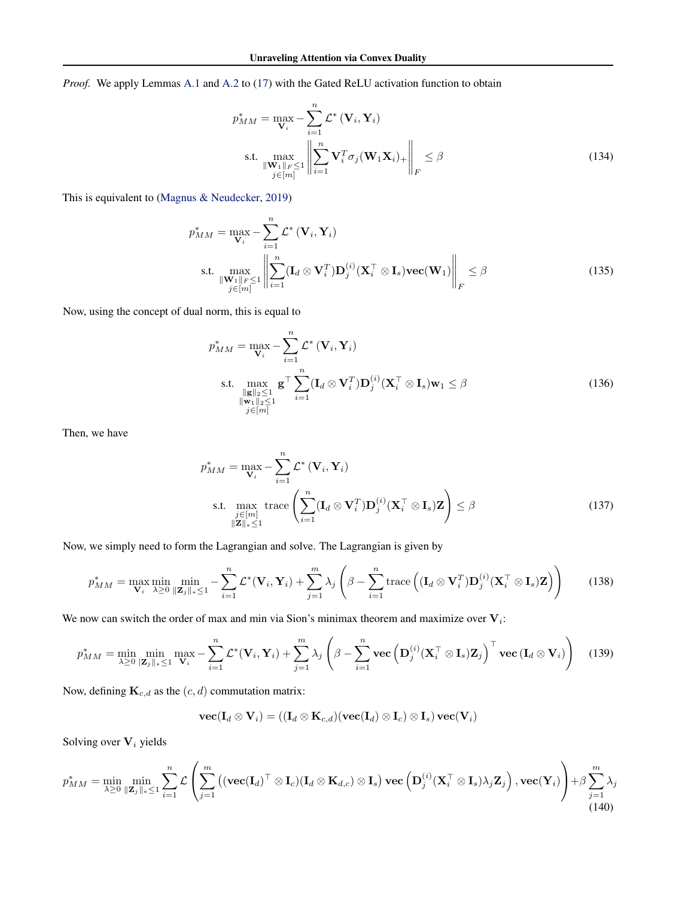*Proof.* We apply Lemmas A.1 and A.2 to (17) with the Gated ReLU activation function to obtain

$$
\begin{aligned}
p_{MM}^{*} &= \max_{\mathbf{V}_i} - \sum_{i=1}^{n} \mathcal{L}^{*}\left(\mathbf{V}_i, \mathbf{Y}_i\right) \\
&\text{s.t.} \max_{\substack{\|\mathbf{W}_1\|_F \leq 1 \\ j \in [m]}} \left\| \sum_{i=1}^{n} \mathbf{V}_i^{T} \sigma_j (\mathbf{W}_1 \mathbf{X}_i)_{+} \right\|_F \leq \beta
\end{aligned}
\tag{134}
$$

This is equivalent to (Magnus & Neudecker, 2019)

$$
\begin{aligned}
p_{MM}^{*} &= \max_{\mathbf{V}_i} - \sum_{i=1}^{n} \mathcal{L}^{*}\left(\mathbf{V}_i, \mathbf{Y}_i\right) \\
&\text{s.t.} \max_{\substack{\|\mathbf{W}_1\|_F \leq 1 \\ j \in [m]}} \left\| \sum_{i=1}^{n} (\mathbf{I}_d \otimes \mathbf{V}_i^{T}) \mathbf{D}_j^{(i)} (\mathbf{X}_i^{\top} \otimes \mathbf{I}_s) \mathbf{vec}(\mathbf{W}_1) \right\|_F \leq \beta
\end{aligned}
\tag{135}
$$

Now, using the concept of dual norm, this is equal to

$$
\begin{aligned}
p_{MM}^{*} &= \max_{\mathbf{V}_i} - \sum_{i=1}^{n} \mathcal{L}^{*}\left(\mathbf{V}_i, \mathbf{Y}_i\right) \\
&\text{s.t.} \max_{\substack{\|\mathbf{g}\|_2 \leq 1 \\ \|\mathbf{w}_1\|_2 \leq 1 \\ j \in [m]}} \mathbf{g}^{\top} \sum_{i=1}^{n} (\mathbf{I}_d \otimes \mathbf{V}_i^{T}) \mathbf{D}_j^{(i)} (\mathbf{X}_i^{\top} \otimes \mathbf{I}_s) \mathbf{w}_1 \leq \beta
\end{aligned}
\tag{136}
$$

Then, we have

$$
\begin{aligned}
p_{MM}^{*} &= \max_{\mathbf{V}_i} - \sum_{i=1}^{n} \mathcal{L}^{*}\left(\mathbf{V}_i, \mathbf{Y}_i\right) \\
&\text{s.t.} \max_{\substack{j \in [m] \\ \|\mathbf{Z}\|_* \leq 1}} \operatorname{trace}\left( \sum_{i=1}^{n} (\mathbf{I}_d \otimes \mathbf{V}_i^{T}) \mathbf{D}_j^{(i)} (\mathbf{X}_i^{\top} \otimes \mathbf{I}_s) \mathbf{Z} \right) \leq \beta
\end{aligned}
\tag{137}
$$

Now, we simply need to form the Lagrangian and solve. The Lagrangian is given by

$$
p_{MM}^{*} = \max_{\mathbf{V}_i} \min_{\lambda \geq 0} \min_{\|\mathbf{Z}_j\|_* \leq 1} - \sum_{i=1}^{n} \mathcal{L}^{*}(\mathbf{V}_i, \mathbf{Y}_i) + \sum_{j=1}^{m} \lambda_j \left( \beta - \sum_{i=1}^{n} \operatorname{trace}\left( (\mathbf{I}_d \otimes \mathbf{V}_i^{T}) \mathbf{D}_j^{(i)} (\mathbf{X}_i^{\top} \otimes \mathbf{I}_s) \mathbf{Z} \right) \right) \tag{138}
$$

We now can switch the order of max and min via Sion's minimax theorem and maximize over $\mathbf{V}_i$:

$$
p_{MM}^{*} = \min_{\lambda \geq 0} \min_{|\mathbf{Z}_j\|_* \leq 1} \max_{\mathbf{V}_i} - \sum_{i=1}^{n} \mathcal{L}^{*}(\mathbf{V}_i, \mathbf{Y}_i) + \sum_{j=1}^{m} \lambda_j \left( \beta - \sum_{i=1}^{n} \mathbf{vec}\left( \mathbf{D}_j^{(i)} (\mathbf{X}_i^{\top} \otimes \mathbf{I}_s) \mathbf{Z}_j \right)^{\top} \mathbf{vec}\left( \mathbf{I}_d \otimes \mathbf{V}_i \right) \right) \tag{139}
$$

Now, defining $\mathbf{K}_{c,d}$ as the $(c, d)$ commutation matrix:

$$
\mathbf{vec}(\mathbf{I}_d \otimes \mathbf{V}_i) = \left( (\mathbf{I}_d \otimes \mathbf{K}_{c,d})(\mathbf{vec}(\mathbf{I}_d) \otimes \mathbf{I}_c) \otimes \mathbf{I}_s \right) \mathbf{vec}(\mathbf{V}_i)
$$

Solving over $\mathbf{V}_i$ yields

$$
p_{MM}^{*} = \min_{\lambda \geq 0} \min_{\|\mathbf{Z}_j\|_* \leq 1} \sum_{i=1}^{n} \mathcal{L}\left( \sum_{j=1}^{m} \left( (\mathbf{vec}(\mathbf{I}_d)^{\top} \otimes \mathbf{I}_c)(\mathbf{I}_d \otimes \mathbf{K}_{d,c}) \otimes \mathbf{I}_s \right) \mathbf{vec}\left( \mathbf{D}_j^{(i)} (\mathbf{X}_i^{\top} \otimes \mathbf{I}_s) \lambda_j \mathbf{Z}_j \right), \mathbf{vec}(\mathbf{Y}_i) \right) + \beta \sum_{j=1}^{m} \lambda_j \tag{140}
$$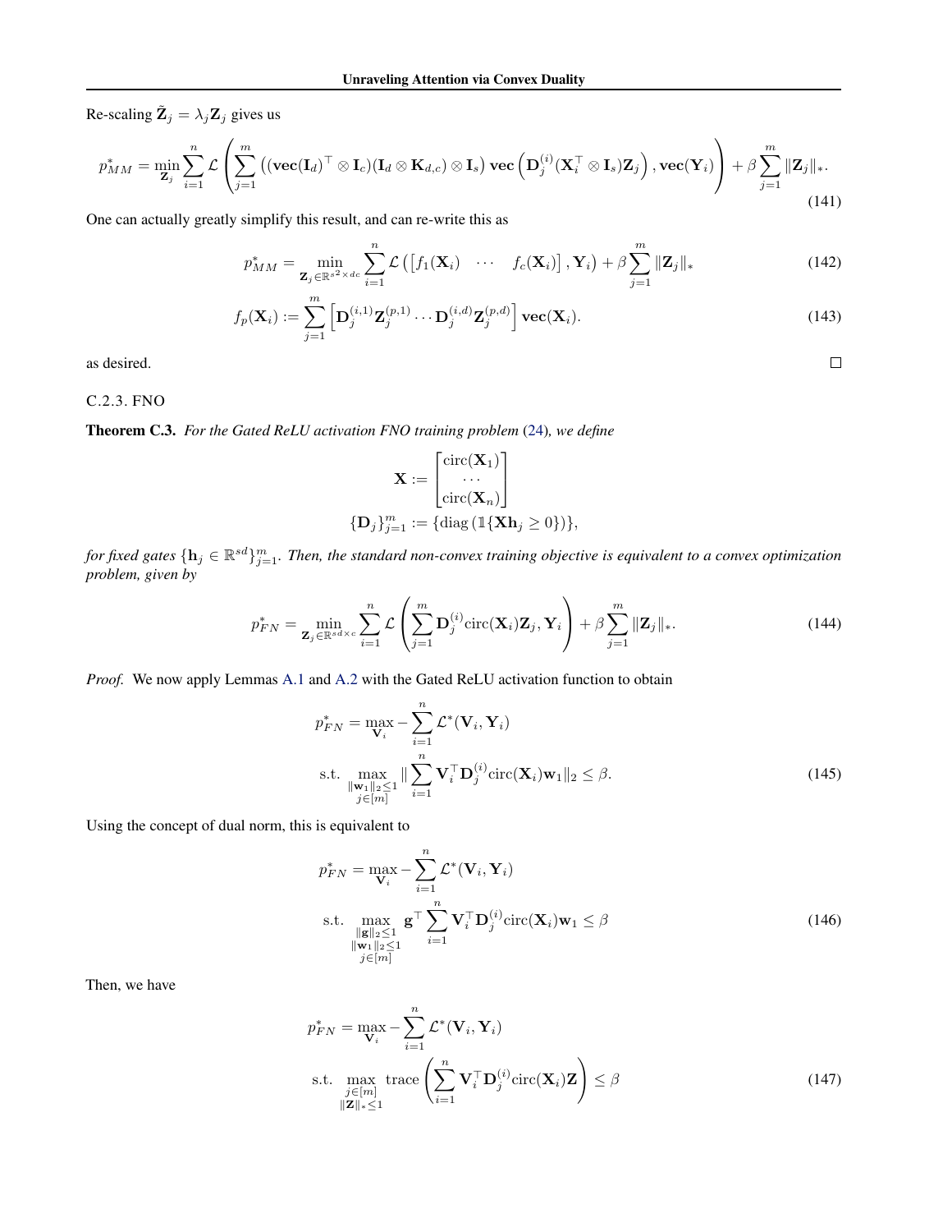Re-scaling $\tilde{\mathbf{Z}}_j = \lambda_j \mathbf{Z}_j$ gives us

$$p^*_{MM} = \min_{\mathbf{Z}_j} \sum_{i=1}^{n} \mathcal{L}\left( \sum_{j=1}^{m} \left( (\mathbf{vec}(\mathbf{I}_d)^\top \otimes \mathbf{I}_c)(\mathbf{I}_d \otimes \mathbf{K}_{d,c}) \otimes \mathbf{I}_s \right) \mathbf{vec}\left( \mathbf{D}_j^{(i)} (\mathbf{X}_i^\top \otimes \mathbf{I}_s) \mathbf{Z}_j \right), \mathbf{vec}(\mathbf{Y}_i) \right) + \beta \sum_{j=1}^{m} \|\mathbf{Z}_j\|_*. \tag{141}$$

One can actually greatly simplify this result, and can re-write this as

$$p^*_{MM} = \min_{\mathbf{Z}_j \in \mathbb{R}^{s^2 \times dc}} \sum_{i=1}^{n} \mathcal{L}\left( \begin{bmatrix} f_1(\mathbf{X}_i) & \cdots & f_c(\mathbf{X}_i) \end{bmatrix}, \mathbf{Y}_i \right) + \beta \sum_{j=1}^{m} \|\mathbf{Z}_j\|_* \tag{142}$$

$$f_p(\mathbf{X}_i) := \sum_{j=1}^{m} \left[ \mathbf{D}_j^{(i,1)} \mathbf{Z}_j^{(p,1)} \cdots \mathbf{D}_j^{(i,d)} \mathbf{Z}_j^{(p,d)} \right] \mathbf{vec}(\mathbf{X}_i). \tag{143}$$

as desired. $\square$

### C.2.3. FNO

**Theorem C.3.** *For the Gated ReLU activation FNO training problem (24), we define*

$$\mathbf{X} := \begin{bmatrix} \mathrm{circ}(\mathbf{X}_1) \\ \cdots \\ \mathrm{circ}(\mathbf{X}_n) \end{bmatrix}$$

$$\{\mathbf{D}_j\}_{j=1}^{m} := \{\mathrm{diag}\left(\mathbb{1}\{\mathbf{X}\mathbf{h}_j \geq 0\}\right)\},$$

*for fixed gates $\{\mathbf{h}_j \in \mathbb{R}^{sd}\}_{j=1}^{m}$. Then, the standard non-convex training objective is equivalent to a convex optimization problem, given by*

$$p^*_{FN} = \min_{\mathbf{Z}_j \in \mathbb{R}^{sd \times c}} \sum_{i=1}^{n} \mathcal{L}\left( \sum_{j=1}^{m} \mathbf{D}_j^{(i)} \mathrm{circ}(\mathbf{X}_i) \mathbf{Z}_j, \mathbf{Y}_i \right) + \beta \sum_{j=1}^{m} \|\mathbf{Z}_j\|_*. \tag{144}$$

*Proof.* We now apply Lemmas A.1 and A.2 with the Gated ReLU activation function to obtain

$$\begin{aligned} p^*_{FN} = \max_{\mathbf{V}_i} & - \sum_{i=1}^{n} \mathcal{L}^*(\mathbf{V}_i, \mathbf{Y}_i) \\ \text{s.t.} & \max_{\substack{\|\mathbf{w}_1\|_2 \leq 1 \\ j \in [m]}} \| \sum_{i=1}^{n} \mathbf{V}_i^\top \mathbf{D}_j^{(i)} \mathrm{circ}(\mathbf{X}_i) \mathbf{w}_1 \|_2 \leq \beta. \end{aligned} \tag{145}$$

Using the concept of dual norm, this is equivalent to

$$\begin{aligned} p^*_{FN} = \max_{\mathbf{V}_i} & - \sum_{i=1}^{n} \mathcal{L}^*(\mathbf{V}_i, \mathbf{Y}_i) \\ \text{s.t.} & \max_{\substack{\|\mathbf{g}\|_2 \leq 1 \\ \|\mathbf{w}_1\|_2 \leq 1 \\ j \in [m]}} \mathbf{g}^\top \sum_{i=1}^{n} \mathbf{V}_i^\top \mathbf{D}_j^{(i)} \mathrm{circ}(\mathbf{X}_i) \mathbf{w}_1 \leq \beta \end{aligned} \tag{146}$$

Then, we have

$$\begin{aligned} p^*_{FN} = \max_{\mathbf{V}_i} & - \sum_{i=1}^{n} \mathcal{L}^*(\mathbf{V}_i, \mathbf{Y}_i) \\ \text{s.t.} & \max_{\substack{j \in [m] \\ \|\mathbf{Z}\|_* \leq 1}} \mathrm{trace}\left( \sum_{i=1}^{n} \mathbf{V}_i^\top \mathbf{D}_j^{(i)} \mathrm{circ}(\mathbf{X}_i) \mathbf{Z} \right) \leq \beta \end{aligned} \tag{147}$$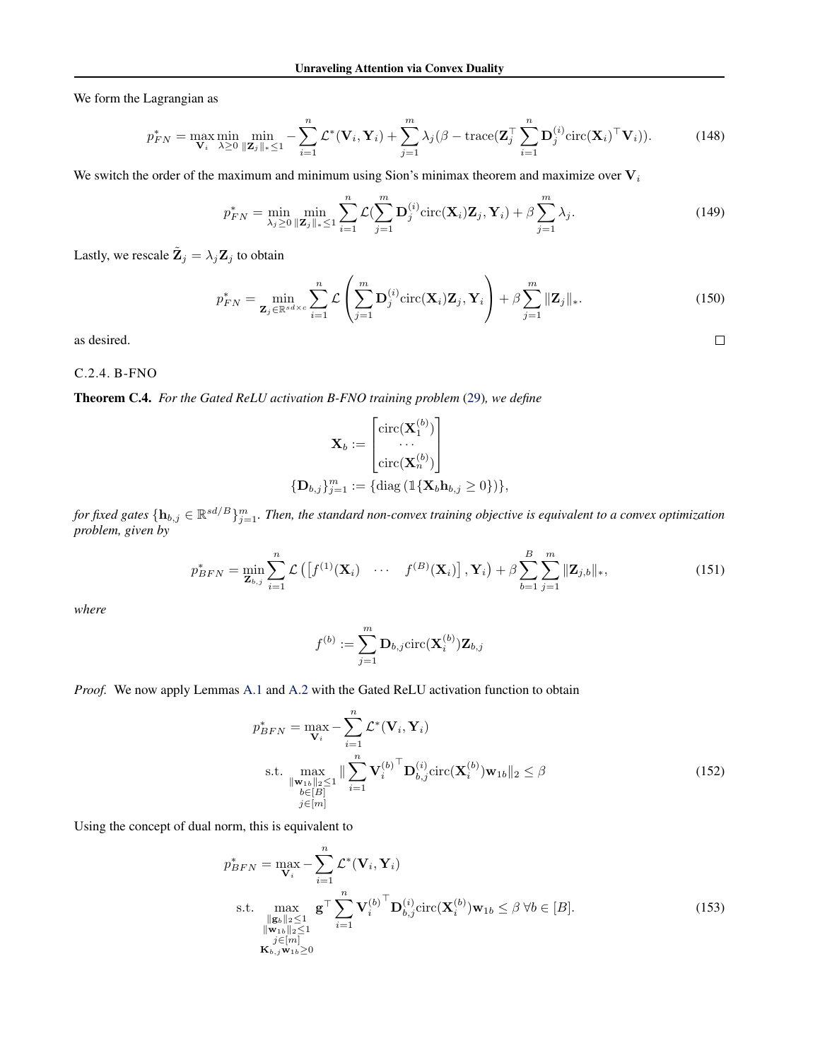We form the Lagrangian as

$$p_{FN}^* = \max_{\mathbf{V}_i} \min_{\lambda \geq 0} \min_{\|\mathbf{Z}_j\|_* \leq 1} -\sum_{i=1}^{n} \mathcal{L}^*(\mathbf{V}_i, \mathbf{Y}_i) + \sum_{j=1}^{m} \lambda_j (\beta - \text{trace}(\mathbf{Z}_j^\top \sum_{i=1}^{n} \mathbf{D}_j^{(i)} \text{circ}(\mathbf{X}_i)^\top \mathbf{V}_i)). \tag{148}$$

We switch the order of the maximum and minimum using Sion's minimax theorem and maximize over $\mathbf{V}_i$

$$p_{FN}^* = \min_{\lambda_j \geq 0} \min_{\|\mathbf{Z}_j\|_* \leq 1} \sum_{i=1}^{n} \mathcal{L}(\sum_{j=1}^{m} \mathbf{D}_j^{(i)} \text{circ}(\mathbf{X}_i) \mathbf{Z}_j, \mathbf{Y}_i) + \beta \sum_{j=1}^{m} \lambda_j. \tag{149}$$

Lastly, we rescale $\tilde{\mathbf{Z}}_j = \lambda_j \mathbf{Z}_j$ to obtain

$$p_{FN}^* = \min_{\mathbf{Z}_j \in \mathbb{R}^{sd \times c}} \sum_{i=1}^{n} \mathcal{L}\left(\sum_{j=1}^{m} \mathbf{D}_j^{(i)} \text{circ}(\mathbf{X}_i) \mathbf{Z}_j, \mathbf{Y}_i\right) + \beta \sum_{j=1}^{m} \|\mathbf{Z}_j\|_*. \tag{150}$$

as desired. □

C.2.4. B-FNO

**Theorem C.4.** *For the Gated ReLU activation B-FNO training problem* (29)*, we define*

$$\mathbf{X}_b := \begin{bmatrix} \text{circ}(\mathbf{X}_1^{(b)}) \\ \cdots \\ \text{circ}(\mathbf{X}_n^{(b)}) \end{bmatrix}$$

$$\{\mathbf{D}_{b,j}\}_{j=1}^{m} := \{\text{diag}\left(\mathbb{1}\{\mathbf{X}_b \mathbf{h}_{b,j} \geq 0\}\right)\},$$

*for fixed gates* $\{\mathbf{h}_{b,j} \in \mathbb{R}^{sd/B}\}_{j=1}^{m}$*. Then, the standard non-convex training objective is equivalent to a convex optimization problem, given by*

$$p_{BFN}^* = \min_{\mathbf{Z}_{b,j}} \sum_{i=1}^{n} \mathcal{L}\left(\begin{bmatrix} f^{(1)}(\mathbf{X}_i) & \cdots & f^{(B)}(\mathbf{X}_i) \end{bmatrix}, \mathbf{Y}_i\right) + \beta \sum_{b=1}^{B} \sum_{j=1}^{m} \|\mathbf{Z}_{j,b}\|_*, \tag{151}$$

*where*

$$f^{(b)} := \sum_{j=1}^{m} \mathbf{D}_{b,j} \text{circ}(\mathbf{X}_i^{(b)}) \mathbf{Z}_{b,j}$$

*Proof.* We now apply Lemmas A.1 and A.2 with the Gated ReLU activation function to obtain

$$\begin{aligned} p_{BFN}^* = \max_{\mathbf{V}_i} & -\sum_{i=1}^{n} \mathcal{L}^*(\mathbf{V}_i, \mathbf{Y}_i) \\ \text{s.t.} & \max_{\substack{\|\mathbf{w}_{1b}\|_2 \leq 1 \\ b \in [B] \\ j \in [m]}} \|\sum_{i=1}^{n} {\mathbf{V}_i^{(b)}}^\top \mathbf{D}_{b,j}^{(i)} \text{circ}(\mathbf{X}_i^{(b)}) \mathbf{w}_{1b}\|_2 \leq \beta \end{aligned} \tag{152}$$

Using the concept of dual norm, this is equivalent to

$$\begin{aligned} p_{BFN}^* = \max_{\mathbf{V}_i} & -\sum_{i=1}^{n} \mathcal{L}^*(\mathbf{V}_i, \mathbf{Y}_i) \\ \text{s.t.} & \max_{\substack{\|\mathbf{g}_b\|_2 \leq 1 \\ \|\mathbf{w}_{1b}\|_2 \leq 1 \\ j \in [m] \\ \mathbf{K}_{b,j} \mathbf{w}_{1b} \geq 0}} \mathbf{g}^\top \sum_{i=1}^{n} {\mathbf{V}_i^{(b)}}^\top \mathbf{D}_{b,j}^{(i)} \text{circ}(\mathbf{X}_i^{(b)}) \mathbf{w}_{1b} \leq \beta \;\forall b \in [B]. \end{aligned} \tag{153}$$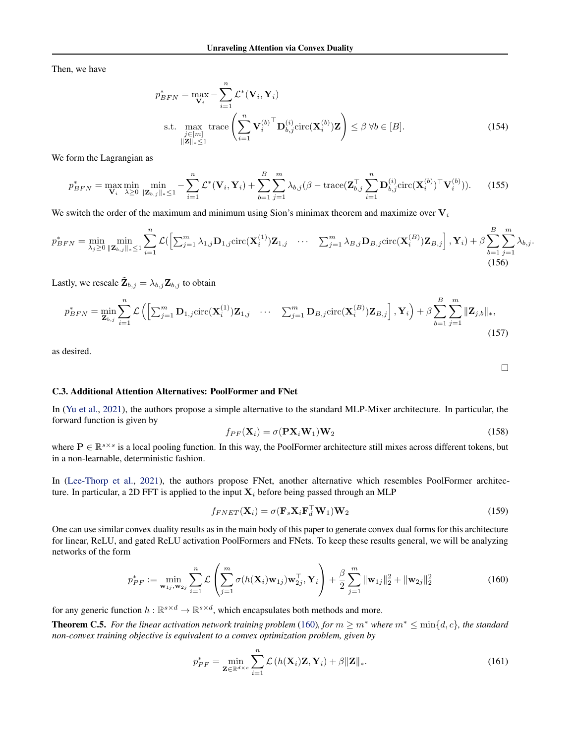Then, we have

$$p^*_{BFN} = \max_{\mathbf{V}_i} - \sum_{i=1}^n \mathcal{L}^*(\mathbf{V}_i, \mathbf{Y}_i)$$
$$\text{s.t. } \max_{\substack{j \in [m] \\ \|\mathbf{Z}\|_* \leq 1}} \text{trace}\left(\sum_{i=1}^n {\mathbf{V}_i^{(b)}}^\top \mathbf{D}_{b,j}^{(i)} \text{circ}(\mathbf{X}_i^{(b)})\mathbf{Z}\right) \leq \beta \;\forall b \in [B]. \tag{154}$$

We form the Lagrangian as

$$p^*_{BFN} = \max_{\mathbf{V}_i} \min_{\lambda \geq 0} \min_{\|\mathbf{Z}_{b,j}\|_* \leq 1} - \sum_{i=1}^n \mathcal{L}^*(\mathbf{V}_i, \mathbf{Y}_i) + \sum_{b=1}^B \sum_{j=1}^m \lambda_{b,j}(\beta - \text{trace}(\mathbf{Z}_{b,j}^\top \sum_{i=1}^n \mathbf{D}_{b,j}^{(i)} \text{circ}(\mathbf{X}_i^{(b)})^\top \mathbf{V}_i^{(b)})). \tag{155}$$

We switch the order of the maximum and minimum using Sion's minimax theorem and maximize over $\mathbf{V}_i$

$$p^*_{BFN} = \min_{\lambda_j \geq 0} \min_{\|\mathbf{Z}_{b,j}\|_* \leq 1} \sum_{i=1}^n \mathcal{L}(\begin{bmatrix} \sum_{j=1}^m \lambda_{1,j} \mathbf{D}_{1,j} \text{circ}(\mathbf{X}_i^{(1)})\mathbf{Z}_{1,j} & \cdots & \sum_{j=1}^m \lambda_{B,j} \mathbf{D}_{B,j} \text{circ}(\mathbf{X}_i^{(B)})\mathbf{Z}_{B,j} \end{bmatrix}, \mathbf{Y}_i) + \beta \sum_{b=1}^B \sum_{j=1}^m \lambda_{b,j}. \tag{156}$$

Lastly, we rescale $\tilde{\mathbf{Z}}_{b,j} = \lambda_{b,j}\mathbf{Z}_{b,j}$ to obtain

$$p^*_{BFN} = \min_{\mathbf{Z}_{b,j}} \sum_{i=1}^n \mathcal{L}\left(\begin{bmatrix} \sum_{j=1}^m \mathbf{D}_{1,j} \text{circ}(\mathbf{X}_i^{(1)})\mathbf{Z}_{1,j} & \cdots & \sum_{j=1}^m \mathbf{D}_{B,j} \text{circ}(\mathbf{X}_i^{(B)})\mathbf{Z}_{B,j} \end{bmatrix}, \mathbf{Y}_i\right) + \beta \sum_{b=1}^B \sum_{j=1}^m \|\mathbf{Z}_{j,b}\|_*, \tag{157}$$

as desired.

□

### C.3. Additional Attention Alternatives: PoolFormer and FNet

In (Yu et al., 2021), the authors propose a simple alternative to the standard MLP-Mixer architecture. In particular, the forward function is given by

$$f_{PF}(\mathbf{X}_i) = \sigma(\mathbf{P}\mathbf{X}_i\mathbf{W}_1)\mathbf{W}_2 \tag{158}$$

where $\mathbf{P} \in \mathbb{R}^{s \times s}$ is a local pooling function. In this way, the PoolFormer architecture still mixes across different tokens, but in a non-learnable, deterministic fashion.

In (Lee-Thorp et al., 2021), the authors propose FNet, another alternative which resembles PoolFormer architecture. In particular, a 2D FFT is applied to the input $\mathbf{X}_i$ before being passed through an MLP

$$f_{FNET}(\mathbf{X}_i) = \sigma(\mathbf{F}_s\mathbf{X}_i\mathbf{F}_d^\top\mathbf{W}_1)\mathbf{W}_2 \tag{159}$$

One can use similar convex duality results as in the main body of this paper to generate convex dual forms for this architecture for linear, ReLU, and gated ReLU activation PoolFormers and FNets. To keep these results general, we will be analyzing networks of the form

$$p^*_{PF} := \min_{\mathbf{w}_{1j}, \mathbf{w}_{2j}} \sum_{i=1}^n \mathcal{L}\left(\sum_{j=1}^m \sigma(h(\mathbf{X}_i)\mathbf{w}_{1j})\mathbf{w}_{2j}^\top, \mathbf{Y}_i\right) + \frac{\beta}{2}\sum_{j=1}^m \|\mathbf{w}_{1j}\|_2^2 + \|\mathbf{w}_{2j}\|_2^2 \tag{160}$$

for any generic function $h : \mathbb{R}^{s \times d} \to \mathbb{R}^{s \times d}$, which encapsulates both methods and more.

**Theorem C.5.** *For the linear activation network training problem (160), for $m \geq m^*$ where $m^* \leq \min\{d, c\}$, the standard non-convex training objective is equivalent to a convex optimization problem, given by*

$$p^*_{PF} = \min_{\mathbf{Z} \in \mathbb{R}^{d \times c}} \sum_{i=1}^n \mathcal{L}\left(h(\mathbf{X}_i)\mathbf{Z}, \mathbf{Y}_i\right) + \beta\|\mathbf{Z}\|_*. \tag{161}$$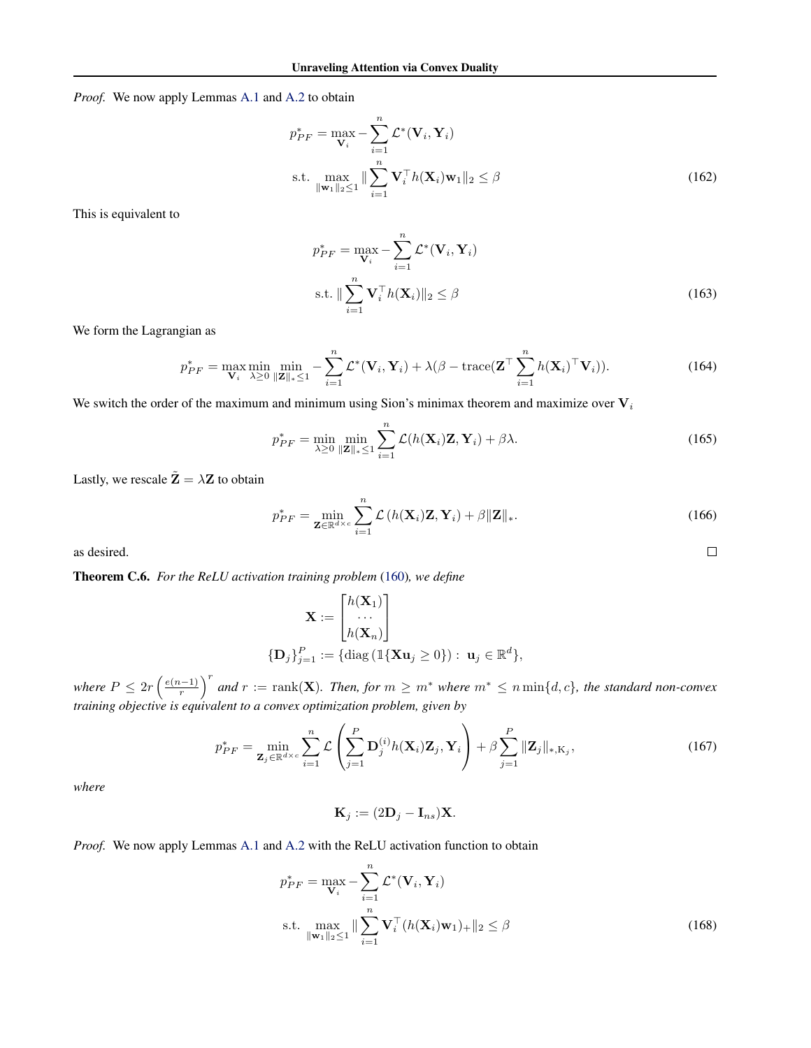*Proof.* We now apply Lemmas A.1 and A.2 to obtain

$$p_{PF}^* = \max_{\mathbf{V}_i} -\sum_{i=1}^n \mathcal{L}^*(\mathbf{V}_i, \mathbf{Y}_i)$$
$$\text{s.t.} \max_{\|\mathbf{w}_1\|_2 \leq 1} \|\sum_{i=1}^n \mathbf{V}_i^\top h(\mathbf{X}_i)\mathbf{w}_1\|_2 \leq \beta \tag{162}$$

This is equivalent to

$$p_{PF}^* = \max_{\mathbf{V}_i} -\sum_{i=1}^n \mathcal{L}^*(\mathbf{V}_i, \mathbf{Y}_i)$$
$$\text{s.t.} \|\sum_{i=1}^n \mathbf{V}_i^\top h(\mathbf{X}_i)\|_2 \leq \beta \tag{163}$$

We form the Lagrangian as

$$p_{PF}^* = \max_{\mathbf{V}_i} \min_{\lambda \geq 0} \min_{\|\mathbf{Z}\|_* \leq 1} -\sum_{i=1}^n \mathcal{L}^*(\mathbf{V}_i, \mathbf{Y}_i) + \lambda(\beta - \text{trace}(\mathbf{Z}^\top \sum_{i=1}^n h(\mathbf{X}_i)^\top \mathbf{V}_i)). \tag{164}$$

We switch the order of the maximum and minimum using Sion's minimax theorem and maximize over $\mathbf{V}_i$

$$p_{PF}^* = \min_{\lambda \geq 0} \min_{\|\mathbf{Z}\|_* \leq 1} \sum_{i=1}^n \mathcal{L}(h(\mathbf{X}_i)\mathbf{Z}, \mathbf{Y}_i) + \beta\lambda. \tag{165}$$

Lastly, we rescale $\tilde{\mathbf{Z}} = \lambda \mathbf{Z}$ to obtain

$$p_{PF}^* = \min_{\mathbf{Z} \in \mathbb{R}^{d \times c}} \sum_{i=1}^n \mathcal{L}\left(h(\mathbf{X}_i)\mathbf{Z}, \mathbf{Y}_i\right) + \beta\|\mathbf{Z}\|_*. \tag{166}$$

as desired. □

**Theorem C.6.** *For the ReLU activation training problem (160), we define*

$$\mathbf{X} := \begin{bmatrix} h(\mathbf{X}_1) \\ \cdots \\ h(\mathbf{X}_n) \end{bmatrix}$$
$$\{\mathbf{D}_j\}_{j=1}^P := \{\text{diag}\left(\mathbb{1}\{\mathbf{X}\mathbf{u}_j \geq 0\}\right) : \mathbf{u}_j \in \mathbb{R}^d\},$$

*where $P \leq 2r\left(\frac{e(n-1)}{r}\right)^r$ and $r := \text{rank}(\mathbf{X})$. Then, for $m \geq m^*$ where $m^* \leq n \min\{d, c\}$, the standard non-convex training objective is equivalent to a convex optimization problem, given by*

$$p_{PF}^* = \min_{\mathbf{Z}_j \in \mathbb{R}^{d \times c}} \sum_{i=1}^n \mathcal{L}\left(\sum_{j=1}^P \mathbf{D}_j^{(i)} h(\mathbf{X}_i)\mathbf{Z}_j, \mathbf{Y}_i\right) + \beta \sum_{j=1}^P \|\mathbf{Z}_j\|_{*,\mathrm{K}_j}, \tag{167}$$

*where*

$$\mathbf{K}_j := (2\mathbf{D}_j - \mathbf{I}_{ns})\mathbf{X}.$$

*Proof.* We now apply Lemmas A.1 and A.2 with the ReLU activation function to obtain

$$p_{PF}^* = \max_{\mathbf{V}_i} -\sum_{i=1}^n \mathcal{L}^*(\mathbf{V}_i, \mathbf{Y}_i)$$
$$\text{s.t.} \max_{\|\mathbf{w}_1\|_2 \leq 1} \|\sum_{i=1}^n \mathbf{V}_i^\top (h(\mathbf{X}_i)\mathbf{w}_1)_+\|_2 \leq \beta \tag{168}$$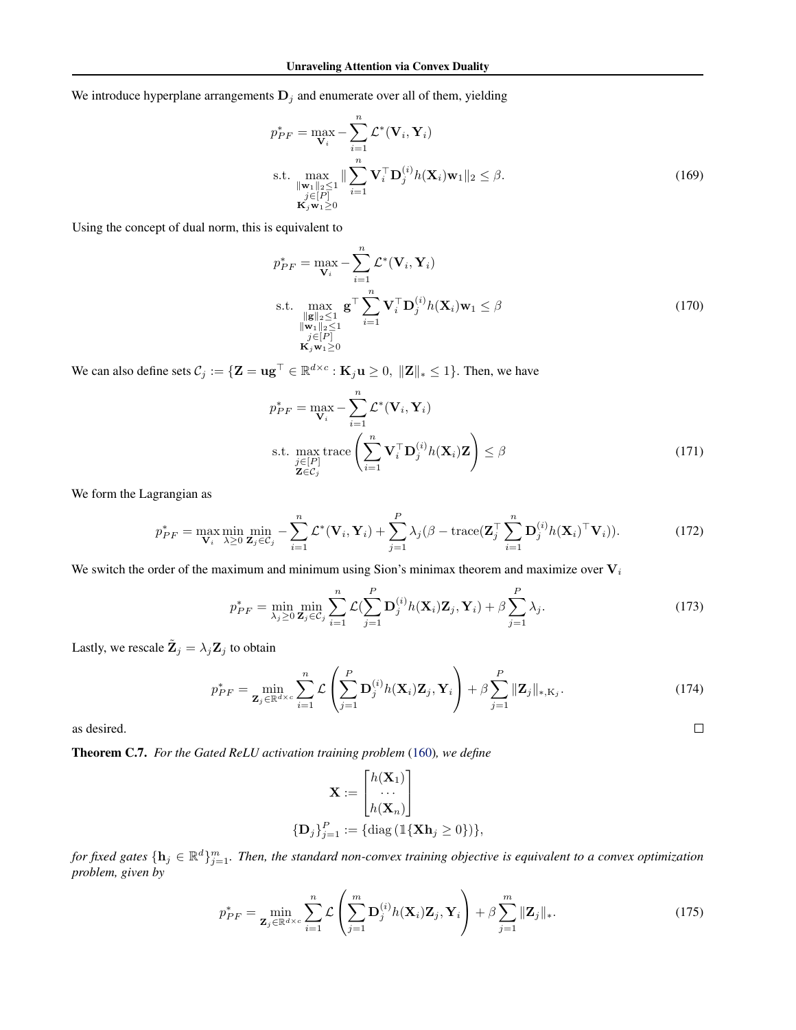We introduce hyperplane arrangements $\mathbf{D}_j$ and enumerate over all of them, yielding

$$
\begin{aligned}
p^*_{PF} = &\max_{\mathbf{V}_i} - \sum_{i=1}^n \mathcal{L}^*(\mathbf{V}_i, \mathbf{Y}_i) \\
&\text{s.t.} \max_{\substack{\|\mathbf{w}_1\|_2 \leq 1 \\ j \in [P] \\ \mathbf{K}_j \mathbf{w}_1 \geq 0}} \| \sum_{i=1}^n \mathbf{V}_i^\top \mathbf{D}_j^{(i)} h(\mathbf{X}_i) \mathbf{w}_1 \|_2 \leq \beta.
\end{aligned} \tag{169}
$$

Using the concept of dual norm, this is equivalent to

$$
\begin{aligned}
p^*_{PF} = &\max_{\mathbf{V}_i} - \sum_{i=1}^n \mathcal{L}^*(\mathbf{V}_i, \mathbf{Y}_i) \\
&\text{s.t.} \max_{\substack{\|\mathbf{g}\|_2 \leq 1 \\ \|\mathbf{w}_1\|_2 \leq 1 \\ j \in [P] \\ \mathbf{K}_j \mathbf{w}_1 \geq 0}} \mathbf{g}^\top \sum_{i=1}^n \mathbf{V}_i^\top \mathbf{D}_j^{(i)} h(\mathbf{X}_i) \mathbf{w}_1 \leq \beta
\end{aligned} \tag{170}
$$

We can also define sets $\mathcal{C}_j := \{\mathbf{Z} = \mathbf{u}\mathbf{g}^\top \in \mathbb{R}^{d \times c} : \mathbf{K}_j \mathbf{u} \geq 0, \ \|\mathbf{Z}\|_* \leq 1\}$. Then, we have

$$
\begin{aligned}
p^*_{PF} = &\max_{\mathbf{V}_i} - \sum_{i=1}^n \mathcal{L}^*(\mathbf{V}_i, \mathbf{Y}_i) \\
&\text{s.t.} \max_{\substack{j \in [P] \\ \mathbf{Z} \in \mathcal{C}_j}} \operatorname{trace}\left( \sum_{i=1}^n \mathbf{V}_i^\top \mathbf{D}_j^{(i)} h(\mathbf{X}_i) \mathbf{Z} \right) \leq \beta
\end{aligned} \tag{171}
$$

We form the Lagrangian as

$$
p^*_{PF} = \max_{\mathbf{V}_i} \min_{\lambda \geq 0} \min_{\mathbf{Z}_j \in \mathcal{C}_j} - \sum_{i=1}^n \mathcal{L}^*(\mathbf{V}_i, \mathbf{Y}_i) + \sum_{j=1}^P \lambda_j (\beta - \operatorname{trace}(\mathbf{Z}_j^\top \sum_{i=1}^n \mathbf{D}_j^{(i)} h(\mathbf{X}_i)^\top \mathbf{V}_i)). \tag{172}
$$

We switch the order of the maximum and minimum using Sion's minimax theorem and maximize over $\mathbf{V}_i$

$$
p^*_{PF} = \min_{\lambda_j \geq 0} \min_{\mathbf{Z}_j \in \mathcal{C}_j} \sum_{i=1}^n \mathcal{L}(\sum_{j=1}^P \mathbf{D}_j^{(i)} h(\mathbf{X}_i) \mathbf{Z}_j, \mathbf{Y}_i) + \beta \sum_{j=1}^P \lambda_j. \tag{173}
$$

Lastly, we rescale $\tilde{\mathbf{Z}}_j = \lambda_j \mathbf{Z}_j$ to obtain

$$
p^*_{PF} = \min_{\mathbf{Z}_j \in \mathbb{R}^{d \times c}} \sum_{i=1}^n \mathcal{L}\left( \sum_{j=1}^P \mathbf{D}_j^{(i)} h(\mathbf{X}_i) \mathbf{Z}_j, \mathbf{Y}_i \right) + \beta \sum_{j=1}^P \|\mathbf{Z}_j\|_{*, \mathrm{K}_j}. \tag{174}
$$

as desired. $\square$

**Theorem C.7.** *For the Gated ReLU activation training problem* (160)*, we define*

$$
\mathbf{X} := \begin{bmatrix} h(\mathbf{X}_1) \\ \cdots \\ h(\mathbf{X}_n) \end{bmatrix}
$$

$$
\{\mathbf{D}_j\}_{j=1}^P := \{\operatorname{diag}\left(\mathbb{1}\{\mathbf{X}\mathbf{h}_j \geq 0\}\right)\},
$$

*for fixed gates $\{\mathbf{h}_j \in \mathbb{R}^d\}_{j=1}^m$. Then, the standard non-convex training objective is equivalent to a convex optimization problem, given by*

$$
p^*_{PF} = \min_{\mathbf{Z}_j \in \mathbb{R}^{d \times c}} \sum_{i=1}^n \mathcal{L}\left( \sum_{j=1}^m \mathbf{D}_j^{(i)} h(\mathbf{X}_i) \mathbf{Z}_j, \mathbf{Y}_i \right) + \beta \sum_{j=1}^m \|\mathbf{Z}_j\|_*. \tag{175}
$$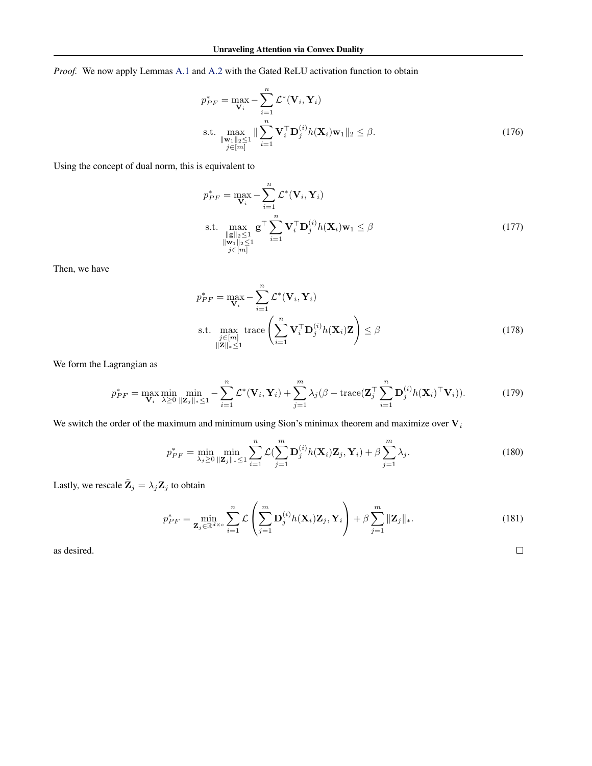*Proof.* We now apply Lemmas A.1 and A.2 with the Gated ReLU activation function to obtain

$$
\begin{aligned}
p^*_{PF} = \max_{\mathbf{V}_i} & -\sum_{i=1}^{n} \mathcal{L}^*(\mathbf{V}_i, \mathbf{Y}_i) \\
\text{s.t.} & \max_{\substack{\|\mathbf{w}_1\|_2 \le 1 \\ j \in [m]}} \|\sum_{i=1}^{n} \mathbf{V}_i^\top \mathbf{D}_j^{(i)} h(\mathbf{X}_i)\mathbf{w}_1\|_2 \le \beta.
\end{aligned} \tag{176}
$$

Using the concept of dual norm, this is equivalent to

$$
\begin{aligned}
p^*_{PF} = \max_{\mathbf{V}_i} & -\sum_{i=1}^{n} \mathcal{L}^*(\mathbf{V}_i, \mathbf{Y}_i) \\
\text{s.t.} & \max_{\substack{\|\mathbf{g}\|_2 \le 1 \\ \|\mathbf{w}_1\|_2 \le 1 \\ j \in [m]}} \mathbf{g}^\top \sum_{i=1}^{n} \mathbf{V}_i^\top \mathbf{D}_j^{(i)} h(\mathbf{X}_i)\mathbf{w}_1 \le \beta
\end{aligned} \tag{177}
$$

Then, we have

$$
\begin{aligned}
p^*_{PF} = \max_{\mathbf{V}_i} & -\sum_{i=1}^{n} \mathcal{L}^*(\mathbf{V}_i, \mathbf{Y}_i) \\
\text{s.t.} & \max_{\substack{j \in [m] \\ \|\mathbf{Z}\|_* \le 1}} \operatorname{trace}\left(\sum_{i=1}^{n} \mathbf{V}_i^\top \mathbf{D}_j^{(i)} h(\mathbf{X}_i)\mathbf{Z}\right) \le \beta
\end{aligned} \tag{178}
$$

We form the Lagrangian as

$$
p^*_{PF} = \max_{\mathbf{V}_i} \min_{\lambda \ge 0} \min_{\|\mathbf{Z}_j\|_* \le 1} -\sum_{i=1}^{n} \mathcal{L}^*(\mathbf{V}_i, \mathbf{Y}_i) + \sum_{j=1}^{m} \lambda_j (\beta - \operatorname{trace}(\mathbf{Z}_j^\top \sum_{i=1}^{n} \mathbf{D}_j^{(i)} h(\mathbf{X}_i)^\top \mathbf{V}_i)). \tag{179}
$$

We switch the order of the maximum and minimum using Sion's minimax theorem and maximize over $\mathbf{V}_i$

$$
p^*_{PF} = \min_{\lambda_j \ge 0} \min_{\|\mathbf{Z}_j\|_* \le 1} \sum_{i=1}^{n} \mathcal{L}(\sum_{j=1}^{m} \mathbf{D}_j^{(i)} h(\mathbf{X}_i)\mathbf{Z}_j, \mathbf{Y}_i) + \beta \sum_{j=1}^{m} \lambda_j. \tag{180}
$$

Lastly, we rescale $\tilde{\mathbf{Z}}_j = \lambda_j \mathbf{Z}_j$ to obtain

$$
p^*_{PF} = \min_{\mathbf{Z}_j \in \mathbb{R}^{d \times c}} \sum_{i=1}^{n} \mathcal{L}\left(\sum_{j=1}^{m} \mathbf{D}_j^{(i)} h(\mathbf{X}_i)\mathbf{Z}_j, \mathbf{Y}_i\right) + \beta \sum_{j=1}^{m} \|\mathbf{Z}_j\|_*. \tag{181}
$$

as desired. □